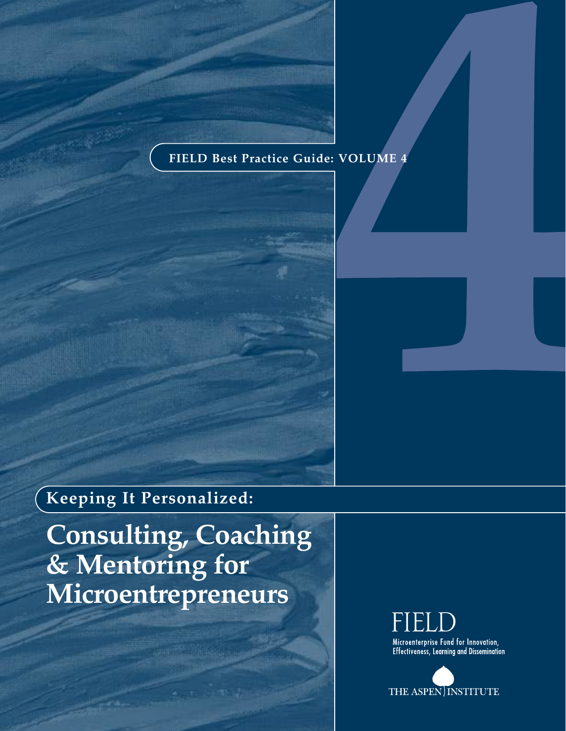FIELD Best Practice Guide: VOLUME 4

## Keeping It Personalized:

# Consulting, Coaching & Mentoring for Microentrepreneurs

FIELD

Microenterprise Fund for Innovation, Effectiveness, Learning and Dissemination

THE ASPEN INSTITUTE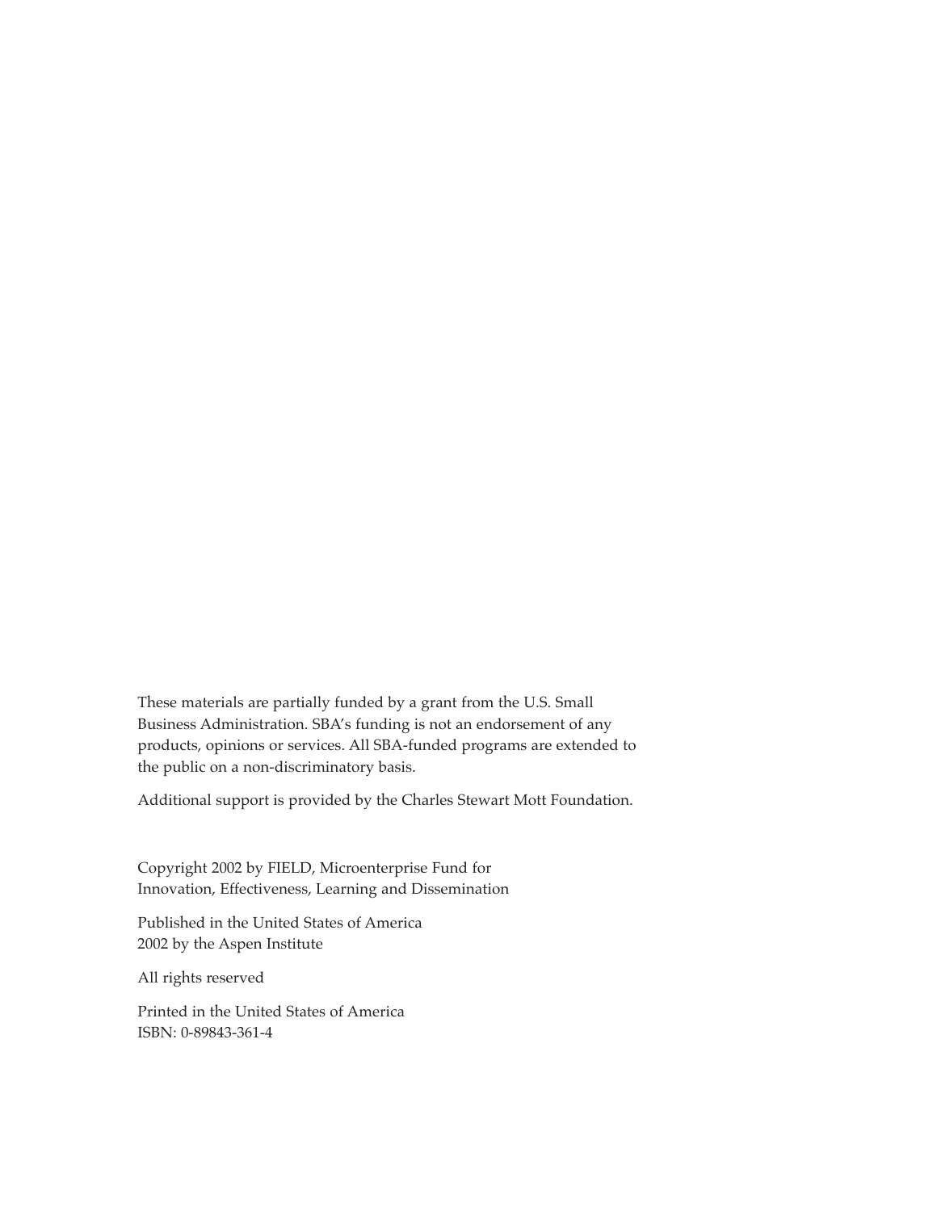These materials are partially funded by a grant from the U.S. Small Business Administration. SBA's funding is not an endorsement of any products, opinions or services. All SBA-funded programs are extended to the public on a non-discriminatory basis.

Additional support is provided by the Charles Stewart Mott Foundation.

Copyright 2002 by FIELD, Microenterprise Fund for Innovation, Effectiveness, Learning and Dissemination

Published in the United States of America
2002 by the Aspen Institute

All rights reserved

Printed in the United States of America
ISBN: 0-89843-361-4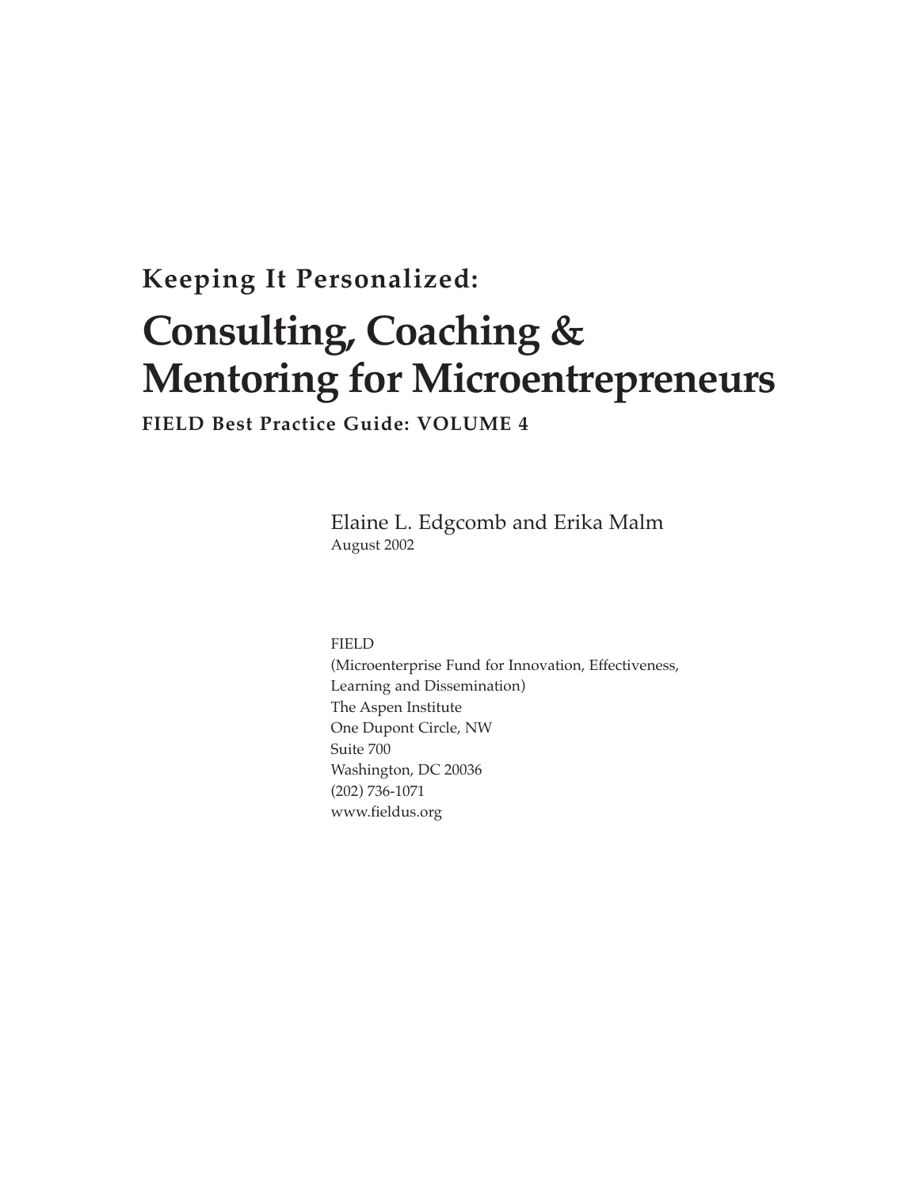**Keeping It Personalized:**

# Consulting, Coaching & Mentoring for Microentrepreneurs

**FIELD Best Practice Guide: VOLUME 4**

Elaine L. Edgcomb and Erika Malm
August 2002

FIELD
(Microenterprise Fund for Innovation, Effectiveness, Learning and Dissemination)
The Aspen Institute
One Dupont Circle, NW
Suite 700
Washington, DC 20036
(202) 736-1071
www.fieldus.org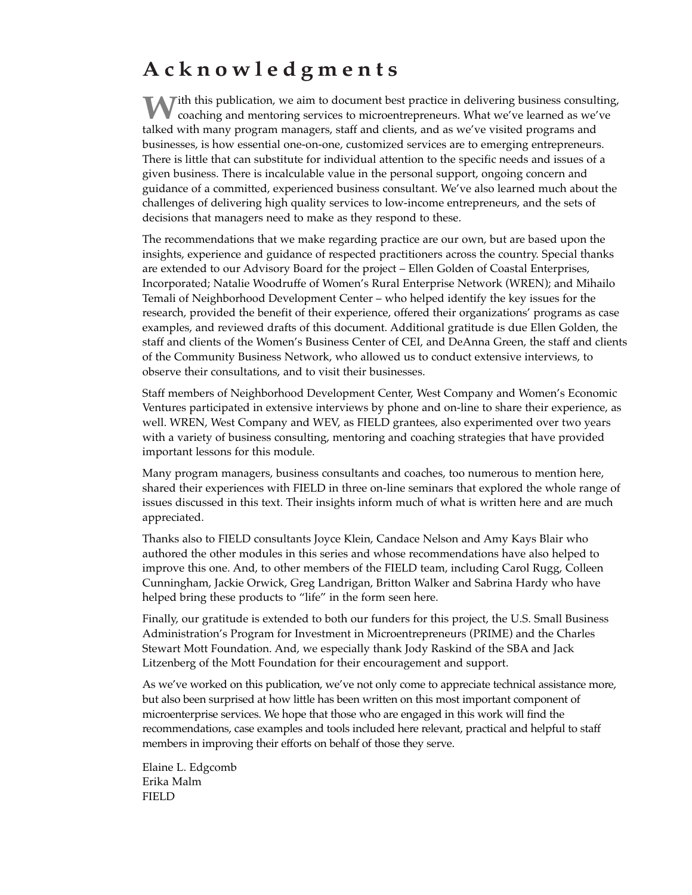# Acknowledgments

With this publication, we aim to document best practice in delivering business consulting, coaching and mentoring services to microentrepreneurs. What we've learned as we've talked with many program managers, staff and clients, and as we've visited programs and businesses, is how essential one-on-one, customized services are to emerging entrepreneurs. There is little that can substitute for individual attention to the specific needs and issues of a given business. There is incalculable value in the personal support, ongoing concern and guidance of a committed, experienced business consultant. We've also learned much about the challenges of delivering high quality services to low-income entrepreneurs, and the sets of decisions that managers need to make as they respond to these.

The recommendations that we make regarding practice are our own, but are based upon the insights, experience and guidance of respected practitioners across the country. Special thanks are extended to our Advisory Board for the project – Ellen Golden of Coastal Enterprises, Incorporated; Natalie Woodruffe of Women's Rural Enterprise Network (WREN); and Mihailo Temali of Neighborhood Development Center – who helped identify the key issues for the research, provided the benefit of their experience, offered their organizations' programs as case examples, and reviewed drafts of this document. Additional gratitude is due Ellen Golden, the staff and clients of the Women's Business Center of CEI, and DeAnna Green, the staff and clients of the Community Business Network, who allowed us to conduct extensive interviews, to observe their consultations, and to visit their businesses.

Staff members of Neighborhood Development Center, West Company and Women's Economic Ventures participated in extensive interviews by phone and on-line to share their experience, as well. WREN, West Company and WEV, as FIELD grantees, also experimented over two years with a variety of business consulting, mentoring and coaching strategies that have provided important lessons for this module.

Many program managers, business consultants and coaches, too numerous to mention here, shared their experiences with FIELD in three on-line seminars that explored the whole range of issues discussed in this text. Their insights inform much of what is written here and are much appreciated.

Thanks also to FIELD consultants Joyce Klein, Candace Nelson and Amy Kays Blair who authored the other modules in this series and whose recommendations have also helped to improve this one. And, to other members of the FIELD team, including Carol Rugg, Colleen Cunningham, Jackie Orwick, Greg Landrigan, Britton Walker and Sabrina Hardy who have helped bring these products to "life" in the form seen here.

Finally, our gratitude is extended to both our funders for this project, the U.S. Small Business Administration's Program for Investment in Microentrepreneurs (PRIME) and the Charles Stewart Mott Foundation. And, we especially thank Jody Raskind of the SBA and Jack Litzenberg of the Mott Foundation for their encouragement and support.

As we've worked on this publication, we've not only come to appreciate technical assistance more, but also been surprised at how little has been written on this most important component of microenterprise services. We hope that those who are engaged in this work will find the recommendations, case examples and tools included here relevant, practical and helpful to staff members in improving their efforts on behalf of those they serve.

Elaine L. Edgcomb
Erika Malm
FIELD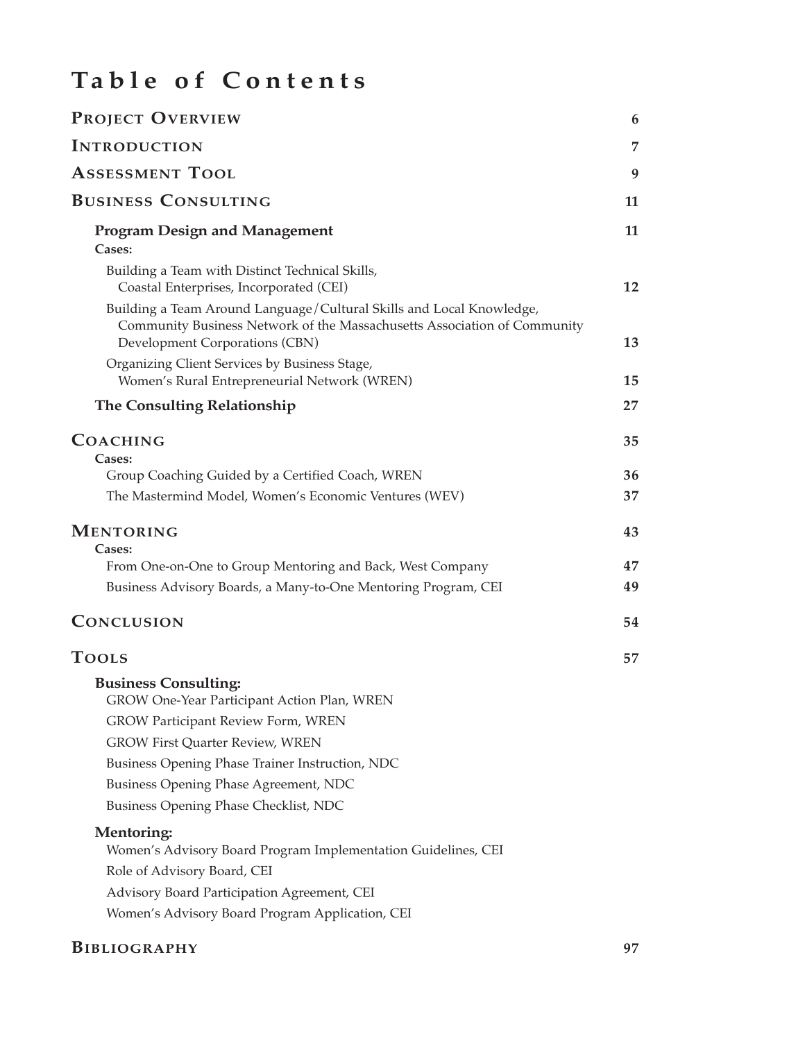# Table of Contents

| | |
|---|---|
| **PROJECT OVERVIEW** | 6 |
| **INTRODUCTION** | 7 |
| **ASSESSMENT TOOL** | 9 |
| **BUSINESS CONSULTING** | 11 |
| **Program Design and Management** | 11 |
| **Cases:** | |
| Building a Team with Distinct Technical Skills, Coastal Enterprises, Incorporated (CEI) | 12 |
| Building a Team Around Language/Cultural Skills and Local Knowledge, Community Business Network of the Massachusetts Association of Community Development Corporations (CBN) | 13 |
| Organizing Client Services by Business Stage, Women's Rural Entrepreneurial Network (WREN) | 15 |
| **The Consulting Relationship** | 27 |
| **COACHING** | 35 |
| **Cases:** | |
| Group Coaching Guided by a Certified Coach, WREN | 36 |
| The Mastermind Model, Women's Economic Ventures (WEV) | 37 |
| **MENTORING** | 43 |
| **Cases:** | |
| From One-on-One to Group Mentoring and Back, West Company | 47 |
| Business Advisory Boards, a Many-to-One Mentoring Program, CEI | 49 |
| **CONCLUSION** | 54 |
| **TOOLS** | 57 |
| **Business Consulting:** | |
| GROW One-Year Participant Action Plan, WREN | |
| GROW Participant Review Form, WREN | |
| GROW First Quarter Review, WREN | |
| Business Opening Phase Trainer Instruction, NDC | |
| Business Opening Phase Agreement, NDC | |
| Business Opening Phase Checklist, NDC | |
| **Mentoring:** | |
| Women's Advisory Board Program Implementation Guidelines, CEI | |
| Role of Advisory Board, CEI | |
| Advisory Board Participation Agreement, CEI | |
| Women's Advisory Board Program Application, CEI | |
| **BIBLIOGRAPHY** | 97 |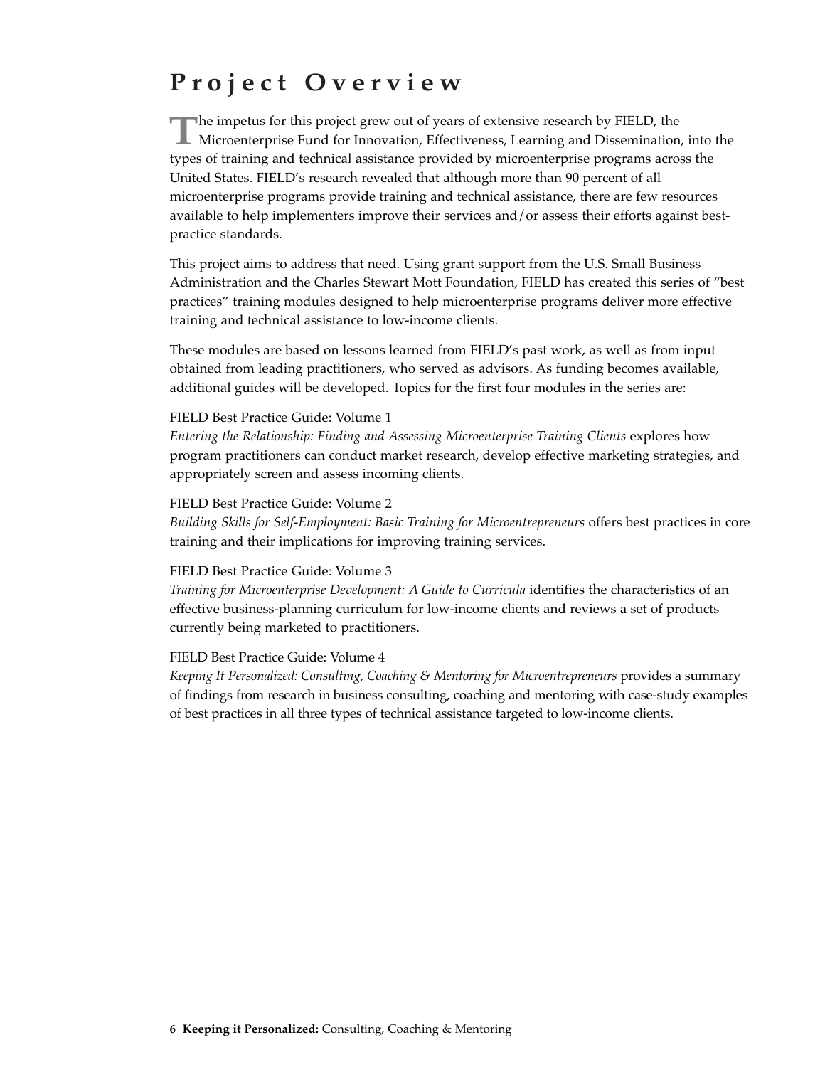# Project Overview

The impetus for this project grew out of years of extensive research by FIELD, the Microenterprise Fund for Innovation, Effectiveness, Learning and Dissemination, into the types of training and technical assistance provided by microenterprise programs across the United States. FIELD's research revealed that although more than 90 percent of all microenterprise programs provide training and technical assistance, there are few resources available to help implementers improve their services and/or assess their efforts against best-practice standards.

This project aims to address that need. Using grant support from the U.S. Small Business Administration and the Charles Stewart Mott Foundation, FIELD has created this series of "best practices" training modules designed to help microenterprise programs deliver more effective training and technical assistance to low-income clients.

These modules are based on lessons learned from FIELD's past work, as well as from input obtained from leading practitioners, who served as advisors. As funding becomes available, additional guides will be developed. Topics for the first four modules in the series are:

FIELD Best Practice Guide: Volume 1
*Entering the Relationship: Finding and Assessing Microenterprise Training Clients* explores how program practitioners can conduct market research, develop effective marketing strategies, and appropriately screen and assess incoming clients.

FIELD Best Practice Guide: Volume 2
*Building Skills for Self-Employment: Basic Training for Microentrepreneurs* offers best practices in core training and their implications for improving training services.

FIELD Best Practice Guide: Volume 3
*Training for Microenterprise Development: A Guide to Curricula* identifies the characteristics of an effective business-planning curriculum for low-income clients and reviews a set of products currently being marketed to practitioners.

FIELD Best Practice Guide: Volume 4
*Keeping It Personalized: Consulting, Coaching & Mentoring for Microentrepreneurs* provides a summary of findings from research in business consulting, coaching and mentoring with case-study examples of best practices in all three types of technical assistance targeted to low-income clients.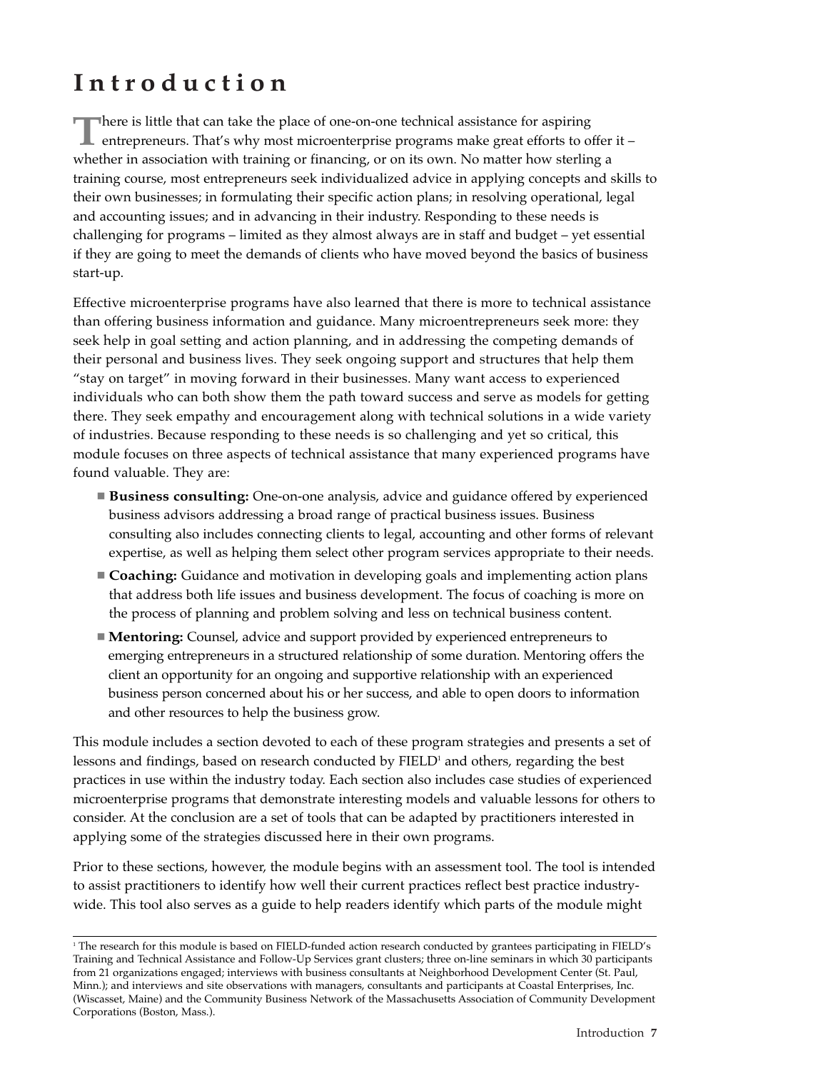# Introduction

There is little that can take the place of one-on-one technical assistance for aspiring entrepreneurs. That's why most microenterprise programs make great efforts to offer it – whether in association with training or financing, or on its own. No matter how sterling a training course, most entrepreneurs seek individualized advice in applying concepts and skills to their own businesses; in formulating their specific action plans; in resolving operational, legal and accounting issues; and in advancing in their industry. Responding to these needs is challenging for programs – limited as they almost always are in staff and budget – yet essential if they are going to meet the demands of clients who have moved beyond the basics of business start-up.

Effective microenterprise programs have also learned that there is more to technical assistance than offering business information and guidance. Many microentrepreneurs seek more: they seek help in goal setting and action planning, and in addressing the competing demands of their personal and business lives. They seek ongoing support and structures that help them "stay on target" in moving forward in their businesses. Many want access to experienced individuals who can both show them the path toward success and serve as models for getting there. They seek empathy and encouragement along with technical solutions in a wide variety of industries. Because responding to these needs is so challenging and yet so critical, this module focuses on three aspects of technical assistance that many experienced programs have found valuable. They are:

- **Business consulting:** One-on-one analysis, advice and guidance offered by experienced business advisors addressing a broad range of practical business issues. Business consulting also includes connecting clients to legal, accounting and other forms of relevant expertise, as well as helping them select other program services appropriate to their needs.
- **Coaching:** Guidance and motivation in developing goals and implementing action plans that address both life issues and business development. The focus of coaching is more on the process of planning and problem solving and less on technical business content.
- **Mentoring:** Counsel, advice and support provided by experienced entrepreneurs to emerging entrepreneurs in a structured relationship of some duration. Mentoring offers the client an opportunity for an ongoing and supportive relationship with an experienced business person concerned about his or her success, and able to open doors to information and other resources to help the business grow.

This module includes a section devoted to each of these program strategies and presents a set of lessons and findings, based on research conducted by FIELD[1] and others, regarding the best practices in use within the industry today. Each section also includes case studies of experienced microenterprise programs that demonstrate interesting models and valuable lessons for others to consider. At the conclusion are a set of tools that can be adapted by practitioners interested in applying some of the strategies discussed here in their own programs.

Prior to these sections, however, the module begins with an assessment tool. The tool is intended to assist practitioners to identify how well their current practices reflect best practice industry-wide. This tool also serves as a guide to help readers identify which parts of the module might

---

[1] The research for this module is based on FIELD-funded action research conducted by grantees participating in FIELD's Training and Technical Assistance and Follow-Up Services grant clusters; three on-line seminars in which 30 participants from 21 organizations engaged; interviews with business consultants at Neighborhood Development Center (St. Paul, Minn.); and interviews and site observations with managers, consultants and participants at Coastal Enterprises, Inc. (Wiscasset, Maine) and the Community Business Network of the Massachusetts Association of Community Development Corporations (Boston, Mass.).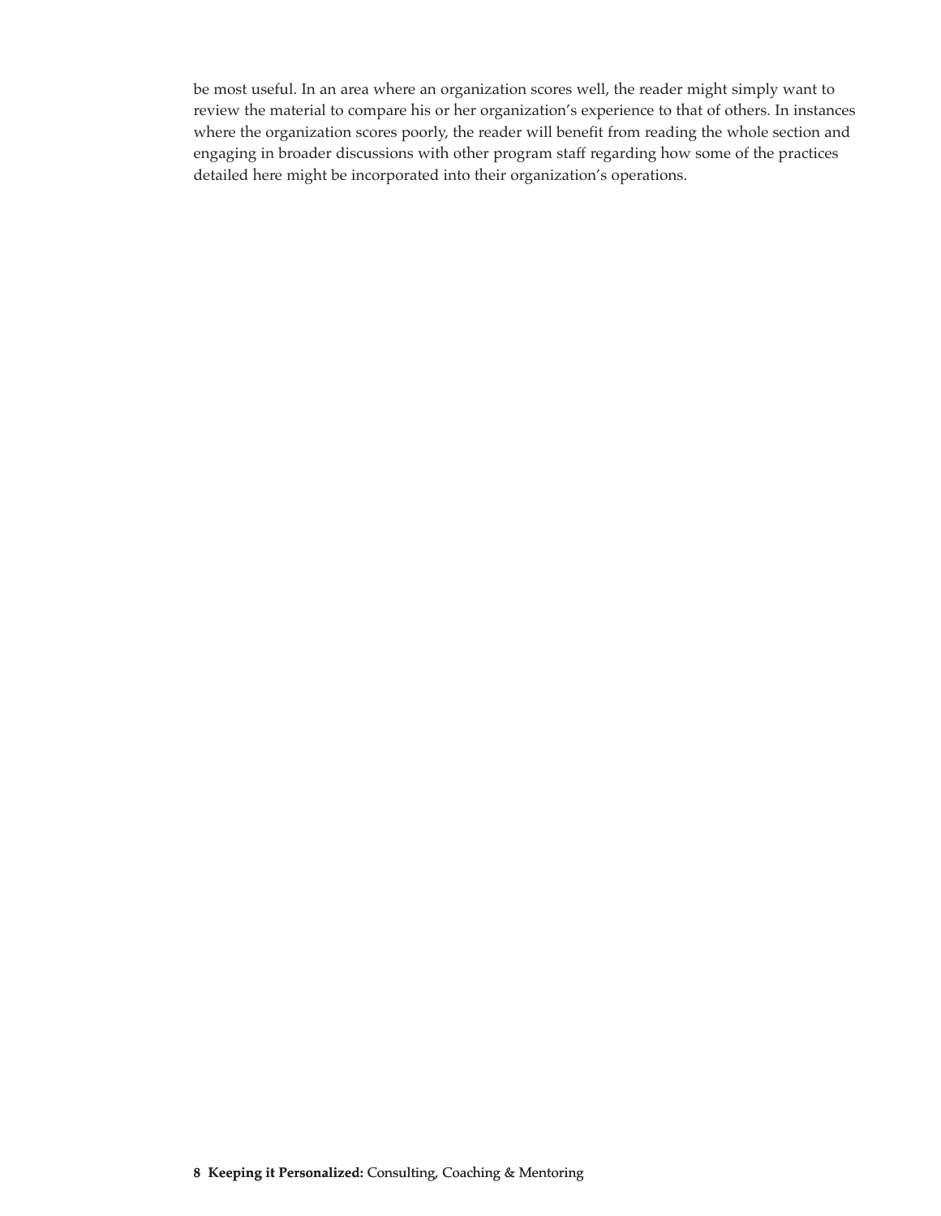be most useful. In an area where an organization scores well, the reader might simply want to review the material to compare his or her organization's experience to that of others. In instances where the organization scores poorly, the reader will benefit from reading the whole section and engaging in broader discussions with other program staff regarding how some of the practices detailed here might be incorporated into their organization's operations.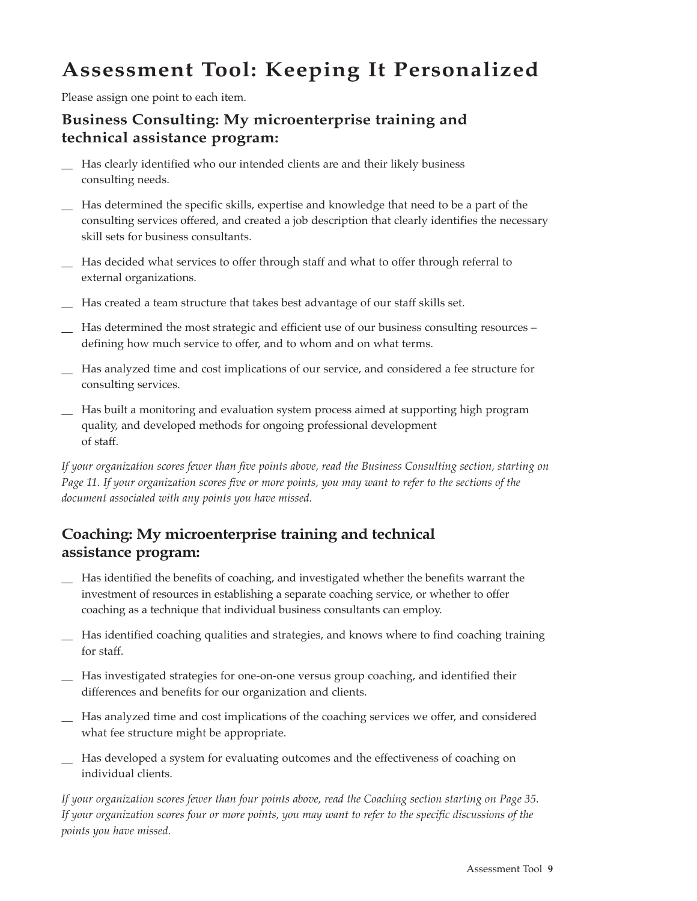# Assessment Tool: Keeping It Personalized

Please assign one point to each item.

## Business Consulting: My microenterprise training and technical assistance program:

__ Has clearly identified who our intended clients are and their likely business consulting needs.

__ Has determined the specific skills, expertise and knowledge that need to be a part of the consulting services offered, and created a job description that clearly identifies the necessary skill sets for business consultants.

__ Has decided what services to offer through staff and what to offer through referral to external organizations.

__ Has created a team structure that takes best advantage of our staff skills set.

__ Has determined the most strategic and efficient use of our business consulting resources – defining how much service to offer, and to whom and on what terms.

__ Has analyzed time and cost implications of our service, and considered a fee structure for consulting services.

__ Has built a monitoring and evaluation system process aimed at supporting high program quality, and developed methods for ongoing professional development of staff.

*If your organization scores fewer than five points above, read the Business Consulting section, starting on Page 11. If your organization scores five or more points, you may want to refer to the sections of the document associated with any points you have missed.*

## Coaching: My microenterprise training and technical assistance program:

__ Has identified the benefits of coaching, and investigated whether the benefits warrant the investment of resources in establishing a separate coaching service, or whether to offer coaching as a technique that individual business consultants can employ.

__ Has identified coaching qualities and strategies, and knows where to find coaching training for staff.

__ Has investigated strategies for one-on-one versus group coaching, and identified their differences and benefits for our organization and clients.

__ Has analyzed time and cost implications of the coaching services we offer, and considered what fee structure might be appropriate.

__ Has developed a system for evaluating outcomes and the effectiveness of coaching on individual clients.

*If your organization scores fewer than four points above, read the Coaching section starting on Page 35. If your organization scores four or more points, you may want to refer to the specific discussions of the points you have missed.*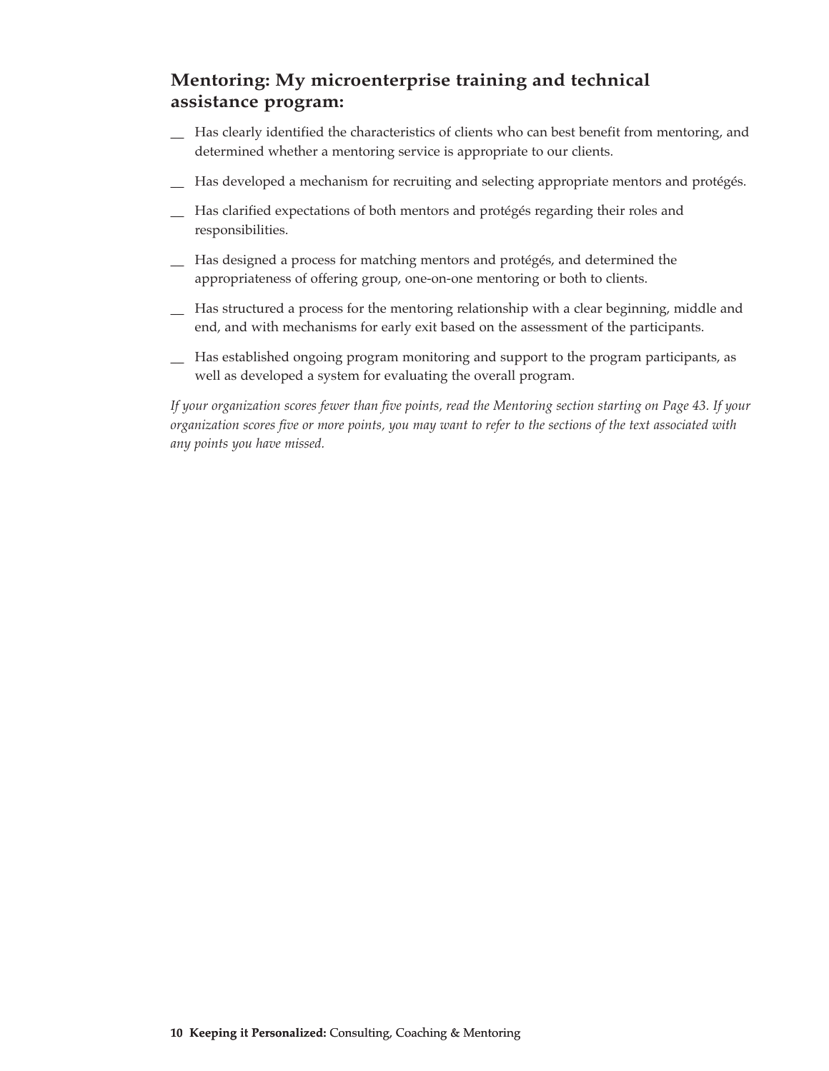## Mentoring: My microenterprise training and technical assistance program:

__ Has clearly identified the characteristics of clients who can best benefit from mentoring, and determined whether a mentoring service is appropriate to our clients.

__ Has developed a mechanism for recruiting and selecting appropriate mentors and protégés.

__ Has clarified expectations of both mentors and protégés regarding their roles and responsibilities.

__ Has designed a process for matching mentors and protégés, and determined the appropriateness of offering group, one-on-one mentoring or both to clients.

__ Has structured a process for the mentoring relationship with a clear beginning, middle and end, and with mechanisms for early exit based on the assessment of the participants.

__ Has established ongoing program monitoring and support to the program participants, as well as developed a system for evaluating the overall program.

*If your organization scores fewer than five points, read the Mentoring section starting on Page 43. If your organization scores five or more points, you may want to refer to the sections of the text associated with any points you have missed.*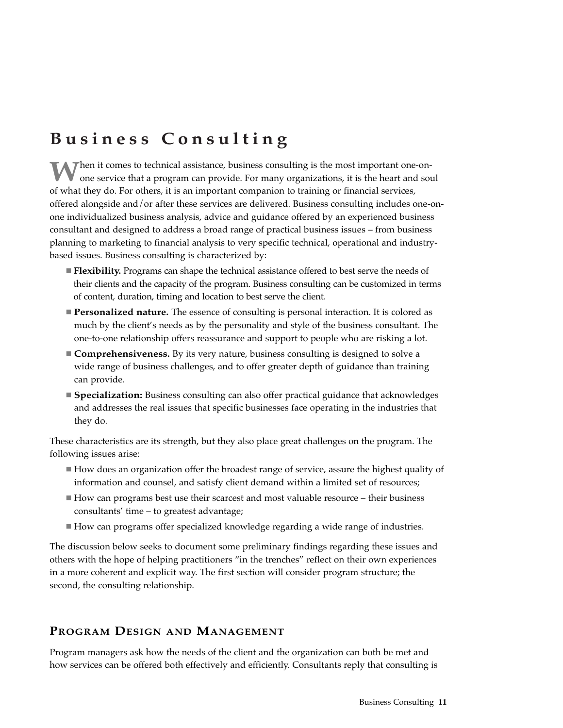# Business Consulting

When it comes to technical assistance, business consulting is the most important one-on-one service that a program can provide. For many organizations, it is the heart and soul of what they do. For others, it is an important companion to training or financial services, offered alongside and/or after these services are delivered. Business consulting includes one-on-one individualized business analysis, advice and guidance offered by an experienced business consultant and designed to address a broad range of practical business issues – from business planning to marketing to financial analysis to very specific technical, operational and industry-based issues. Business consulting is characterized by:

- **Flexibility.** Programs can shape the technical assistance offered to best serve the needs of their clients and the capacity of the program. Business consulting can be customized in terms of content, duration, timing and location to best serve the client.
- **Personalized nature.** The essence of consulting is personal interaction. It is colored as much by the client's needs as by the personality and style of the business consultant. The one-to-one relationship offers reassurance and support to people who are risking a lot.
- **Comprehensiveness.** By its very nature, business consulting is designed to solve a wide range of business challenges, and to offer greater depth of guidance than training can provide.
- **Specialization:** Business consulting can also offer practical guidance that acknowledges and addresses the real issues that specific businesses face operating in the industries that they do.

These characteristics are its strength, but they also place great challenges on the program. The following issues arise:

- How does an organization offer the broadest range of service, assure the highest quality of information and counsel, and satisfy client demand within a limited set of resources;
- How can programs best use their scarcest and most valuable resource – their business consultants' time – to greatest advantage;
- How can programs offer specialized knowledge regarding a wide range of industries.

The discussion below seeks to document some preliminary findings regarding these issues and others with the hope of helping practitioners "in the trenches" reflect on their own experiences in a more coherent and explicit way. The first section will consider program structure; the second, the consulting relationship.

## Program Design and Management

Program managers ask how the needs of the client and the organization can both be met and how services can be offered both effectively and efficiently. Consultants reply that consulting is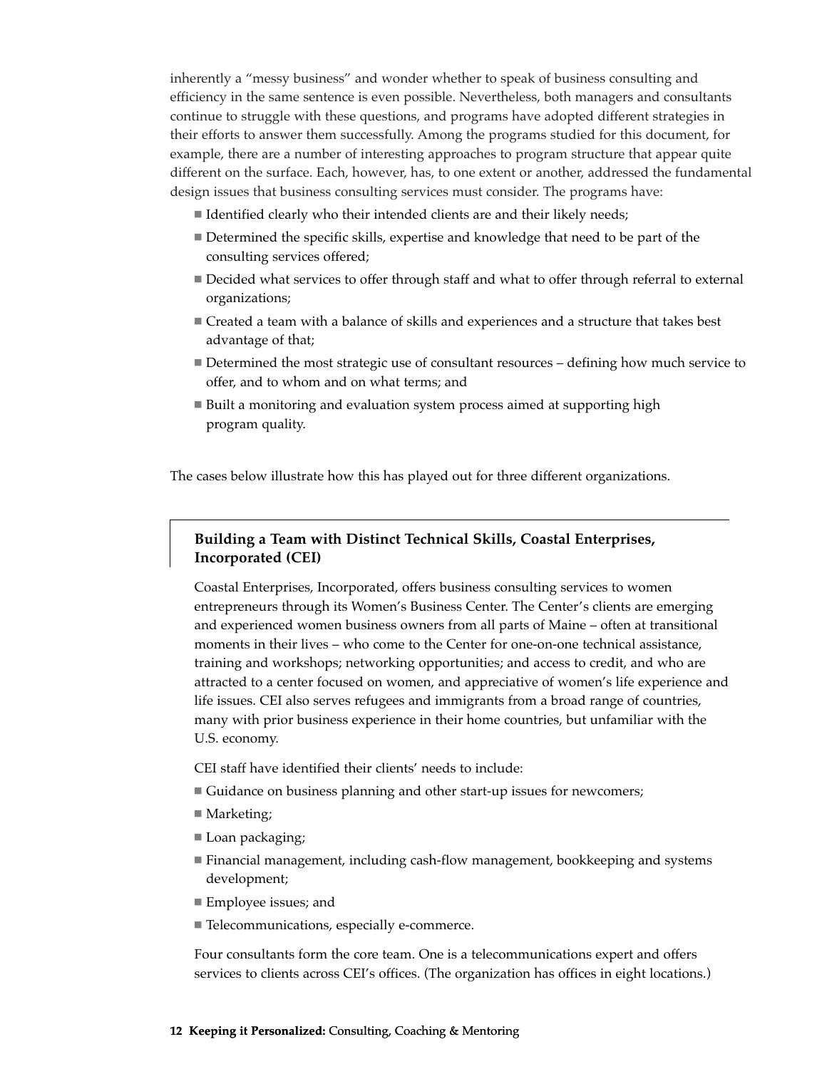inherently a "messy business" and wonder whether to speak of business consulting and efficiency in the same sentence is even possible. Nevertheless, both managers and consultants continue to struggle with these questions, and programs have adopted different strategies in their efforts to answer them successfully. Among the programs studied for this document, for example, there are a number of interesting approaches to program structure that appear quite different on the surface. Each, however, has, to one extent or another, addressed the fundamental design issues that business consulting services must consider. The programs have:

- Identified clearly who their intended clients are and their likely needs;
- Determined the specific skills, expertise and knowledge that need to be part of the consulting services offered;
- Decided what services to offer through staff and what to offer through referral to external organizations;
- Created a team with a balance of skills and experiences and a structure that takes best advantage of that;
- Determined the most strategic use of consultant resources – defining how much service to offer, and to whom and on what terms; and
- Built a monitoring and evaluation system process aimed at supporting high program quality.

The cases below illustrate how this has played out for three different organizations.

### Building a Team with Distinct Technical Skills, Coastal Enterprises, Incorporated (CEI)

Coastal Enterprises, Incorporated, offers business consulting services to women entrepreneurs through its Women's Business Center. The Center's clients are emerging and experienced women business owners from all parts of Maine – often at transitional moments in their lives – who come to the Center for one-on-one technical assistance, training and workshops; networking opportunities; and access to credit, and who are attracted to a center focused on women, and appreciative of women's life experience and life issues. CEI also serves refugees and immigrants from a broad range of countries, many with prior business experience in their home countries, but unfamiliar with the U.S. economy.

CEI staff have identified their clients' needs to include:

- Guidance on business planning and other start-up issues for newcomers;
- Marketing;
- Loan packaging;
- Financial management, including cash-flow management, bookkeeping and systems development;
- Employee issues; and
- Telecommunications, especially e-commerce.

Four consultants form the core team. One is a telecommunications expert and offers services to clients across CEI's offices. (The organization has offices in eight locations.)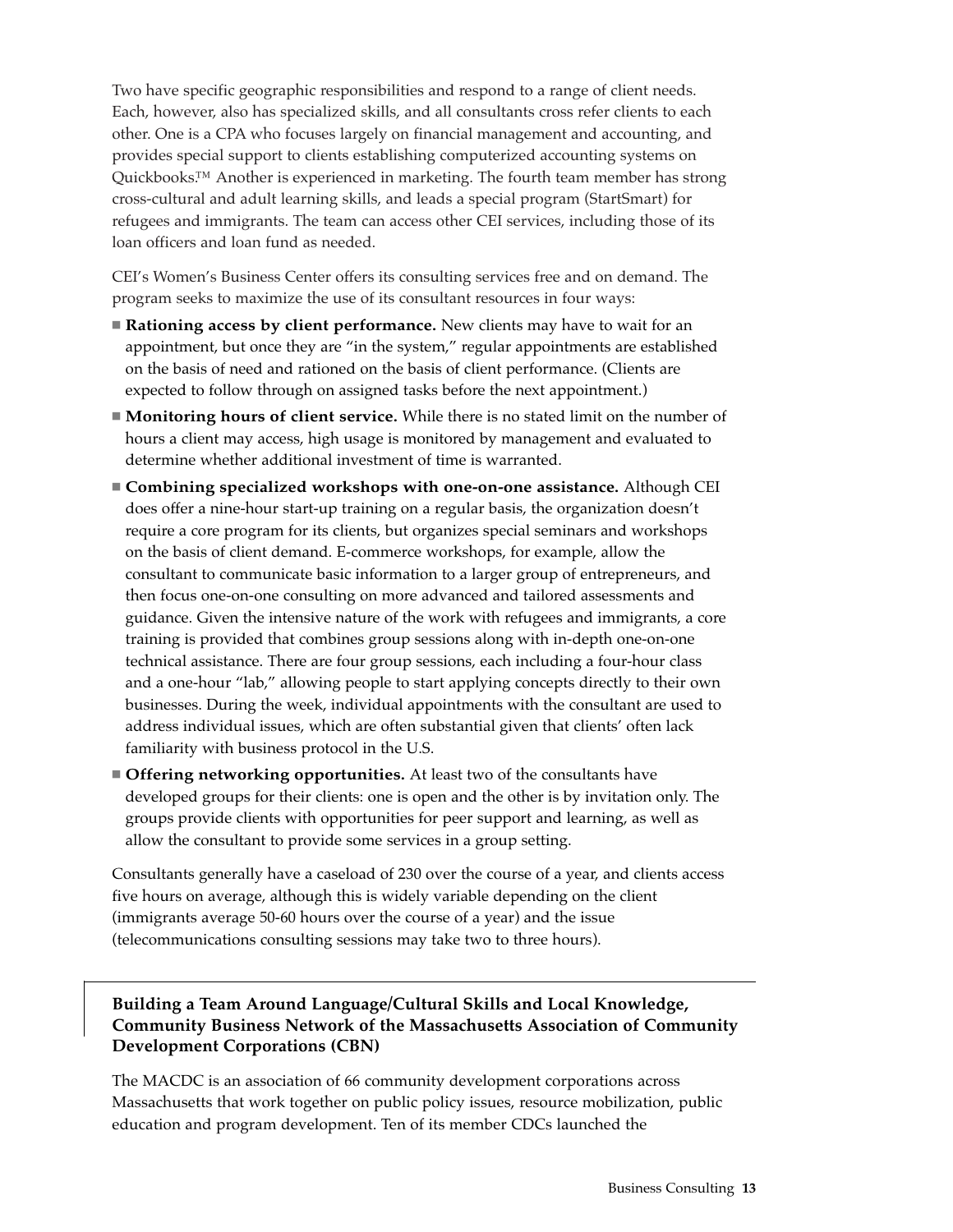Two have specific geographic responsibilities and respond to a range of client needs. Each, however, also has specialized skills, and all consultants cross refer clients to each other. One is a CPA who focuses largely on financial management and accounting, and provides special support to clients establishing computerized accounting systems on Quickbooks.™ Another is experienced in marketing. The fourth team member has strong cross-cultural and adult learning skills, and leads a special program (StartSmart) for refugees and immigrants. The team can access other CEI services, including those of its loan officers and loan fund as needed.

CEI's Women's Business Center offers its consulting services free and on demand. The program seeks to maximize the use of its consultant resources in four ways:

- **Rationing access by client performance.** New clients may have to wait for an appointment, but once they are "in the system," regular appointments are established on the basis of need and rationed on the basis of client performance. (Clients are expected to follow through on assigned tasks before the next appointment.)
- **Monitoring hours of client service.** While there is no stated limit on the number of hours a client may access, high usage is monitored by management and evaluated to determine whether additional investment of time is warranted.
- **Combining specialized workshops with one-on-one assistance.** Although CEI does offer a nine-hour start-up training on a regular basis, the organization doesn't require a core program for its clients, but organizes special seminars and workshops on the basis of client demand. E-commerce workshops, for example, allow the consultant to communicate basic information to a larger group of entrepreneurs, and then focus one-on-one consulting on more advanced and tailored assessments and guidance. Given the intensive nature of the work with refugees and immigrants, a core training is provided that combines group sessions along with in-depth one-on-one technical assistance. There are four group sessions, each including a four-hour class and a one-hour "lab," allowing people to start applying concepts directly to their own businesses. During the week, individual appointments with the consultant are used to address individual issues, which are often substantial given that clients' often lack familiarity with business protocol in the U.S.
- **Offering networking opportunities.** At least two of the consultants have developed groups for their clients: one is open and the other is by invitation only. The groups provide clients with opportunities for peer support and learning, as well as allow the consultant to provide some services in a group setting.

Consultants generally have a caseload of 230 over the course of a year, and clients access five hours on average, although this is widely variable depending on the client (immigrants average 50-60 hours over the course of a year) and the issue (telecommunications consulting sessions may take two to three hours).

### Building a Team Around Language/Cultural Skills and Local Knowledge, Community Business Network of the Massachusetts Association of Community Development Corporations (CBN)

The MACDC is an association of 66 community development corporations across Massachusetts that work together on public policy issues, resource mobilization, public education and program development. Ten of its member CDCs launched the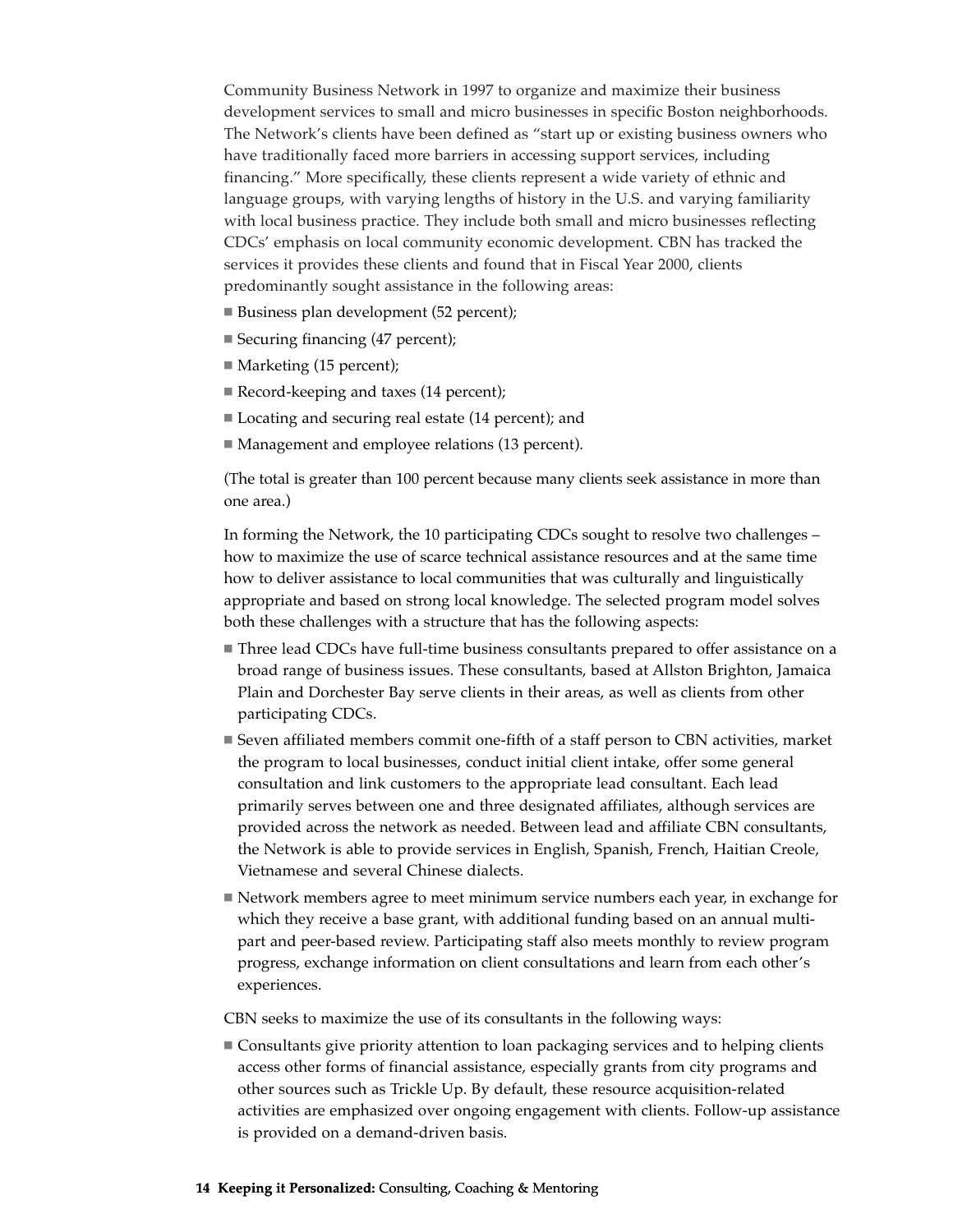Community Business Network in 1997 to organize and maximize their business development services to small and micro businesses in specific Boston neighborhoods. The Network's clients have been defined as "start up or existing business owners who have traditionally faced more barriers in accessing support services, including financing." More specifically, these clients represent a wide variety of ethnic and language groups, with varying lengths of history in the U.S. and varying familiarity with local business practice. They include both small and micro businesses reflecting CDCs' emphasis on local community economic development. CBN has tracked the services it provides these clients and found that in Fiscal Year 2000, clients predominantly sought assistance in the following areas:

- Business plan development (52 percent);
- Securing financing (47 percent);
- Marketing (15 percent);
- Record-keeping and taxes (14 percent);
- Locating and securing real estate (14 percent); and
- Management and employee relations (13 percent).

(The total is greater than 100 percent because many clients seek assistance in more than one area.)

In forming the Network, the 10 participating CDCs sought to resolve two challenges – how to maximize the use of scarce technical assistance resources and at the same time how to deliver assistance to local communities that was culturally and linguistically appropriate and based on strong local knowledge. The selected program model solves both these challenges with a structure that has the following aspects:

- Three lead CDCs have full-time business consultants prepared to offer assistance on a broad range of business issues. These consultants, based at Allston Brighton, Jamaica Plain and Dorchester Bay serve clients in their areas, as well as clients from other participating CDCs.
- Seven affiliated members commit one-fifth of a staff person to CBN activities, market the program to local businesses, conduct initial client intake, offer some general consultation and link customers to the appropriate lead consultant. Each lead primarily serves between one and three designated affiliates, although services are provided across the network as needed. Between lead and affiliate CBN consultants, the Network is able to provide services in English, Spanish, French, Haitian Creole, Vietnamese and several Chinese dialects.
- Network members agree to meet minimum service numbers each year, in exchange for which they receive a base grant, with additional funding based on an annual multi-part and peer-based review. Participating staff also meets monthly to review program progress, exchange information on client consultations and learn from each other's experiences.

CBN seeks to maximize the use of its consultants in the following ways:

- Consultants give priority attention to loan packaging services and to helping clients access other forms of financial assistance, especially grants from city programs and other sources such as Trickle Up. By default, these resource acquisition-related activities are emphasized over ongoing engagement with clients. Follow-up assistance is provided on a demand-driven basis.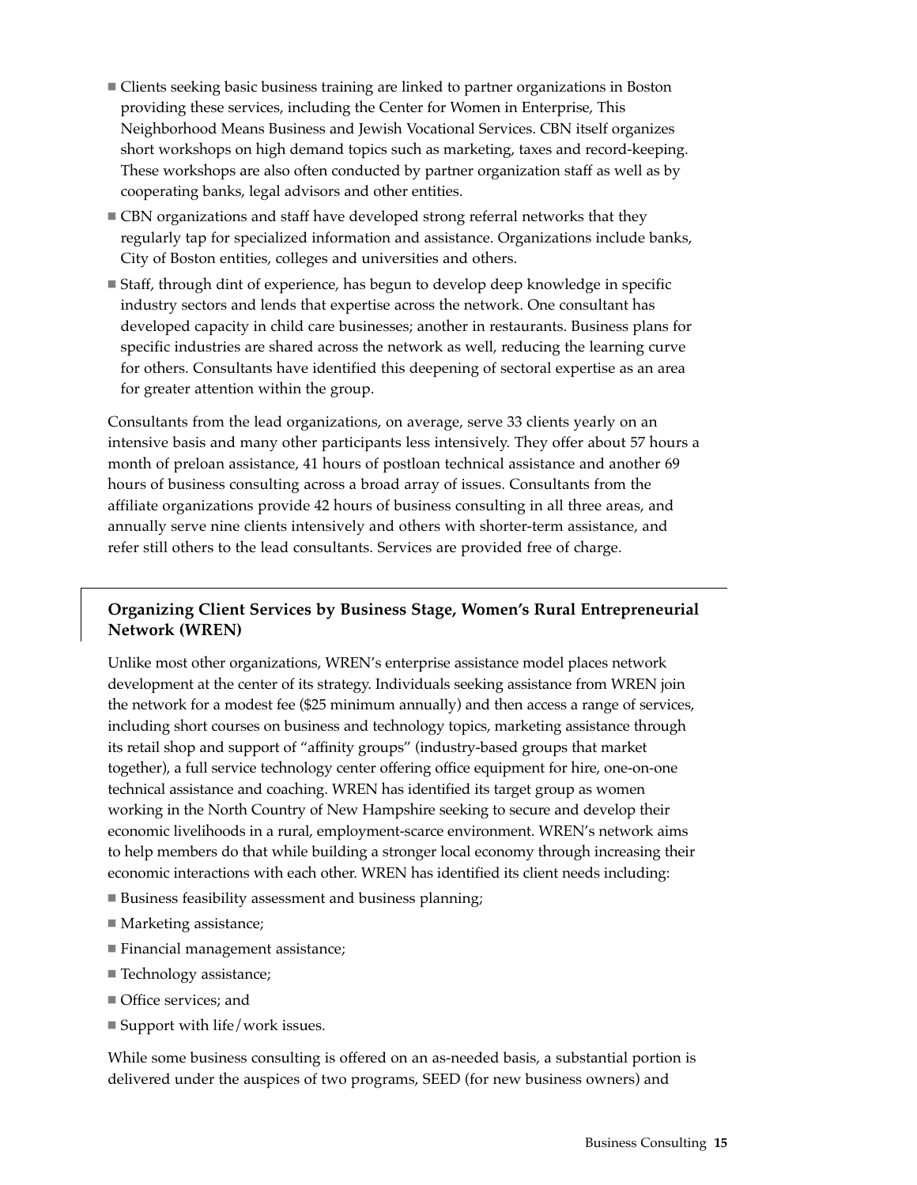- Clients seeking basic business training are linked to partner organizations in Boston providing these services, including the Center for Women in Enterprise, This Neighborhood Means Business and Jewish Vocational Services. CBN itself organizes short workshops on high demand topics such as marketing, taxes and record-keeping. These workshops are also often conducted by partner organization staff as well as by cooperating banks, legal advisors and other entities.
- CBN organizations and staff have developed strong referral networks that they regularly tap for specialized information and assistance. Organizations include banks, City of Boston entities, colleges and universities and others.
- Staff, through dint of experience, has begun to develop deep knowledge in specific industry sectors and lends that expertise across the network. One consultant has developed capacity in child care businesses; another in restaurants. Business plans for specific industries are shared across the network as well, reducing the learning curve for others. Consultants have identified this deepening of sectoral expertise as an area for greater attention within the group.

Consultants from the lead organizations, on average, serve 33 clients yearly on an intensive basis and many other participants less intensively. They offer about 57 hours a month of preloan assistance, 41 hours of postloan technical assistance and another 69 hours of business consulting across a broad array of issues. Consultants from the affiliate organizations provide 42 hours of business consulting in all three areas, and annually serve nine clients intensively and others with shorter-term assistance, and refer still others to the lead consultants. Services are provided free of charge.

### Organizing Client Services by Business Stage, Women's Rural Entrepreneurial Network (WREN)

Unlike most other organizations, WREN's enterprise assistance model places network development at the center of its strategy. Individuals seeking assistance from WREN join the network for a modest fee ($25 minimum annually) and then access a range of services, including short courses on business and technology topics, marketing assistance through its retail shop and support of "affinity groups" (industry-based groups that market together), a full service technology center offering office equipment for hire, one-on-one technical assistance and coaching. WREN has identified its target group as women working in the North Country of New Hampshire seeking to secure and develop their economic livelihoods in a rural, employment-scarce environment. WREN's network aims to help members do that while building a stronger local economy through increasing their economic interactions with each other. WREN has identified its client needs including:

- Business feasibility assessment and business planning;
- Marketing assistance;
- Financial management assistance;
- Technology assistance;
- Office services; and
- Support with life/work issues.

While some business consulting is offered on an as-needed basis, a substantial portion is delivered under the auspices of two programs, SEED (for new business owners) and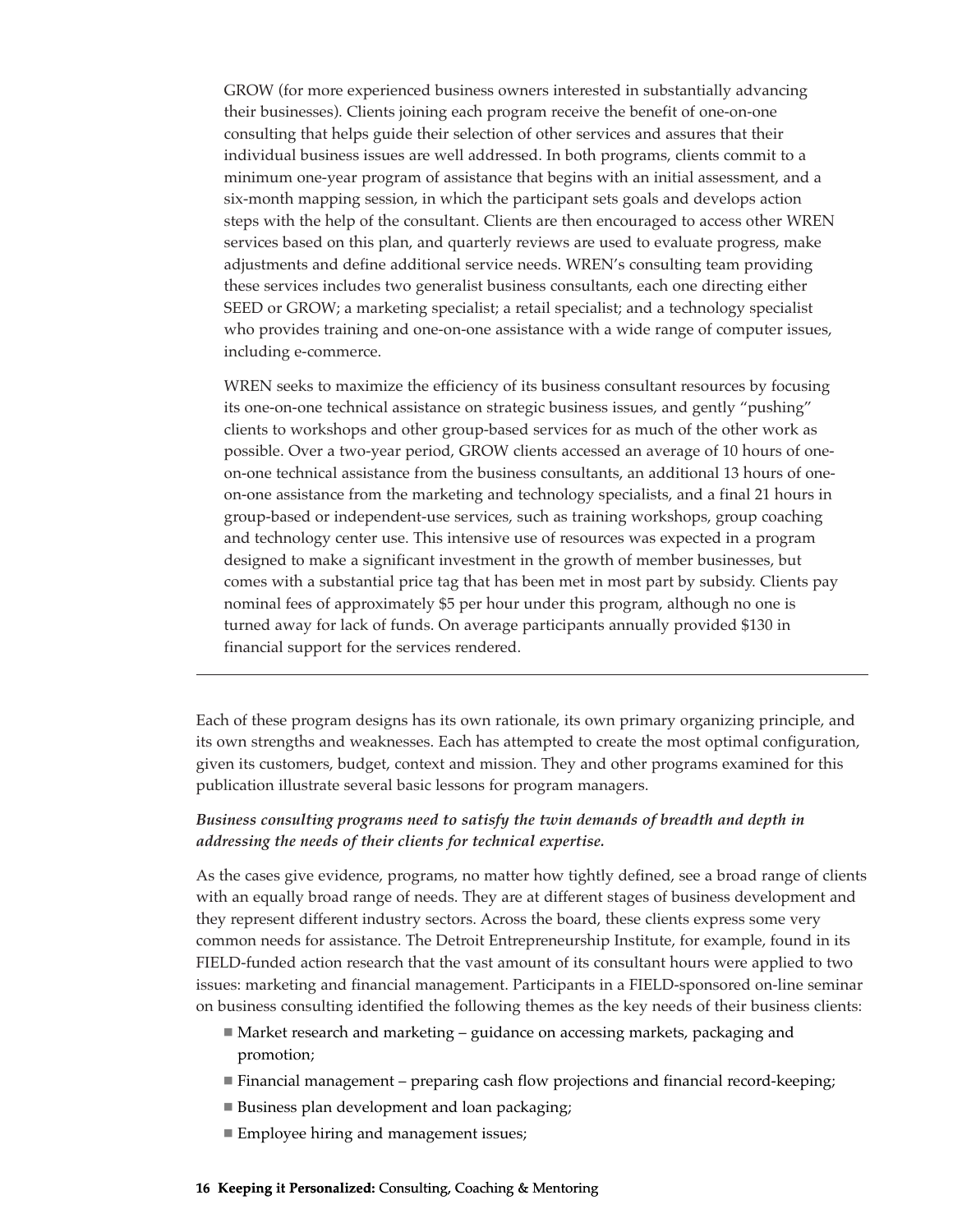GROW (for more experienced business owners interested in substantially advancing their businesses). Clients joining each program receive the benefit of one-on-one consulting that helps guide their selection of other services and assures that their individual business issues are well addressed. In both programs, clients commit to a minimum one-year program of assistance that begins with an initial assessment, and a six-month mapping session, in which the participant sets goals and develops action steps with the help of the consultant. Clients are then encouraged to access other WREN services based on this plan, and quarterly reviews are used to evaluate progress, make adjustments and define additional service needs. WREN's consulting team providing these services includes two generalist business consultants, each one directing either SEED or GROW; a marketing specialist; a retail specialist; and a technology specialist who provides training and one-on-one assistance with a wide range of computer issues, including e-commerce.

WREN seeks to maximize the efficiency of its business consultant resources by focusing its one-on-one technical assistance on strategic business issues, and gently "pushing" clients to workshops and other group-based services for as much of the other work as possible. Over a two-year period, GROW clients accessed an average of 10 hours of one-on-one technical assistance from the business consultants, an additional 13 hours of one-on-one assistance from the marketing and technology specialists, and a final 21 hours in group-based or independent-use services, such as training workshops, group coaching and technology center use. This intensive use of resources was expected in a program designed to make a significant investment in the growth of member businesses, but comes with a substantial price tag that has been met in most part by subsidy. Clients pay nominal fees of approximately $5 per hour under this program, although no one is turned away for lack of funds. On average participants annually provided $130 in financial support for the services rendered.

---

Each of these program designs has its own rationale, its own primary organizing principle, and its own strengths and weaknesses. Each has attempted to create the most optimal configuration, given its customers, budget, context and mission. They and other programs examined for this publication illustrate several basic lessons for program managers.

***Business consulting programs need to satisfy the twin demands of breadth and depth in addressing the needs of their clients for technical expertise.***

As the cases give evidence, programs, no matter how tightly defined, see a broad range of clients with an equally broad range of needs. They are at different stages of business development and they represent different industry sectors. Across the board, these clients express some very common needs for assistance. The Detroit Entrepreneurship Institute, for example, found in its FIELD-funded action research that the vast amount of its consultant hours were applied to two issues: marketing and financial management. Participants in a FIELD-sponsored on-line seminar on business consulting identified the following themes as the key needs of their business clients:

- Market research and marketing – guidance on accessing markets, packaging and promotion;
- Financial management – preparing cash flow projections and financial record-keeping;
- Business plan development and loan packaging;
- Employee hiring and management issues;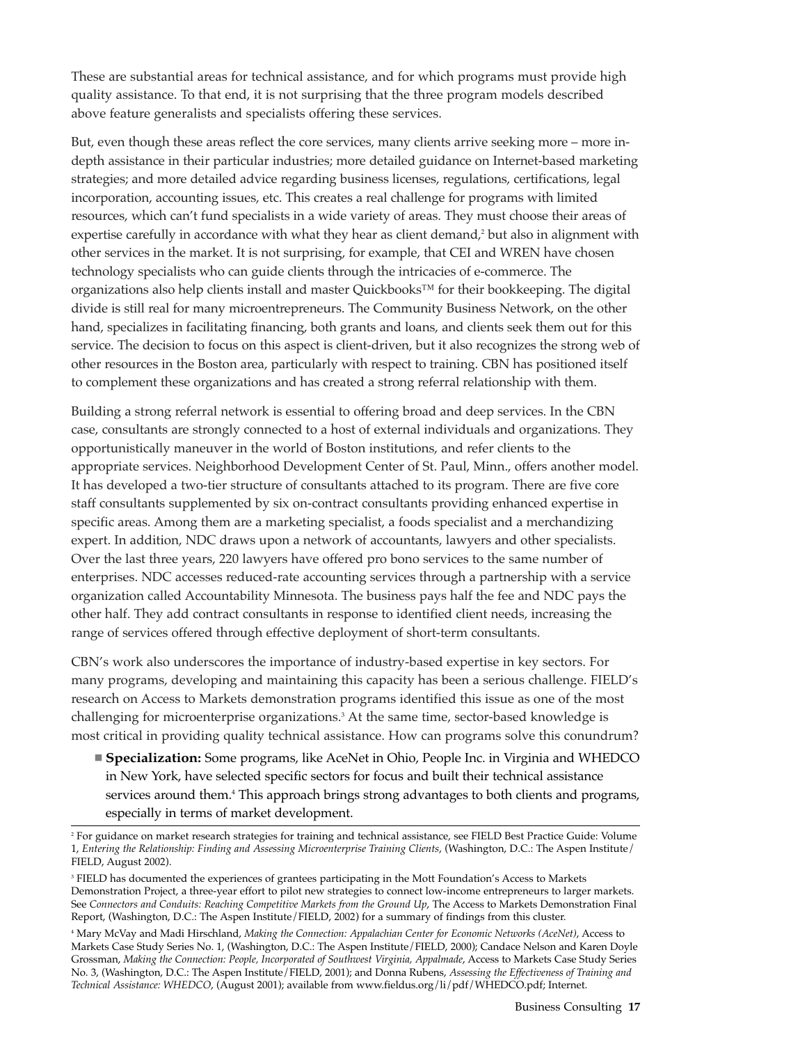These are substantial areas for technical assistance, and for which programs must provide high quality assistance. To that end, it is not surprising that the three program models described above feature generalists and specialists offering these services.

But, even though these areas reflect the core services, many clients arrive seeking more – more in-depth assistance in their particular industries; more detailed guidance on Internet-based marketing strategies; and more detailed advice regarding business licenses, regulations, certifications, legal incorporation, accounting issues, etc. This creates a real challenge for programs with limited resources, which can't fund specialists in a wide variety of areas. They must choose their areas of expertise carefully in accordance with what they hear as client demand,[2] but also in alignment with other services in the market. It is not surprising, for example, that CEI and WREN have chosen technology specialists who can guide clients through the intricacies of e-commerce. The organizations also help clients install and master Quickbooks™ for their bookkeeping. The digital divide is still real for many microentrepreneurs. The Community Business Network, on the other hand, specializes in facilitating financing, both grants and loans, and clients seek them out for this service. The decision to focus on this aspect is client-driven, but it also recognizes the strong web of other resources in the Boston area, particularly with respect to training. CBN has positioned itself to complement these organizations and has created a strong referral relationship with them.

Building a strong referral network is essential to offering broad and deep services. In the CBN case, consultants are strongly connected to a host of external individuals and organizations. They opportunistically maneuver in the world of Boston institutions, and refer clients to the appropriate services. Neighborhood Development Center of St. Paul, Minn., offers another model. It has developed a two-tier structure of consultants attached to its program. There are five core staff consultants supplemented by six on-contract consultants providing enhanced expertise in specific areas. Among them are a marketing specialist, a foods specialist and a merchandizing expert. In addition, NDC draws upon a network of accountants, lawyers and other specialists. Over the last three years, 220 lawyers have offered pro bono services to the same number of enterprises. NDC accesses reduced-rate accounting services through a partnership with a service organization called Accountability Minnesota. The business pays half the fee and NDC pays the other half. They add contract consultants in response to identified client needs, increasing the range of services offered through effective deployment of short-term consultants.

CBN's work also underscores the importance of industry-based expertise in key sectors. For many programs, developing and maintaining this capacity has been a serious challenge. FIELD's research on Access to Markets demonstration programs identified this issue as one of the most challenging for microenterprise organizations.[3] At the same time, sector-based knowledge is most critical in providing quality technical assistance. How can programs solve this conundrum?

- **Specialization:** Some programs, like AceNet in Ohio, People Inc. in Virginia and WHEDCO in New York, have selected specific sectors for focus and built their technical assistance services around them.[4] This approach brings strong advantages to both clients and programs, especially in terms of market development.

---

[2] For guidance on market research strategies for training and technical assistance, see FIELD Best Practice Guide: Volume 1, *Entering the Relationship: Finding and Assessing Microenterprise Training Clients*, (Washington, D.C.: The Aspen Institute/FIELD, August 2002).

[3] FIELD has documented the experiences of grantees participating in the Mott Foundation's Access to Markets Demonstration Project, a three-year effort to pilot new strategies to connect low-income entrepreneurs to larger markets. See *Connectors and Conduits: Reaching Competitive Markets from the Ground Up*, The Access to Markets Demonstration Final Report, (Washington, D.C.: The Aspen Institute/FIELD, 2002) for a summary of findings from this cluster.

[4] Mary McVay and Madi Hirschland, *Making the Connection: Appalachian Center for Economic Networks (AceNet)*, Access to Markets Case Study Series No. 1, (Washington, D.C.: The Aspen Institute/FIELD, 2000); Candace Nelson and Karen Doyle Grossman, *Making the Connection: People, Incorporated of Southwest Virginia, Appalmade*, Access to Markets Case Study Series No. 3, (Washington, D.C.: The Aspen Institute/FIELD, 2001); and Donna Rubens, *Assessing the Effectiveness of Training and Technical Assistance: WHEDCO*, (August 2001); available from www.fieldus.org/li/pdf/WHEDCO.pdf; Internet.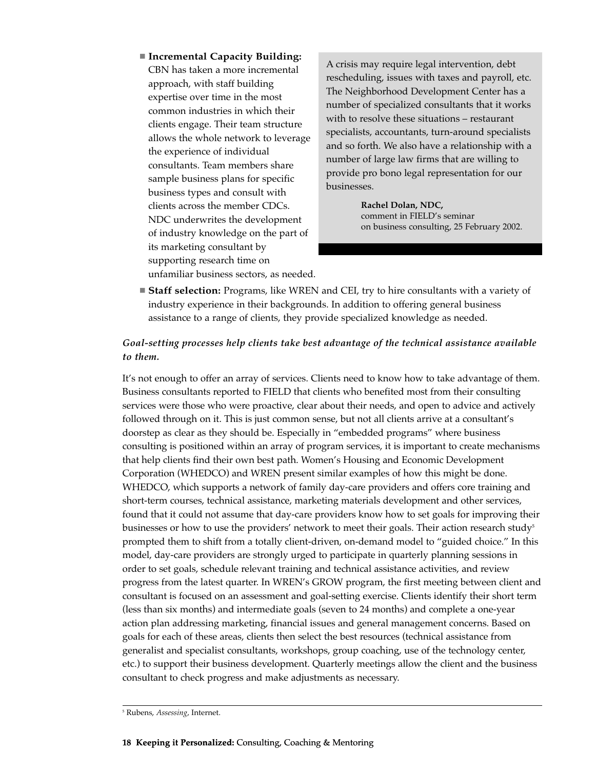- **Incremental Capacity Building:** CBN has taken a more incremental approach, with staff building expertise over time in the most common industries in which their clients engage. Their team structure allows the whole network to leverage the experience of individual consultants. Team members share sample business plans for specific business types and consult with clients across the member CDCs. NDC underwrites the development of industry knowledge on the part of its marketing consultant by supporting research time on unfamiliar business sectors, as needed.

> A crisis may require legal intervention, debt rescheduling, issues with taxes and payroll, etc. The Neighborhood Development Center has a number of specialized consultants that it works with to resolve these situations – restaurant specialists, accountants, turn-around specialists and so forth. We also have a relationship with a number of large law firms that are willing to provide pro bono legal representation for our businesses.
>
> **Rachel Dolan, NDC,** comment in FIELD's seminar on business consulting, 25 February 2002.

- **Staff selection:** Programs, like WREN and CEI, try to hire consultants with a variety of industry experience in their backgrounds. In addition to offering general business assistance to a range of clients, they provide specialized knowledge as needed.

***Goal-setting processes help clients take best advantage of the technical assistance available to them.***

It's not enough to offer an array of services. Clients need to know how to take advantage of them. Business consultants reported to FIELD that clients who benefited most from their consulting services were those who were proactive, clear about their needs, and open to advice and actively followed through on it. This is just common sense, but not all clients arrive at a consultant's doorstep as clear as they should be. Especially in "embedded programs" where business consulting is positioned within an array of program services, it is important to create mechanisms that help clients find their own best path. Women's Housing and Economic Development Corporation (WHEDCO) and WREN present similar examples of how this might be done. WHEDCO, which supports a network of family day-care providers and offers core training and short-term courses, technical assistance, marketing materials development and other services, found that it could not assume that day-care providers know how to set goals for improving their businesses or how to use the providers' network to meet their goals. Their action research study[5] prompted them to shift from a totally client-driven, on-demand model to "guided choice." In this model, day-care providers are strongly urged to participate in quarterly planning sessions in order to set goals, schedule relevant training and technical assistance activities, and review progress from the latest quarter. In WREN's GROW program, the first meeting between client and consultant is focused on an assessment and goal-setting exercise. Clients identify their short term (less than six months) and intermediate goals (seven to 24 months) and complete a one-year action plan addressing marketing, financial issues and general management concerns. Based on goals for each of these areas, clients then select the best resources (technical assistance from generalist and specialist consultants, workshops, group coaching, use of the technology center, etc.) to support their business development. Quarterly meetings allow the client and the business consultant to check progress and make adjustments as necessary.

---

[5] Rubens, *Assessing*, Internet.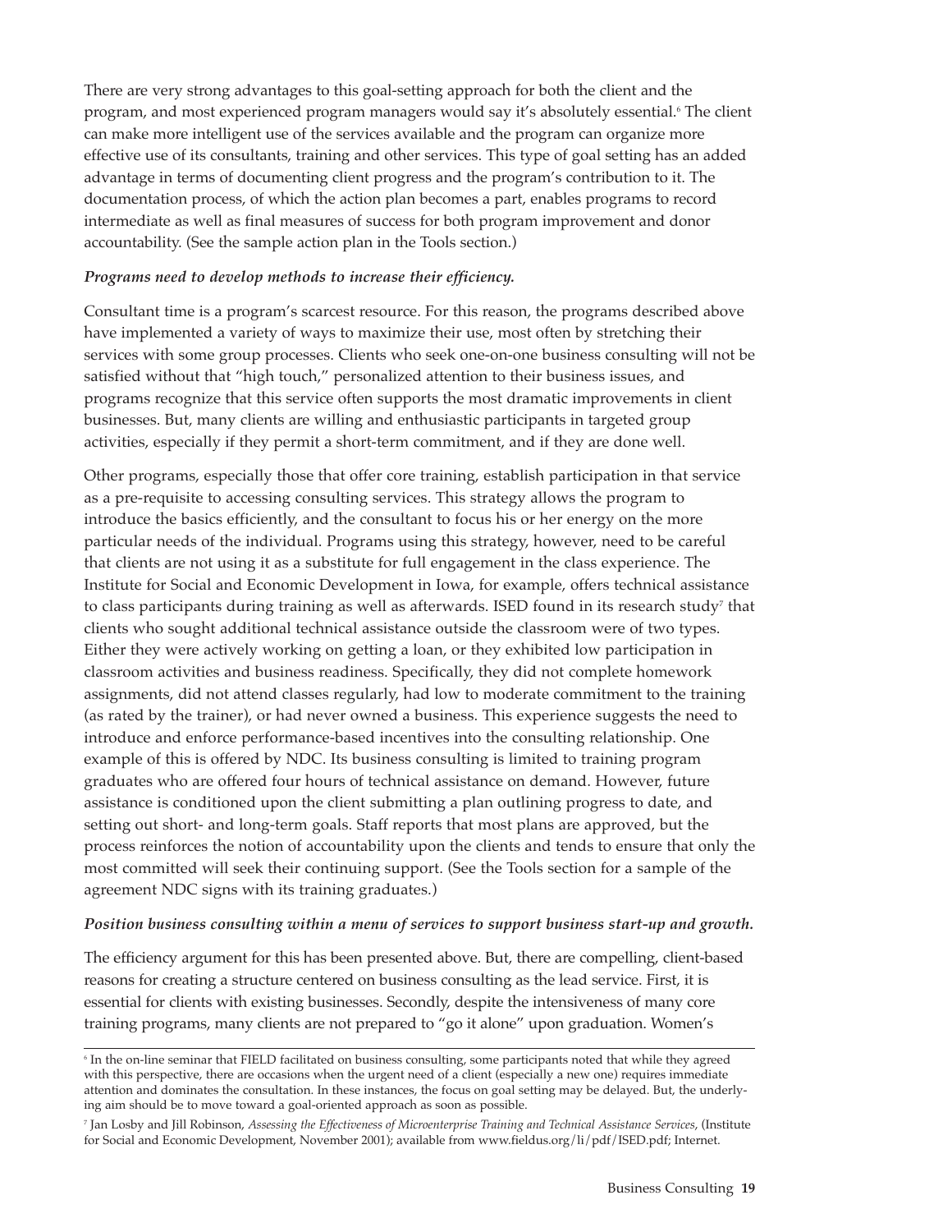There are very strong advantages to this goal-setting approach for both the client and the program, and most experienced program managers would say it's absolutely essential.[6] The client can make more intelligent use of the services available and the program can organize more effective use of its consultants, training and other services. This type of goal setting has an added advantage in terms of documenting client progress and the program's contribution to it. The documentation process, of which the action plan becomes a part, enables programs to record intermediate as well as final measures of success for both program improvement and donor accountability. (See the sample action plan in the Tools section.)

***Programs need to develop methods to increase their efficiency.***

Consultant time is a program's scarcest resource. For this reason, the programs described above have implemented a variety of ways to maximize their use, most often by stretching their services with some group processes. Clients who seek one-on-one business consulting will not be satisfied without that "high touch," personalized attention to their business issues, and programs recognize that this service often supports the most dramatic improvements in client businesses. But, many clients are willing and enthusiastic participants in targeted group activities, especially if they permit a short-term commitment, and if they are done well.

Other programs, especially those that offer core training, establish participation in that service as a pre-requisite to accessing consulting services. This strategy allows the program to introduce the basics efficiently, and the consultant to focus his or her energy on the more particular needs of the individual. Programs using this strategy, however, need to be careful that clients are not using it as a substitute for full engagement in the class experience. The Institute for Social and Economic Development in Iowa, for example, offers technical assistance to class participants during training as well as afterwards. ISED found in its research study[7] that clients who sought additional technical assistance outside the classroom were of two types. Either they were actively working on getting a loan, or they exhibited low participation in classroom activities and business readiness. Specifically, they did not complete homework assignments, did not attend classes regularly, had low to moderate commitment to the training (as rated by the trainer), or had never owned a business. This experience suggests the need to introduce and enforce performance-based incentives into the consulting relationship. One example of this is offered by NDC. Its business consulting is limited to training program graduates who are offered four hours of technical assistance on demand. However, future assistance is conditioned upon the client submitting a plan outlining progress to date, and setting out short- and long-term goals. Staff reports that most plans are approved, but the process reinforces the notion of accountability upon the clients and tends to ensure that only the most committed will seek their continuing support. (See the Tools section for a sample of the agreement NDC signs with its training graduates.)

***Position business consulting within a menu of services to support business start-up and growth.***

The efficiency argument for this has been presented above. But, there are compelling, client-based reasons for creating a structure centered on business consulting as the lead service. First, it is essential for clients with existing businesses. Secondly, despite the intensiveness of many core training programs, many clients are not prepared to "go it alone" upon graduation. Women's

---

[6] In the on-line seminar that FIELD facilitated on business consulting, some participants noted that while they agreed with this perspective, there are occasions when the urgent need of a client (especially a new one) requires immediate attention and dominates the consultation. In these instances, the focus on goal setting may be delayed. But, the underlying aim should be to move toward a goal-oriented approach as soon as possible.

[7] Jan Losby and Jill Robinson, *Assessing the Effectiveness of Microenterprise Training and Technical Assistance Services*, (Institute for Social and Economic Development, November 2001); available from www.fieldus.org/li/pdf/ISED.pdf; Internet.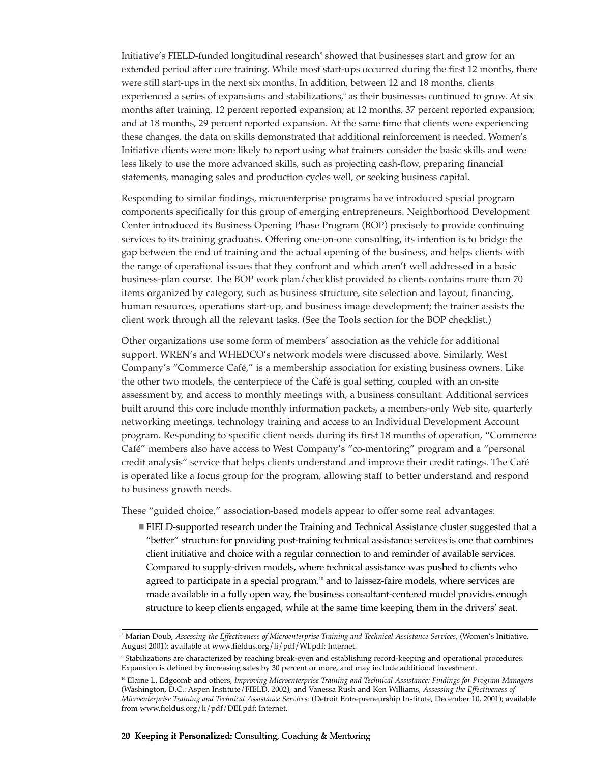Initiative's FIELD-funded longitudinal research[8] showed that businesses start and grow for an extended period after core training. While most start-ups occurred during the first 12 months, there were still start-ups in the next six months. In addition, between 12 and 18 months, clients experienced a series of expansions and stabilizations,[9] as their businesses continued to grow. At six months after training, 12 percent reported expansion; at 12 months, 37 percent reported expansion; and at 18 months, 29 percent reported expansion. At the same time that clients were experiencing these changes, the data on skills demonstrated that additional reinforcement is needed. Women's Initiative clients were more likely to report using what trainers consider the basic skills and were less likely to use the more advanced skills, such as projecting cash-flow, preparing financial statements, managing sales and production cycles well, or seeking business capital.

Responding to similar findings, microenterprise programs have introduced special program components specifically for this group of emerging entrepreneurs. Neighborhood Development Center introduced its Business Opening Phase Program (BOP) precisely to provide continuing services to its training graduates. Offering one-on-one consulting, its intention is to bridge the gap between the end of training and the actual opening of the business, and helps clients with the range of operational issues that they confront and which aren't well addressed in a basic business-plan course. The BOP work plan/checklist provided to clients contains more than 70 items organized by category, such as business structure, site selection and layout, financing, human resources, operations start-up, and business image development; the trainer assists the client work through all the relevant tasks. (See the Tools section for the BOP checklist.)

Other organizations use some form of members' association as the vehicle for additional support. WREN's and WHEDCO's network models were discussed above. Similarly, West Company's "Commerce Café," is a membership association for existing business owners. Like the other two models, the centerpiece of the Café is goal setting, coupled with an on-site assessment by, and access to monthly meetings with, a business consultant. Additional services built around this core include monthly information packets, a members-only Web site, quarterly networking meetings, technology training and access to an Individual Development Account program. Responding to specific client needs during its first 18 months of operation, "Commerce Café" members also have access to West Company's "co-mentoring" program and a "personal credit analysis" service that helps clients understand and improve their credit ratings. The Café is operated like a focus group for the program, allowing staff to better understand and respond to business growth needs.

These "guided choice," association-based models appear to offer some real advantages:

- FIELD-supported research under the Training and Technical Assistance cluster suggested that a "better" structure for providing post-training technical assistance services is one that combines client initiative and choice with a regular connection to and reminder of available services. Compared to supply-driven models, where technical assistance was pushed to clients who agreed to participate in a special program,[10] and to laissez-faire models, where services are made available in a fully open way, the business consultant-centered model provides enough structure to keep clients engaged, while at the same time keeping them in the drivers' seat.

---

[8] Marian Doub, *Assessing the Effectiveness of Microenterprise Training and Technical Assistance Services*, (Women's Initiative, August 2001); available at www.fieldus.org/li/pdf/WI.pdf; Internet.

[9] Stabilizations are characterized by reaching break-even and establishing record-keeping and operational procedures. Expansion is defined by increasing sales by 30 percent or more, and may include additional investment.

[10] Elaine L. Edgcomb and others, *Improving Microenterprise Training and Technical Assistance: Findings for Program Managers* (Washington, D.C.: Aspen Institute/FIELD, 2002), and Vanessa Rush and Ken Williams, *Assessing the Effectiveness of Microenterprise Training and Technical Assistance Services:* (Detroit Entrepreneurship Institute, December 10, 2001); available from www.fieldus.org/li/pdf/DEI.pdf; Internet.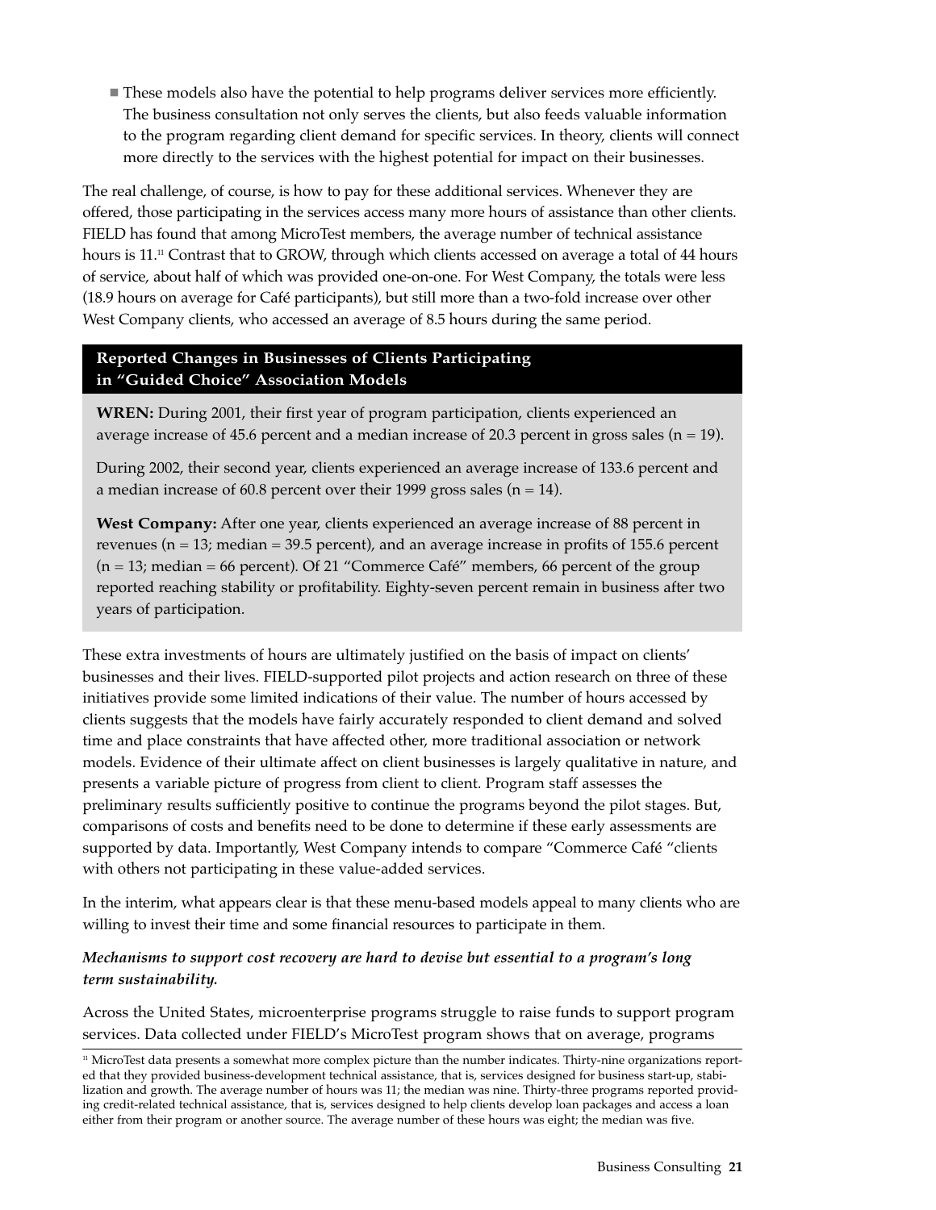- These models also have the potential to help programs deliver services more efficiently. The business consultation not only serves the clients, but also feeds valuable information to the program regarding client demand for specific services. In theory, clients will connect more directly to the services with the highest potential for impact on their businesses.

The real challenge, of course, is how to pay for these additional services. Whenever they are offered, those participating in the services access many more hours of assistance than other clients. FIELD has found that among MicroTest members, the average number of technical assistance hours is 11.[11] Contrast that to GROW, through which clients accessed on average a total of 44 hours of service, about half of which was provided one-on-one. For West Company, the totals were less (18.9 hours on average for Café participants), but still more than a two-fold increase over other West Company clients, who accessed an average of 8.5 hours during the same period.

**Reported Changes in Businesses of Clients Participating in "Guided Choice" Association Models**

**WREN:** During 2001, their first year of program participation, clients experienced an average increase of 45.6 percent and a median increase of 20.3 percent in gross sales (n = 19).

During 2002, their second year, clients experienced an average increase of 133.6 percent and a median increase of 60.8 percent over their 1999 gross sales (n = 14).

**West Company:** After one year, clients experienced an average increase of 88 percent in revenues (n = 13; median = 39.5 percent), and an average increase in profits of 155.6 percent (n = 13; median = 66 percent). Of 21 "Commerce Café" members, 66 percent of the group reported reaching stability or profitability. Eighty-seven percent remain in business after two years of participation.

These extra investments of hours are ultimately justified on the basis of impact on clients' businesses and their lives. FIELD-supported pilot projects and action research on three of these initiatives provide some limited indications of their value. The number of hours accessed by clients suggests that the models have fairly accurately responded to client demand and solved time and place constraints that have affected other, more traditional association or network models. Evidence of their ultimate affect on client businesses is largely qualitative in nature, and presents a variable picture of progress from client to client. Program staff assesses the preliminary results sufficiently positive to continue the programs beyond the pilot stages. But, comparisons of costs and benefits need to be done to determine if these early assessments are supported by data. Importantly, West Company intends to compare "Commerce Café "clients with others not participating in these value-added services.

In the interim, what appears clear is that these menu-based models appeal to many clients who are willing to invest their time and some financial resources to participate in them.

***Mechanisms to support cost recovery are hard to devise but essential to a program's long term sustainability.***

Across the United States, microenterprise programs struggle to raise funds to support program services. Data collected under FIELD's MicroTest program shows that on average, programs

[11] MicroTest data presents a somewhat more complex picture than the number indicates. Thirty-nine organizations reported that they provided business-development technical assistance, that is, services designed for business start-up, stabilization and growth. The average number of hours was 11; the median was nine. Thirty-three programs reported providing credit-related technical assistance, that is, services designed to help clients develop loan packages and access a loan either from their program or another source. The average number of these hours was eight; the median was five.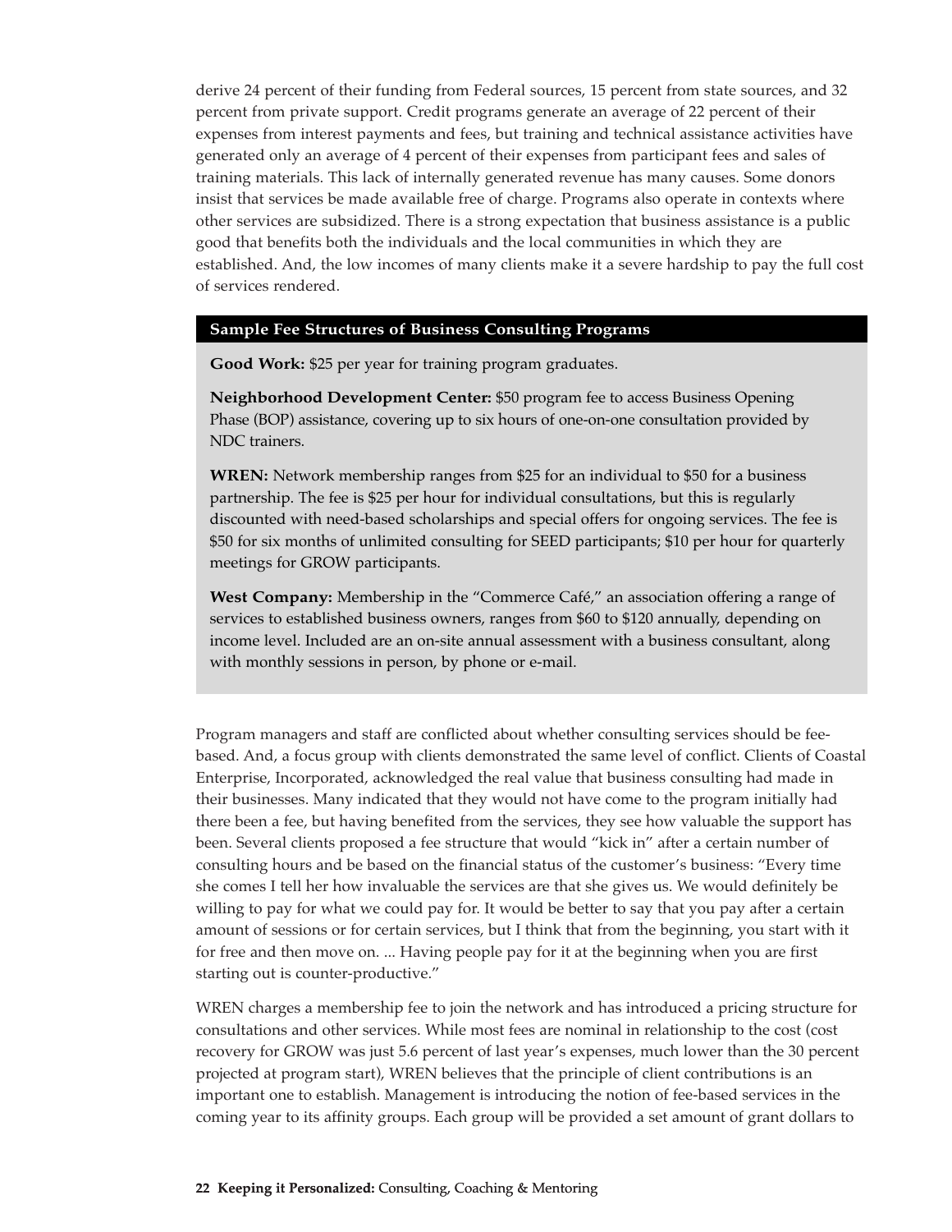derive 24 percent of their funding from Federal sources, 15 percent from state sources, and 32 percent from private support. Credit programs generate an average of 22 percent of their expenses from interest payments and fees, but training and technical assistance activities have generated only an average of 4 percent of their expenses from participant fees and sales of training materials. This lack of internally generated revenue has many causes. Some donors insist that services be made available free of charge. Programs also operate in contexts where other services are subsidized. There is a strong expectation that business assistance is a public good that benefits both the individuals and the local communities in which they are established. And, the low incomes of many clients make it a severe hardship to pay the full cost of services rendered.

### Sample Fee Structures of Business Consulting Programs

**Good Work:** $25 per year for training program graduates.

**Neighborhood Development Center:** $50 program fee to access Business Opening Phase (BOP) assistance, covering up to six hours of one-on-one consultation provided by NDC trainers.

**WREN:** Network membership ranges from $25 for an individual to $50 for a business partnership. The fee is $25 per hour for individual consultations, but this is regularly discounted with need-based scholarships and special offers for ongoing services. The fee is $50 for six months of unlimited consulting for SEED participants; $10 per hour for quarterly meetings for GROW participants.

**West Company:** Membership in the "Commerce Café," an association offering a range of services to established business owners, ranges from $60 to $120 annually, depending on income level. Included are an on-site annual assessment with a business consultant, along with monthly sessions in person, by phone or e-mail.

Program managers and staff are conflicted about whether consulting services should be fee-based. And, a focus group with clients demonstrated the same level of conflict. Clients of Coastal Enterprise, Incorporated, acknowledged the real value that business consulting had made in their businesses. Many indicated that they would not have come to the program initially had there been a fee, but having benefited from the services, they see how valuable the support has been. Several clients proposed a fee structure that would "kick in" after a certain number of consulting hours and be based on the financial status of the customer's business: "Every time she comes I tell her how invaluable the services are that she gives us. We would definitely be willing to pay for what we could pay for. It would be better to say that you pay after a certain amount of sessions or for certain services, but I think that from the beginning, you start with it for free and then move on. ... Having people pay for it at the beginning when you are first starting out is counter-productive."

WREN charges a membership fee to join the network and has introduced a pricing structure for consultations and other services. While most fees are nominal in relationship to the cost (cost recovery for GROW was just 5.6 percent of last year's expenses, much lower than the 30 percent projected at program start), WREN believes that the principle of client contributions is an important one to establish. Management is introducing the notion of fee-based services in the coming year to its affinity groups. Each group will be provided a set amount of grant dollars to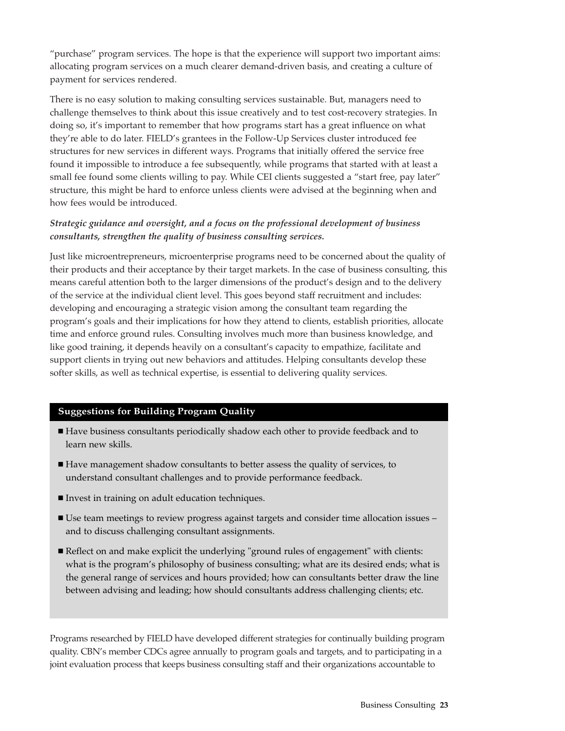"purchase" program services. The hope is that the experience will support two important aims: allocating program services on a much clearer demand-driven basis, and creating a culture of payment for services rendered.

There is no easy solution to making consulting services sustainable. But, managers need to challenge themselves to think about this issue creatively and to test cost-recovery strategies. In doing so, it's important to remember that how programs start has a great influence on what they're able to do later. FIELD's grantees in the Follow-Up Services cluster introduced fee structures for new services in different ways. Programs that initially offered the service free found it impossible to introduce a fee subsequently, while programs that started with at least a small fee found some clients willing to pay. While CEI clients suggested a "start free, pay later" structure, this might be hard to enforce unless clients were advised at the beginning when and how fees would be introduced.

***Strategic guidance and oversight, and a focus on the professional development of business consultants, strengthen the quality of business consulting services.***

Just like microentrepreneurs, microenterprise programs need to be concerned about the quality of their products and their acceptance by their target markets. In the case of business consulting, this means careful attention both to the larger dimensions of the product's design and to the delivery of the service at the individual client level. This goes beyond staff recruitment and includes: developing and encouraging a strategic vision among the consultant team regarding the program's goals and their implications for how they attend to clients, establish priorities, allocate time and enforce ground rules. Consulting involves much more than business knowledge, and like good training, it depends heavily on a consultant's capacity to empathize, facilitate and support clients in trying out new behaviors and attitudes. Helping consultants develop these softer skills, as well as technical expertise, is essential to delivering quality services.

**Suggestions for Building Program Quality**

- Have business consultants periodically shadow each other to provide feedback and to learn new skills.
- Have management shadow consultants to better assess the quality of services, to understand consultant challenges and to provide performance feedback.
- Invest in training on adult education techniques.
- Use team meetings to review progress against targets and consider time allocation issues – and to discuss challenging consultant assignments.
- Reflect on and make explicit the underlying "ground rules of engagement" with clients: what is the program's philosophy of business consulting; what are its desired ends; what is the general range of services and hours provided; how can consultants better draw the line between advising and leading; how should consultants address challenging clients; etc.

Programs researched by FIELD have developed different strategies for continually building program quality. CBN's member CDCs agree annually to program goals and targets, and to participating in a joint evaluation process that keeps business consulting staff and their organizations accountable to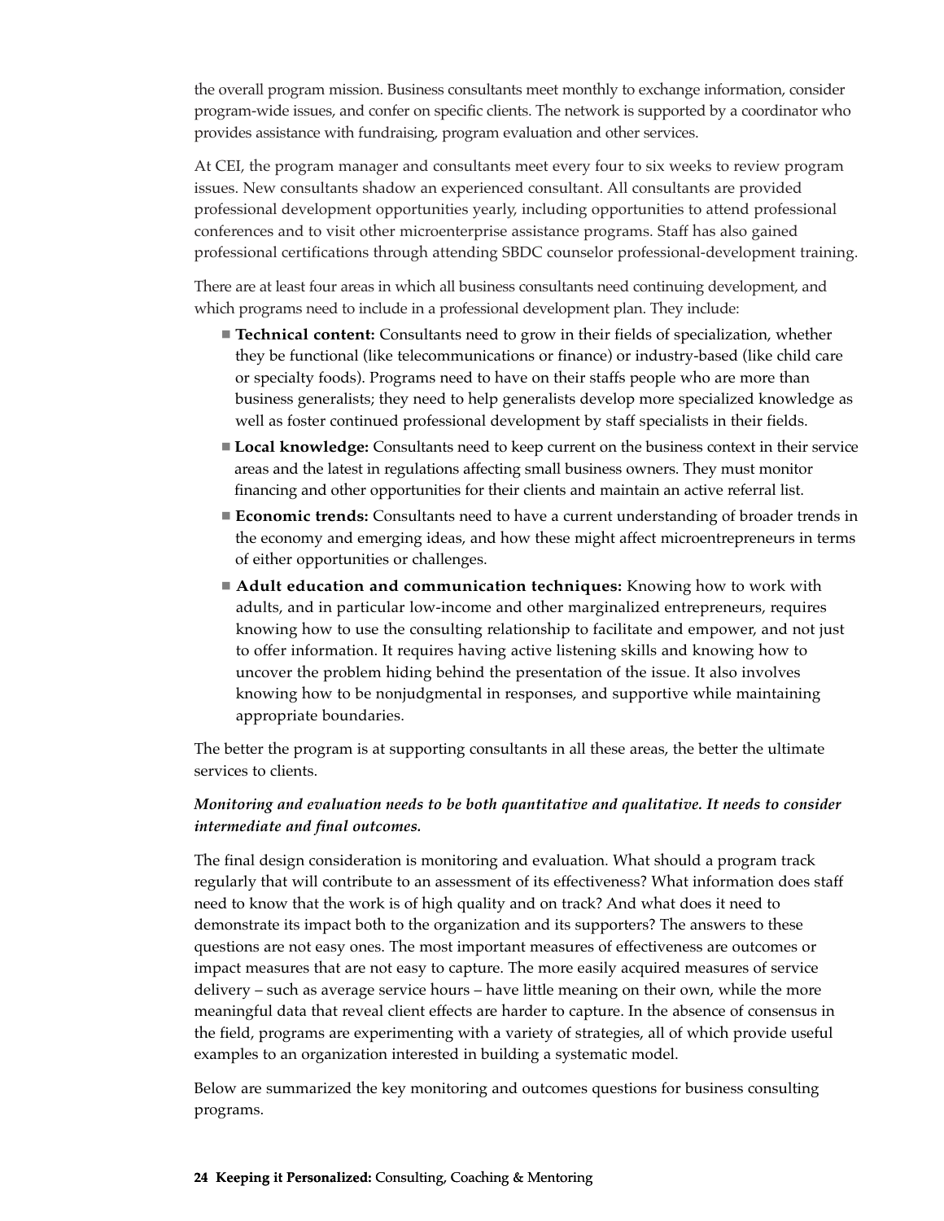the overall program mission. Business consultants meet monthly to exchange information, consider program-wide issues, and confer on specific clients. The network is supported by a coordinator who provides assistance with fundraising, program evaluation and other services.

At CEI, the program manager and consultants meet every four to six weeks to review program issues. New consultants shadow an experienced consultant. All consultants are provided professional development opportunities yearly, including opportunities to attend professional conferences and to visit other microenterprise assistance programs. Staff has also gained professional certifications through attending SBDC counselor professional-development training.

There are at least four areas in which all business consultants need continuing development, and which programs need to include in a professional development plan. They include:

- **Technical content:** Consultants need to grow in their fields of specialization, whether they be functional (like telecommunications or finance) or industry-based (like child care or specialty foods). Programs need to have on their staffs people who are more than business generalists; they need to help generalists develop more specialized knowledge as well as foster continued professional development by staff specialists in their fields.
- **Local knowledge:** Consultants need to keep current on the business context in their service areas and the latest in regulations affecting small business owners. They must monitor financing and other opportunities for their clients and maintain an active referral list.
- **Economic trends:** Consultants need to have a current understanding of broader trends in the economy and emerging ideas, and how these might affect microentrepreneurs in terms of either opportunities or challenges.
- **Adult education and communication techniques:** Knowing how to work with adults, and in particular low-income and other marginalized entrepreneurs, requires knowing how to use the consulting relationship to facilitate and empower, and not just to offer information. It requires having active listening skills and knowing how to uncover the problem hiding behind the presentation of the issue. It also involves knowing how to be nonjudgmental in responses, and supportive while maintaining appropriate boundaries.

The better the program is at supporting consultants in all these areas, the better the ultimate services to clients.

***Monitoring and evaluation needs to be both quantitative and qualitative. It needs to consider intermediate and final outcomes.***

The final design consideration is monitoring and evaluation. What should a program track regularly that will contribute to an assessment of its effectiveness? What information does staff need to know that the work is of high quality and on track? And what does it need to demonstrate its impact both to the organization and its supporters? The answers to these questions are not easy ones. The most important measures of effectiveness are outcomes or impact measures that are not easy to capture. The more easily acquired measures of service delivery – such as average service hours – have little meaning on their own, while the more meaningful data that reveal client effects are harder to capture. In the absence of consensus in the field, programs are experimenting with a variety of strategies, all of which provide useful examples to an organization interested in building a systematic model.

Below are summarized the key monitoring and outcomes questions for business consulting programs.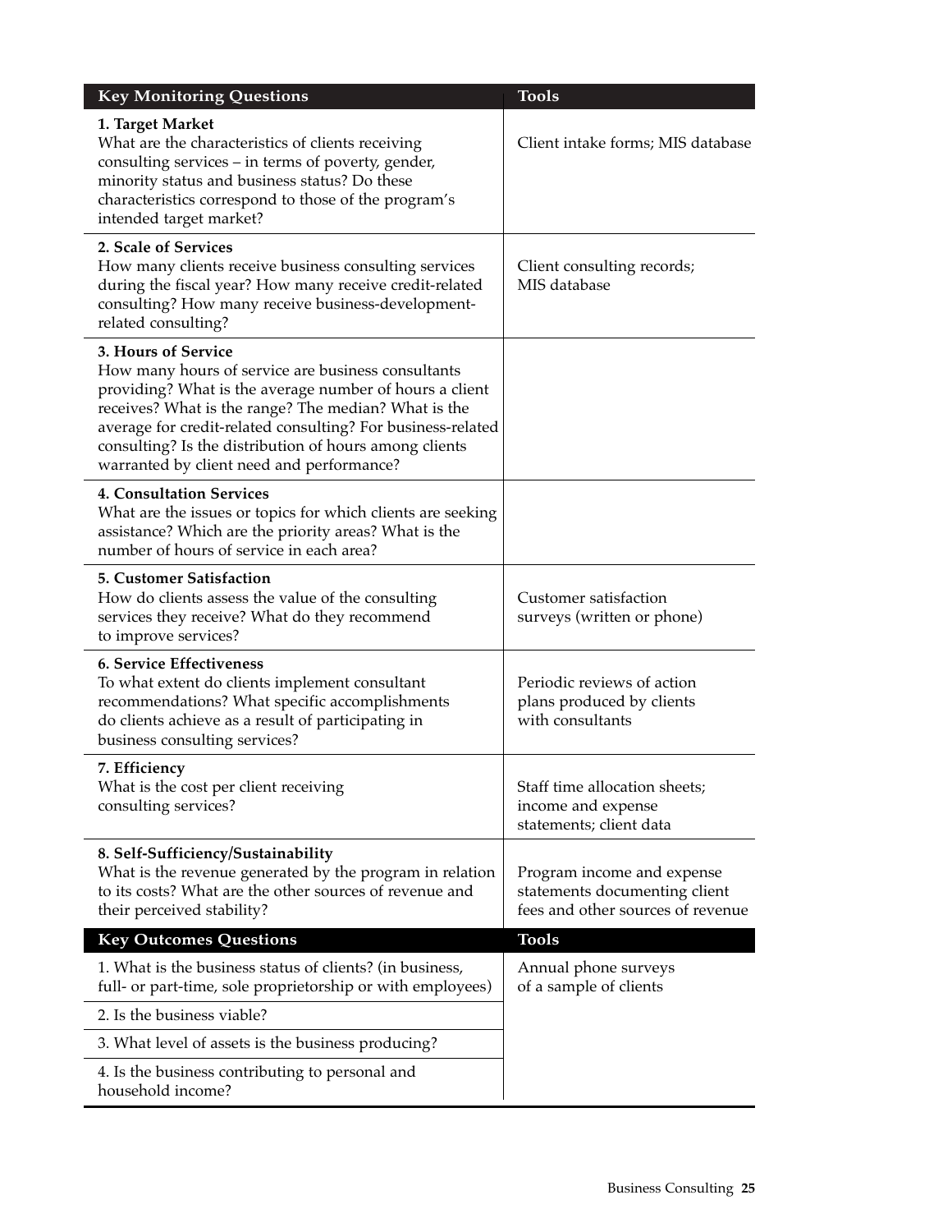| Key Monitoring Questions | Tools |
|---|---|
| **1. Target Market**<br>What are the characteristics of clients receiving consulting services – in terms of poverty, gender, minority status and business status? Do these characteristics correspond to those of the program's intended target market? | Client intake forms; MIS database |
| **2. Scale of Services**<br>How many clients receive business consulting services during the fiscal year? How many receive credit-related consulting? How many receive business-development-related consulting? | Client consulting records; MIS database |
| **3. Hours of Service**<br>How many hours of service are business consultants providing? What is the average number of hours a client receives? What is the range? The median? What is the average for credit-related consulting? For business-related consulting? Is the distribution of hours among clients warranted by client need and performance? | |
| **4. Consultation Services**<br>What are the issues or topics for which clients are seeking assistance? Which are the priority areas? What is the number of hours of service in each area? | |
| **5. Customer Satisfaction**<br>How do clients assess the value of the consulting services they receive? What do they recommend to improve services? | Customer satisfaction surveys (written or phone) |
| **6. Service Effectiveness**<br>To what extent do clients implement consultant recommendations? What specific accomplishments do clients achieve as a result of participating in business consulting services? | Periodic reviews of action plans produced by clients with consultants |
| **7. Efficiency**<br>What is the cost per client receiving consulting services? | Staff time allocation sheets; income and expense statements; client data |
| **8. Self-Sufficiency/Sustainability**<br>What is the revenue generated by the program in relation to its costs? What are the other sources of revenue and their perceived stability? | Program income and expense statements documenting client fees and other sources of revenue |

| Key Outcomes Questions | Tools |
|---|---|
| 1. What is the business status of clients? (in business, full- or part-time, sole proprietorship or with employees) | Annual phone surveys of a sample of clients |
| 2. Is the business viable? | |
| 3. What level of assets is the business producing? | |
| 4. Is the business contributing to personal and household income? | |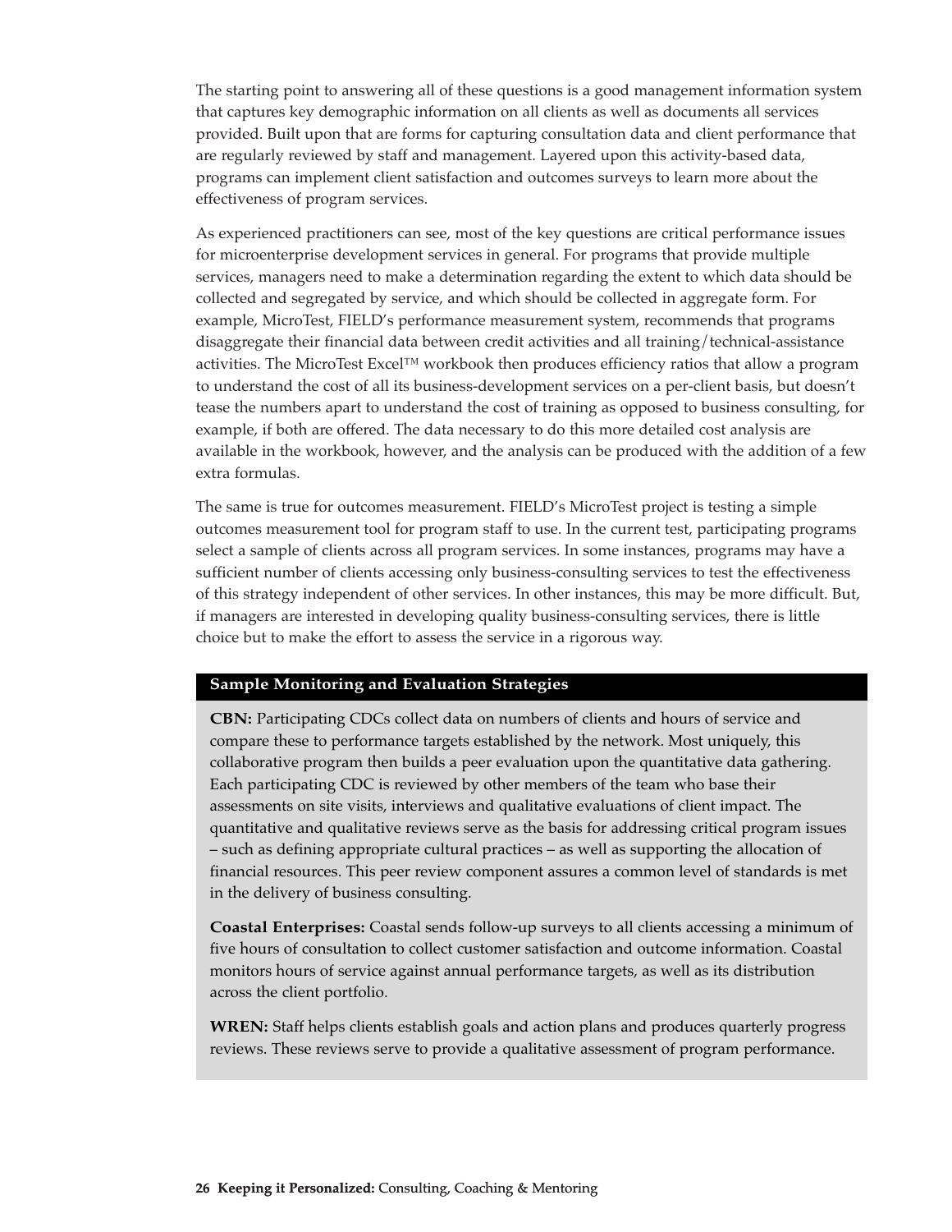The starting point to answering all of these questions is a good management information system that captures key demographic information on all clients as well as documents all services provided. Built upon that are forms for capturing consultation data and client performance that are regularly reviewed by staff and management. Layered upon this activity-based data, programs can implement client satisfaction and outcomes surveys to learn more about the effectiveness of program services.

As experienced practitioners can see, most of the key questions are critical performance issues for microenterprise development services in general. For programs that provide multiple services, managers need to make a determination regarding the extent to which data should be collected and segregated by service, and which should be collected in aggregate form. For example, MicroTest, FIELD's performance measurement system, recommends that programs disaggregate their financial data between credit activities and all training/technical-assistance activities. The MicroTest Excel™ workbook then produces efficiency ratios that allow a program to understand the cost of all its business-development services on a per-client basis, but doesn't tease the numbers apart to understand the cost of training as opposed to business consulting, for example, if both are offered. The data necessary to do this more detailed cost analysis are available in the workbook, however, and the analysis can be produced with the addition of a few extra formulas.

The same is true for outcomes measurement. FIELD's MicroTest project is testing a simple outcomes measurement tool for program staff to use. In the current test, participating programs select a sample of clients across all program services. In some instances, programs may have a sufficient number of clients accessing only business-consulting services to test the effectiveness of this strategy independent of other services. In other instances, this may be more difficult. But, if managers are interested in developing quality business-consulting services, there is little choice but to make the effort to assess the service in a rigorous way.

### Sample Monitoring and Evaluation Strategies

**CBN:** Participating CDCs collect data on numbers of clients and hours of service and compare these to performance targets established by the network. Most uniquely, this collaborative program then builds a peer evaluation upon the quantitative data gathering. Each participating CDC is reviewed by other members of the team who base their assessments on site visits, interviews and qualitative evaluations of client impact. The quantitative and qualitative reviews serve as the basis for addressing critical program issues – such as defining appropriate cultural practices – as well as supporting the allocation of financial resources. This peer review component assures a common level of standards is met in the delivery of business consulting.

**Coastal Enterprises:** Coastal sends follow-up surveys to all clients accessing a minimum of five hours of consultation to collect customer satisfaction and outcome information. Coastal monitors hours of service against annual performance targets, as well as its distribution across the client portfolio.

**WREN:** Staff helps clients establish goals and action plans and produces quarterly progress reviews. These reviews serve to provide a qualitative assessment of program performance.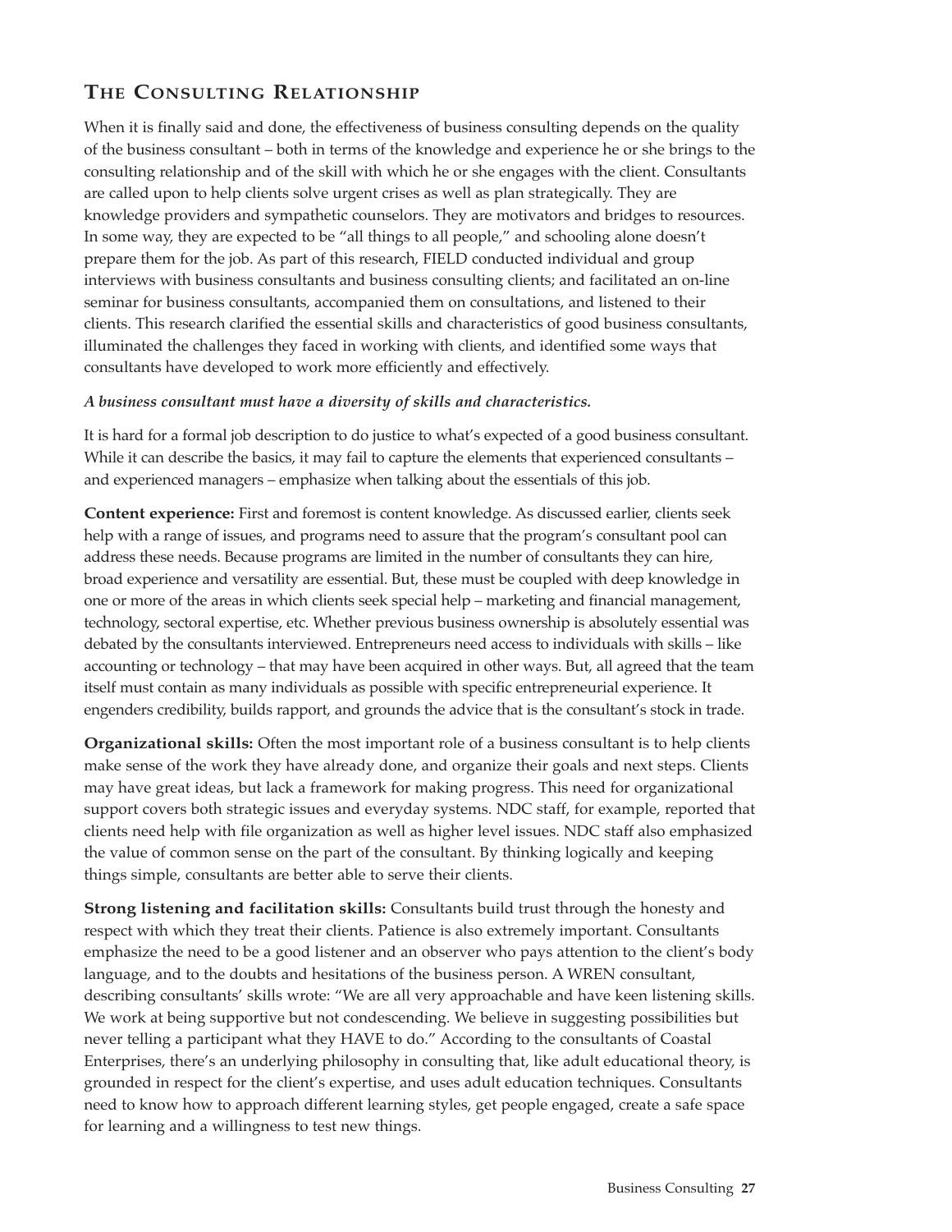## The Consulting Relationship

When it is finally said and done, the effectiveness of business consulting depends on the quality of the business consultant – both in terms of the knowledge and experience he or she brings to the consulting relationship and of the skill with which he or she engages with the client. Consultants are called upon to help clients solve urgent crises as well as plan strategically. They are knowledge providers and sympathetic counselors. They are motivators and bridges to resources. In some way, they are expected to be "all things to all people," and schooling alone doesn't prepare them for the job. As part of this research, FIELD conducted individual and group interviews with business consultants and business consulting clients; and facilitated an on-line seminar for business consultants, accompanied them on consultations, and listened to their clients. This research clarified the essential skills and characteristics of good business consultants, illuminated the challenges they faced in working with clients, and identified some ways that consultants have developed to work more efficiently and effectively.

***A business consultant must have a diversity of skills and characteristics.***

It is hard for a formal job description to do justice to what's expected of a good business consultant. While it can describe the basics, it may fail to capture the elements that experienced consultants – and experienced managers – emphasize when talking about the essentials of this job.

**Content experience:** First and foremost is content knowledge. As discussed earlier, clients seek help with a range of issues, and programs need to assure that the program's consultant pool can address these needs. Because programs are limited in the number of consultants they can hire, broad experience and versatility are essential. But, these must be coupled with deep knowledge in one or more of the areas in which clients seek special help – marketing and financial management, technology, sectoral expertise, etc. Whether previous business ownership is absolutely essential was debated by the consultants interviewed. Entrepreneurs need access to individuals with skills – like accounting or technology – that may have been acquired in other ways. But, all agreed that the team itself must contain as many individuals as possible with specific entrepreneurial experience. It engenders credibility, builds rapport, and grounds the advice that is the consultant's stock in trade.

**Organizational skills:** Often the most important role of a business consultant is to help clients make sense of the work they have already done, and organize their goals and next steps. Clients may have great ideas, but lack a framework for making progress. This need for organizational support covers both strategic issues and everyday systems. NDC staff, for example, reported that clients need help with file organization as well as higher level issues. NDC staff also emphasized the value of common sense on the part of the consultant. By thinking logically and keeping things simple, consultants are better able to serve their clients.

**Strong listening and facilitation skills:** Consultants build trust through the honesty and respect with which they treat their clients. Patience is also extremely important. Consultants emphasize the need to be a good listener and an observer who pays attention to the client's body language, and to the doubts and hesitations of the business person. A WREN consultant, describing consultants' skills wrote: "We are all very approachable and have keen listening skills. We work at being supportive but not condescending. We believe in suggesting possibilities but never telling a participant what they HAVE to do." According to the consultants of Coastal Enterprises, there's an underlying philosophy in consulting that, like adult educational theory, is grounded in respect for the client's expertise, and uses adult education techniques. Consultants need to know how to approach different learning styles, get people engaged, create a safe space for learning and a willingness to test new things.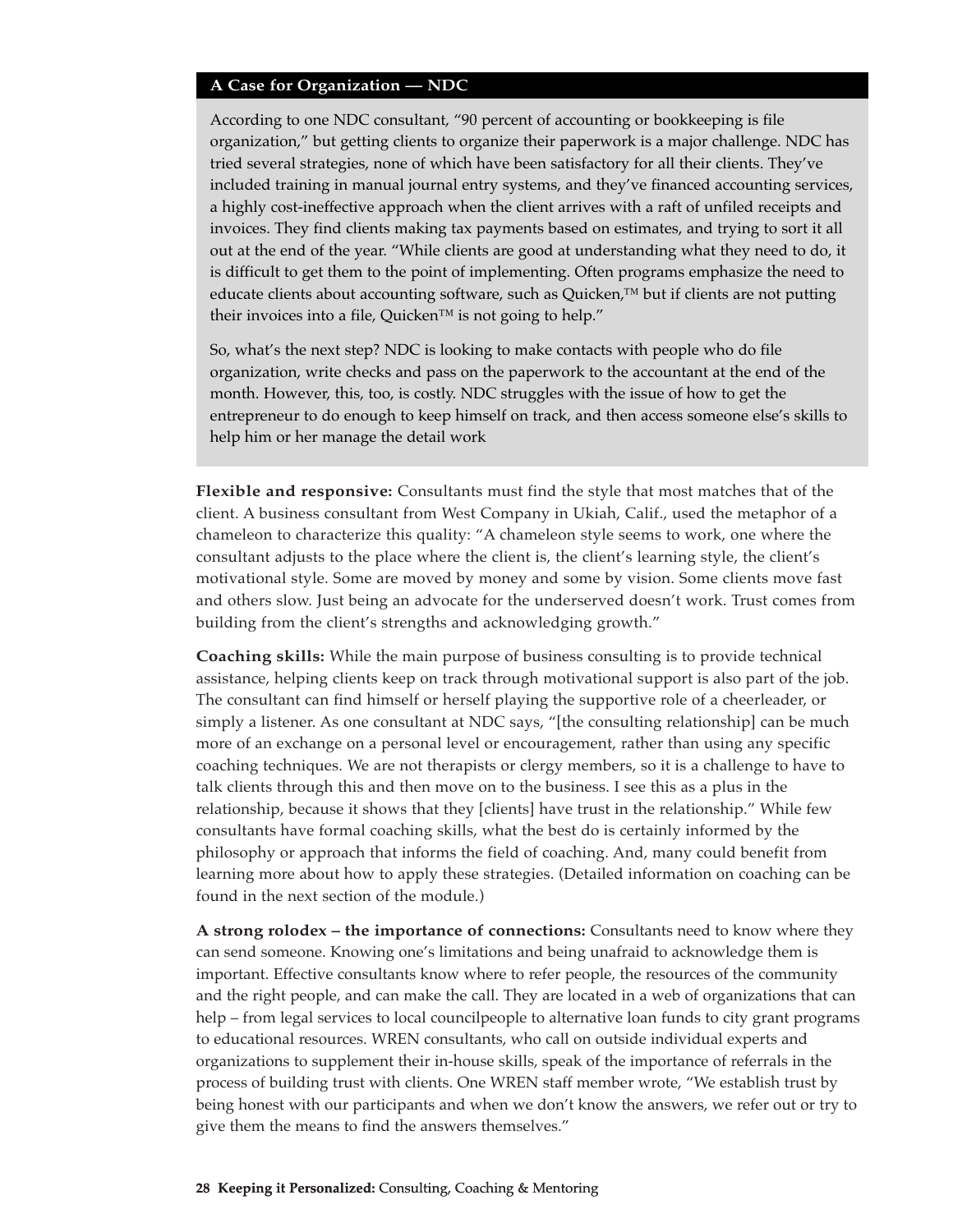### A Case for Organization — NDC

According to one NDC consultant, "90 percent of accounting or bookkeeping is file organization," but getting clients to organize their paperwork is a major challenge. NDC has tried several strategies, none of which have been satisfactory for all their clients. They've included training in manual journal entry systems, and they've financed accounting services, a highly cost-ineffective approach when the client arrives with a raft of unfiled receipts and invoices. They find clients making tax payments based on estimates, and trying to sort it all out at the end of the year. "While clients are good at understanding what they need to do, it is difficult to get them to the point of implementing. Often programs emphasize the need to educate clients about accounting software, such as Quicken,™ but if clients are not putting their invoices into a file, Quicken™ is not going to help."

So, what's the next step? NDC is looking to make contacts with people who do file organization, write checks and pass on the paperwork to the accountant at the end of the month. However, this, too, is costly. NDC struggles with the issue of how to get the entrepreneur to do enough to keep himself on track, and then access someone else's skills to help him or her manage the detail work

**Flexible and responsive:** Consultants must find the style that most matches that of the client. A business consultant from West Company in Ukiah, Calif., used the metaphor of a chameleon to characterize this quality: "A chameleon style seems to work, one where the consultant adjusts to the place where the client is, the client's learning style, the client's motivational style. Some are moved by money and some by vision. Some clients move fast and others slow. Just being an advocate for the underserved doesn't work. Trust comes from building from the client's strengths and acknowledging growth."

**Coaching skills:** While the main purpose of business consulting is to provide technical assistance, helping clients keep on track through motivational support is also part of the job. The consultant can find himself or herself playing the supportive role of a cheerleader, or simply a listener. As one consultant at NDC says, "[the consulting relationship] can be much more of an exchange on a personal level or encouragement, rather than using any specific coaching techniques. We are not therapists or clergy members, so it is a challenge to have to talk clients through this and then move on to the business. I see this as a plus in the relationship, because it shows that they [clients] have trust in the relationship." While few consultants have formal coaching skills, what the best do is certainly informed by the philosophy or approach that informs the field of coaching. And, many could benefit from learning more about how to apply these strategies. (Detailed information on coaching can be found in the next section of the module.)

**A strong rolodex – the importance of connections:** Consultants need to know where they can send someone. Knowing one's limitations and being unafraid to acknowledge them is important. Effective consultants know where to refer people, the resources of the community and the right people, and can make the call. They are located in a web of organizations that can help – from legal services to local councilpeople to alternative loan funds to city grant programs to educational resources. WREN consultants, who call on outside individual experts and organizations to supplement their in-house skills, speak of the importance of referrals in the process of building trust with clients. One WREN staff member wrote, "We establish trust by being honest with our participants and when we don't know the answers, we refer out or try to give them the means to find the answers themselves."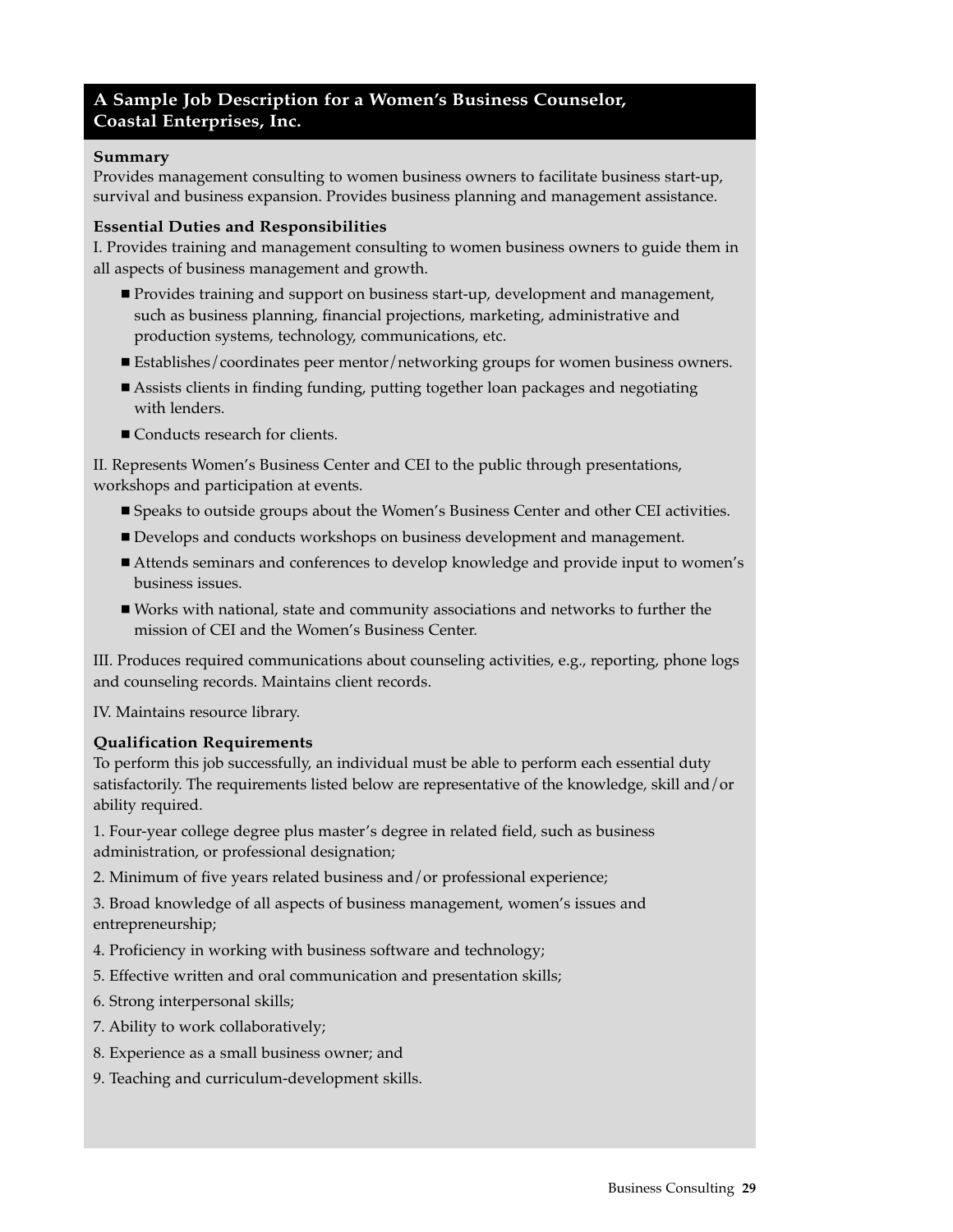## A Sample Job Description for a Women's Business Counselor, Coastal Enterprises, Inc.

**Summary**

Provides management consulting to women business owners to facilitate business start-up, survival and business expansion. Provides business planning and management assistance.

**Essential Duties and Responsibilities**

I. Provides training and management consulting to women business owners to guide them in all aspects of business management and growth.

- Provides training and support on business start-up, development and management, such as business planning, financial projections, marketing, administrative and production systems, technology, communications, etc.
- Establishes/coordinates peer mentor/networking groups for women business owners.
- Assists clients in finding funding, putting together loan packages and negotiating with lenders.
- Conducts research for clients.

II. Represents Women's Business Center and CEI to the public through presentations, workshops and participation at events.

- Speaks to outside groups about the Women's Business Center and other CEI activities.
- Develops and conducts workshops on business development and management.
- Attends seminars and conferences to develop knowledge and provide input to women's business issues.
- Works with national, state and community associations and networks to further the mission of CEI and the Women's Business Center.

III. Produces required communications about counseling activities, e.g., reporting, phone logs and counseling records. Maintains client records.

IV. Maintains resource library.

**Qualification Requirements**

To perform this job successfully, an individual must be able to perform each essential duty satisfactorily. The requirements listed below are representative of the knowledge, skill and/or ability required.

1. Four-year college degree plus master's degree in related field, such as business administration, or professional designation;
2. Minimum of five years related business and/or professional experience;
3. Broad knowledge of all aspects of business management, women's issues and entrepreneurship;
4. Proficiency in working with business software and technology;
5. Effective written and oral communication and presentation skills;
6. Strong interpersonal skills;
7. Ability to work collaboratively;
8. Experience as a small business owner; and
9. Teaching and curriculum-development skills.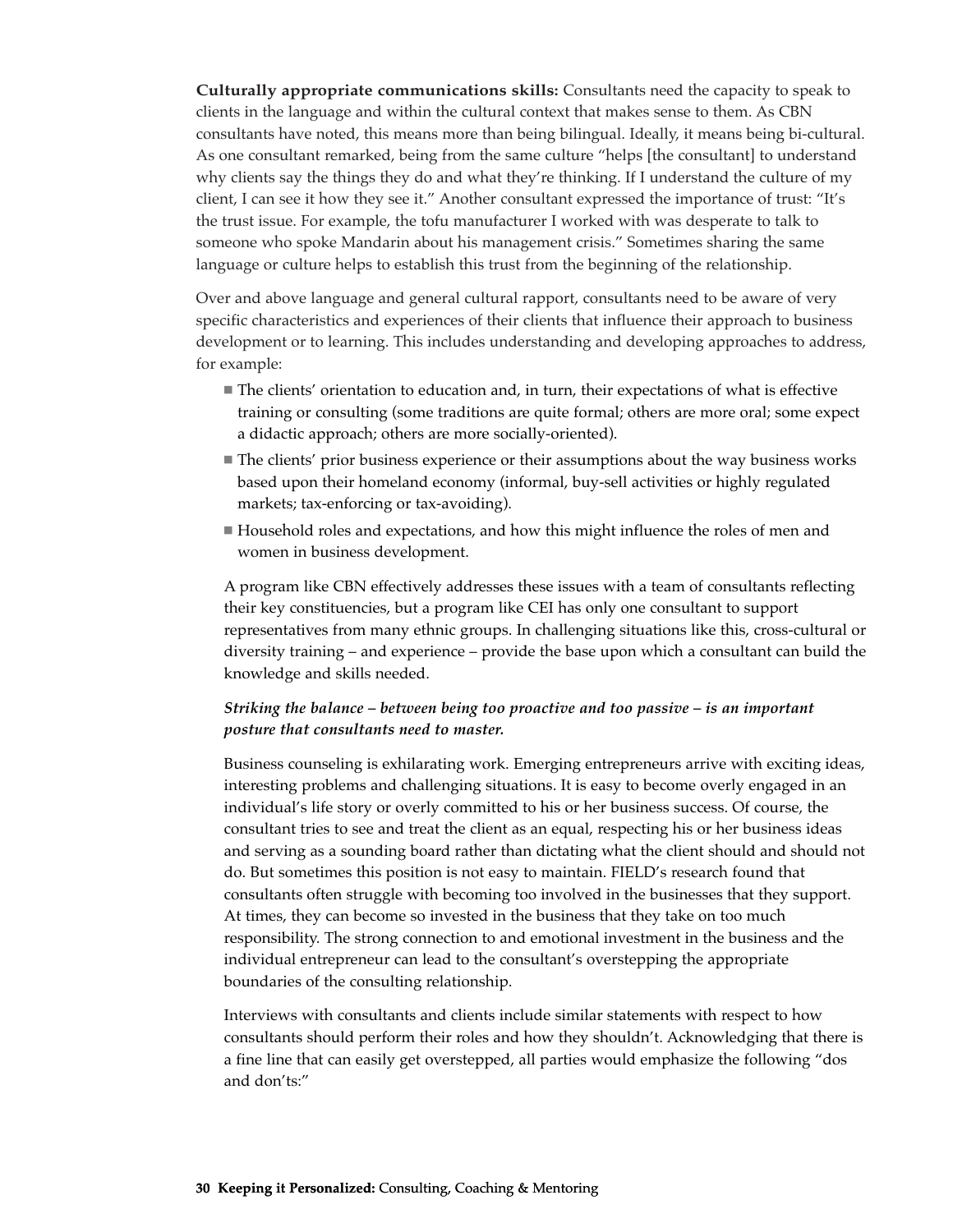**Culturally appropriate communications skills:** Consultants need the capacity to speak to clients in the language and within the cultural context that makes sense to them. As CBN consultants have noted, this means more than being bilingual. Ideally, it means being bi-cultural. As one consultant remarked, being from the same culture "helps [the consultant] to understand why clients say the things they do and what they're thinking. If I understand the culture of my client, I can see it how they see it." Another consultant expressed the importance of trust: "It's the trust issue. For example, the tofu manufacturer I worked with was desperate to talk to someone who spoke Mandarin about his management crisis." Sometimes sharing the same language or culture helps to establish this trust from the beginning of the relationship.

Over and above language and general cultural rapport, consultants need to be aware of very specific characteristics and experiences of their clients that influence their approach to business development or to learning. This includes understanding and developing approaches to address, for example:

- The clients' orientation to education and, in turn, their expectations of what is effective training or consulting (some traditions are quite formal; others are more oral; some expect a didactic approach; others are more socially-oriented).
- The clients' prior business experience or their assumptions about the way business works based upon their homeland economy (informal, buy-sell activities or highly regulated markets; tax-enforcing or tax-avoiding).
- Household roles and expectations, and how this might influence the roles of men and women in business development.

A program like CBN effectively addresses these issues with a team of consultants reflecting their key constituencies, but a program like CEI has only one consultant to support representatives from many ethnic groups. In challenging situations like this, cross-cultural or diversity training – and experience – provide the base upon which a consultant can build the knowledge and skills needed.

***Striking the balance – between being too proactive and too passive – is an important posture that consultants need to master.***

Business counseling is exhilarating work. Emerging entrepreneurs arrive with exciting ideas, interesting problems and challenging situations. It is easy to become overly engaged in an individual's life story or overly committed to his or her business success. Of course, the consultant tries to see and treat the client as an equal, respecting his or her business ideas and serving as a sounding board rather than dictating what the client should and should not do. But sometimes this position is not easy to maintain. FIELD's research found that consultants often struggle with becoming too involved in the businesses that they support. At times, they can become so invested in the business that they take on too much responsibility. The strong connection to and emotional investment in the business and the individual entrepreneur can lead to the consultant's overstepping the appropriate boundaries of the consulting relationship.

Interviews with consultants and clients include similar statements with respect to how consultants should perform their roles and how they shouldn't. Acknowledging that there is a fine line that can easily get overstepped, all parties would emphasize the following "dos and don'ts:"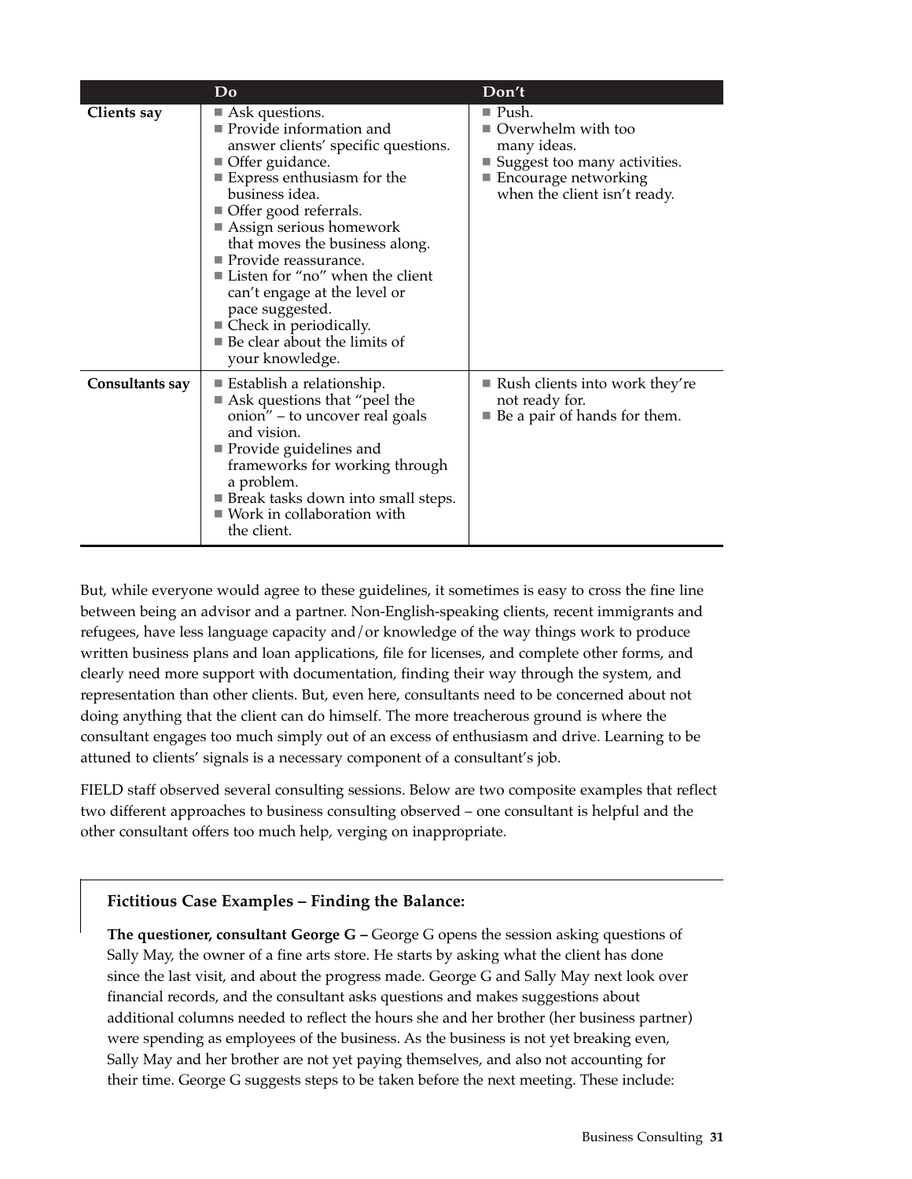| | Do | Don't |
|---|---|---|
| **Clients say** | ■ Ask questions.<br>■ Provide information and answer clients' specific questions.<br>■ Offer guidance.<br>■ Express enthusiasm for the business idea.<br>■ Offer good referrals.<br>■ Assign serious homework that moves the business along.<br>■ Provide reassurance.<br>■ Listen for "no" when the client can't engage at the level or pace suggested.<br>■ Check in periodically.<br>■ Be clear about the limits of your knowledge. | ■ Push.<br>■ Overwhelm with too many ideas.<br>■ Suggest too many activities.<br>■ Encourage networking when the client isn't ready. |
| **Consultants say** | ■ Establish a relationship.<br>■ Ask questions that "peel the onion" – to uncover real goals and vision.<br>■ Provide guidelines and frameworks for working through a problem.<br>■ Break tasks down into small steps.<br>■ Work in collaboration with the client. | ■ Rush clients into work they're not ready for.<br>■ Be a pair of hands for them. |

But, while everyone would agree to these guidelines, it sometimes is easy to cross the fine line between being an advisor and a partner. Non-English-speaking clients, recent immigrants and refugees, have less language capacity and/or knowledge of the way things work to produce written business plans and loan applications, file for licenses, and complete other forms, and clearly need more support with documentation, finding their way through the system, and representation than other clients. But, even here, consultants need to be concerned about not doing anything that the client can do himself. The more treacherous ground is where the consultant engages too much simply out of an excess of enthusiasm and drive. Learning to be attuned to clients' signals is a necessary component of a consultant's job.

FIELD staff observed several consulting sessions. Below are two composite examples that reflect two different approaches to business consulting observed – one consultant is helpful and the other consultant offers too much help, verging on inappropriate.

### Fictitious Case Examples – Finding the Balance:

**The questioner, consultant George G –** George G opens the session asking questions of Sally May, the owner of a fine arts store. He starts by asking what the client has done since the last visit, and about the progress made. George G and Sally May next look over financial records, and the consultant asks questions and makes suggestions about additional columns needed to reflect the hours she and her brother (her business partner) were spending as employees of the business. As the business is not yet breaking even, Sally May and her brother are not yet paying themselves, and also not accounting for their time. George G suggests steps to be taken before the next meeting. These include: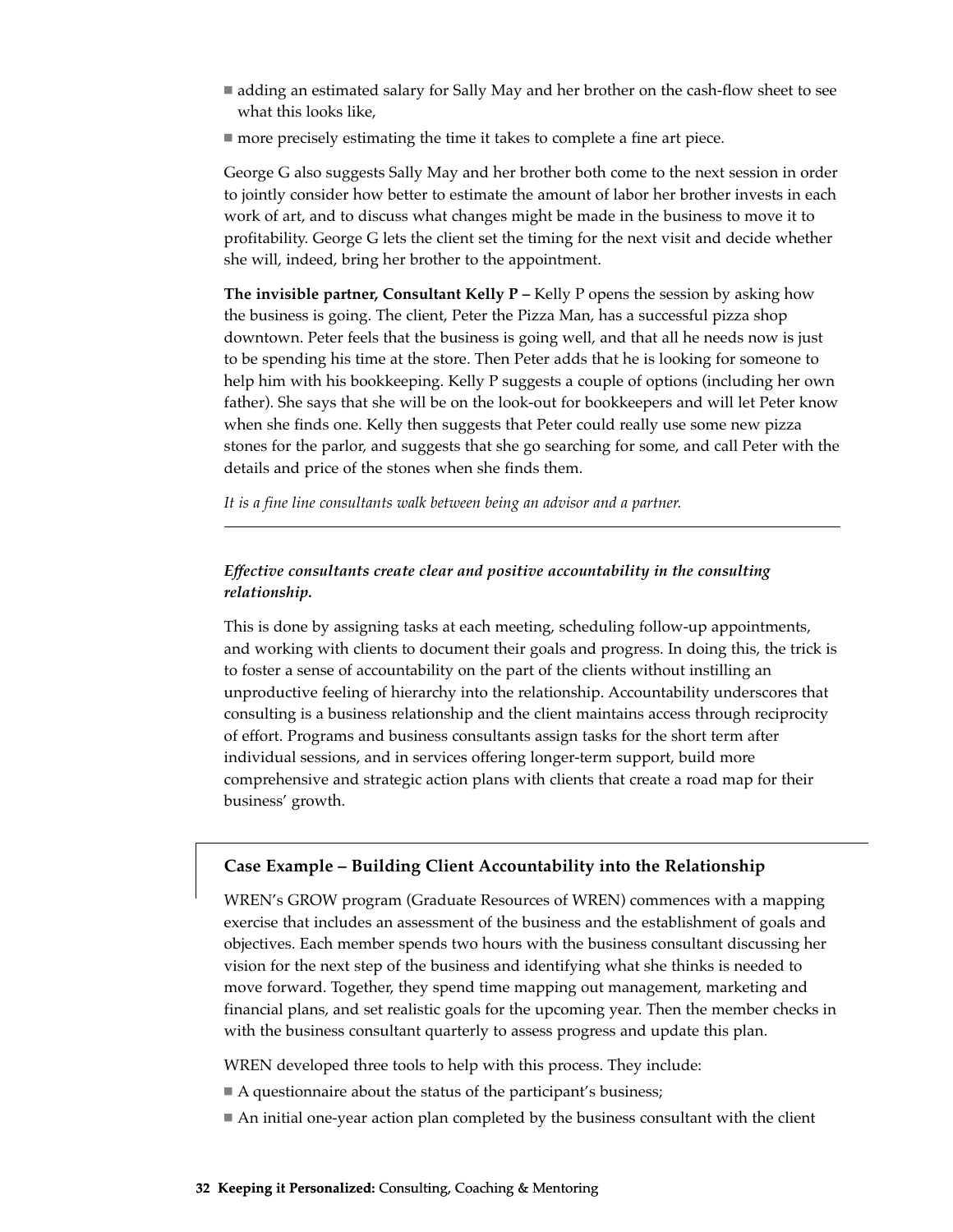- adding an estimated salary for Sally May and her brother on the cash-flow sheet to see what this looks like,
- more precisely estimating the time it takes to complete a fine art piece.

George G also suggests Sally May and her brother both come to the next session in order to jointly consider how better to estimate the amount of labor her brother invests in each work of art, and to discuss what changes might be made in the business to move it to profitability. George G lets the client set the timing for the next visit and decide whether she will, indeed, bring her brother to the appointment.

**The invisible partner, Consultant Kelly P –** Kelly P opens the session by asking how the business is going. The client, Peter the Pizza Man, has a successful pizza shop downtown. Peter feels that the business is going well, and that all he needs now is just to be spending his time at the store. Then Peter adds that he is looking for someone to help him with his bookkeeping. Kelly P suggests a couple of options (including her own father). She says that she will be on the look-out for bookkeepers and will let Peter know when she finds one. Kelly then suggests that Peter could really use some new pizza stones for the parlor, and suggests that she go searching for some, and call Peter with the details and price of the stones when she finds them.

*It is a fine line consultants walk between being an advisor and a partner.*

---

***Effective consultants create clear and positive accountability in the consulting relationship.***

This is done by assigning tasks at each meeting, scheduling follow-up appointments, and working with clients to document their goals and progress. In doing this, the trick is to foster a sense of accountability on the part of the clients without instilling an unproductive feeling of hierarchy into the relationship. Accountability underscores that consulting is a business relationship and the client maintains access through reciprocity of effort. Programs and business consultants assign tasks for the short term after individual sessions, and in services offering longer-term support, build more comprehensive and strategic action plans with clients that create a road map for their business' growth.

### Case Example – Building Client Accountability into the Relationship

WREN's GROW program (Graduate Resources of WREN) commences with a mapping exercise that includes an assessment of the business and the establishment of goals and objectives. Each member spends two hours with the business consultant discussing her vision for the next step of the business and identifying what she thinks is needed to move forward. Together, they spend time mapping out management, marketing and financial plans, and set realistic goals for the upcoming year. Then the member checks in with the business consultant quarterly to assess progress and update this plan.

WREN developed three tools to help with this process. They include:

- A questionnaire about the status of the participant's business;
- An initial one-year action plan completed by the business consultant with the client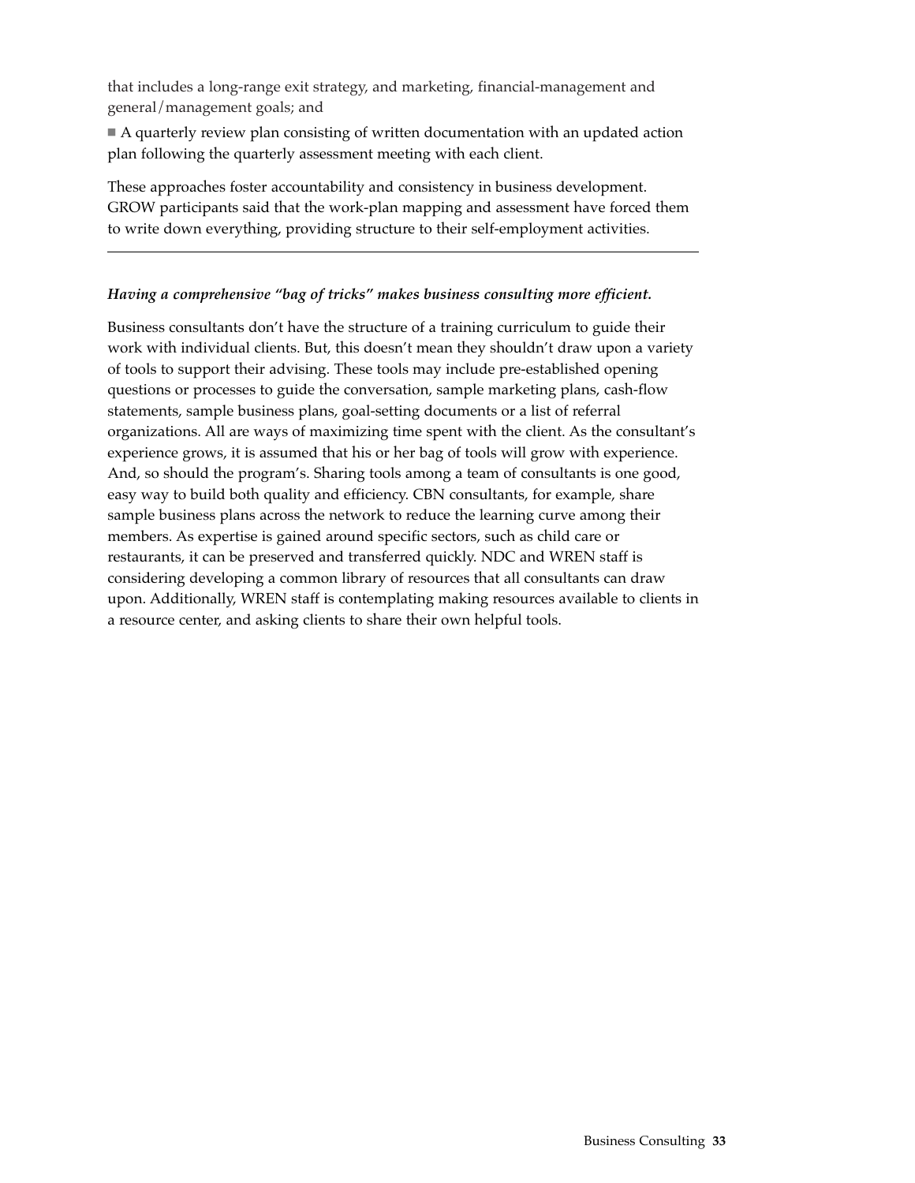that includes a long-range exit strategy, and marketing, financial-management and general/management goals; and

- A quarterly review plan consisting of written documentation with an updated action plan following the quarterly assessment meeting with each client.

These approaches foster accountability and consistency in business development. GROW participants said that the work-plan mapping and assessment have forced them to write down everything, providing structure to their self-employment activities.

---

***Having a comprehensive "bag of tricks" makes business consulting more efficient.***

Business consultants don't have the structure of a training curriculum to guide their work with individual clients. But, this doesn't mean they shouldn't draw upon a variety of tools to support their advising. These tools may include pre-established opening questions or processes to guide the conversation, sample marketing plans, cash-flow statements, sample business plans, goal-setting documents or a list of referral organizations. All are ways of maximizing time spent with the client. As the consultant's experience grows, it is assumed that his or her bag of tools will grow with experience. And, so should the program's. Sharing tools among a team of consultants is one good, easy way to build both quality and efficiency. CBN consultants, for example, share sample business plans across the network to reduce the learning curve among their members. As expertise is gained around specific sectors, such as child care or restaurants, it can be preserved and transferred quickly. NDC and WREN staff is considering developing a common library of resources that all consultants can draw upon. Additionally, WREN staff is contemplating making resources available to clients in a resource center, and asking clients to share their own helpful tools.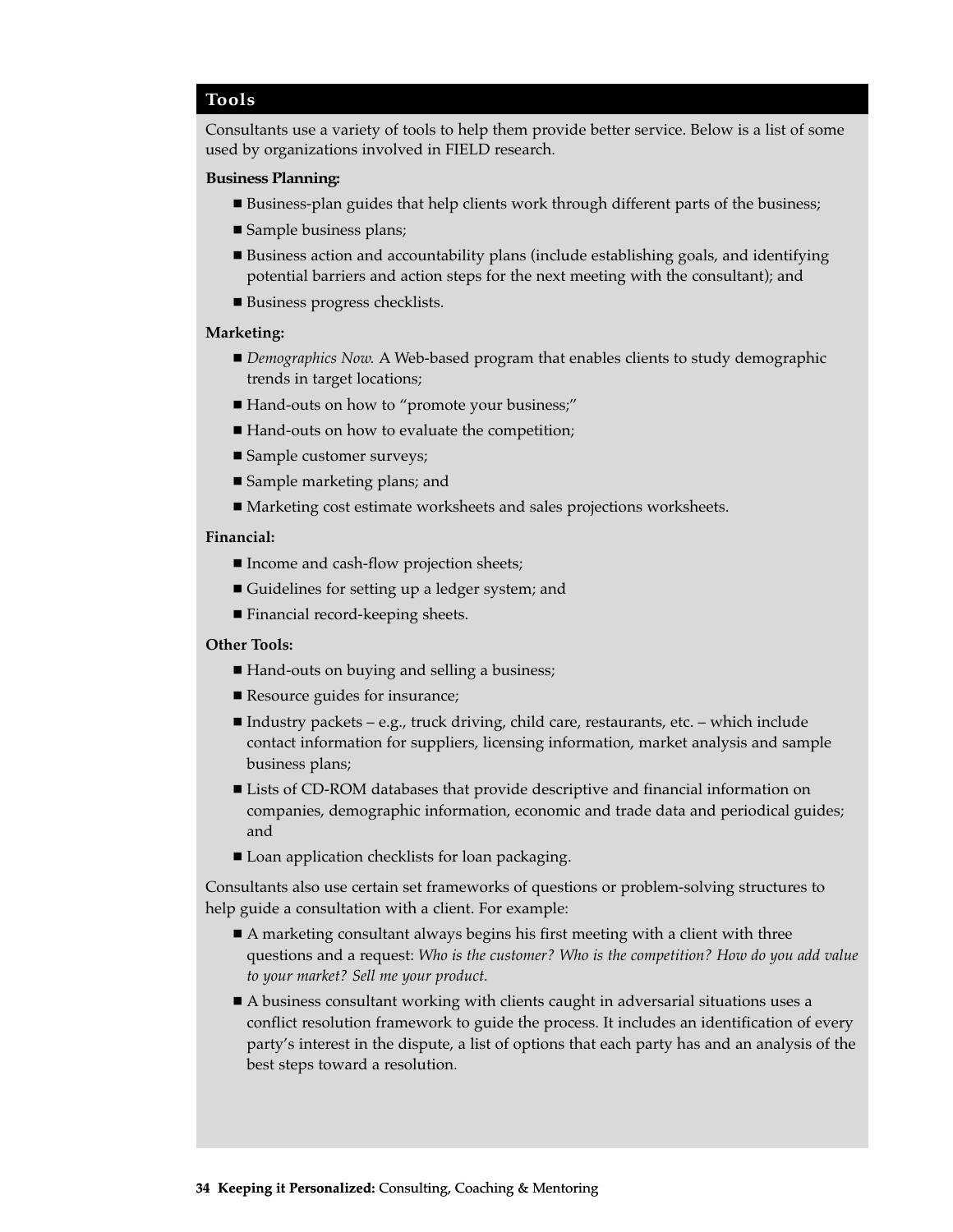## Tools

Consultants use a variety of tools to help them provide better service. Below is a list of some used by organizations involved in FIELD research.

**Business Planning:**

- Business-plan guides that help clients work through different parts of the business;
- Sample business plans;
- Business action and accountability plans (include establishing goals, and identifying potential barriers and action steps for the next meeting with the consultant); and
- Business progress checklists.

**Marketing:**

- *Demographics Now.* A Web-based program that enables clients to study demographic trends in target locations;
- Hand-outs on how to "promote your business;"
- Hand-outs on how to evaluate the competition;
- Sample customer surveys;
- Sample marketing plans; and
- Marketing cost estimate worksheets and sales projections worksheets.

**Financial:**

- Income and cash-flow projection sheets;
- Guidelines for setting up a ledger system; and
- Financial record-keeping sheets.

**Other Tools:**

- Hand-outs on buying and selling a business;
- Resource guides for insurance;
- Industry packets – e.g., truck driving, child care, restaurants, etc. – which include contact information for suppliers, licensing information, market analysis and sample business plans;
- Lists of CD-ROM databases that provide descriptive and financial information on companies, demographic information, economic and trade data and periodical guides; and
- Loan application checklists for loan packaging.

Consultants also use certain set frameworks of questions or problem-solving structures to help guide a consultation with a client. For example:

- A marketing consultant always begins his first meeting with a client with three questions and a request: *Who is the customer? Who is the competition? How do you add value to your market? Sell me your product.*
- A business consultant working with clients caught in adversarial situations uses a conflict resolution framework to guide the process. It includes an identification of every party's interest in the dispute, a list of options that each party has and an analysis of the best steps toward a resolution.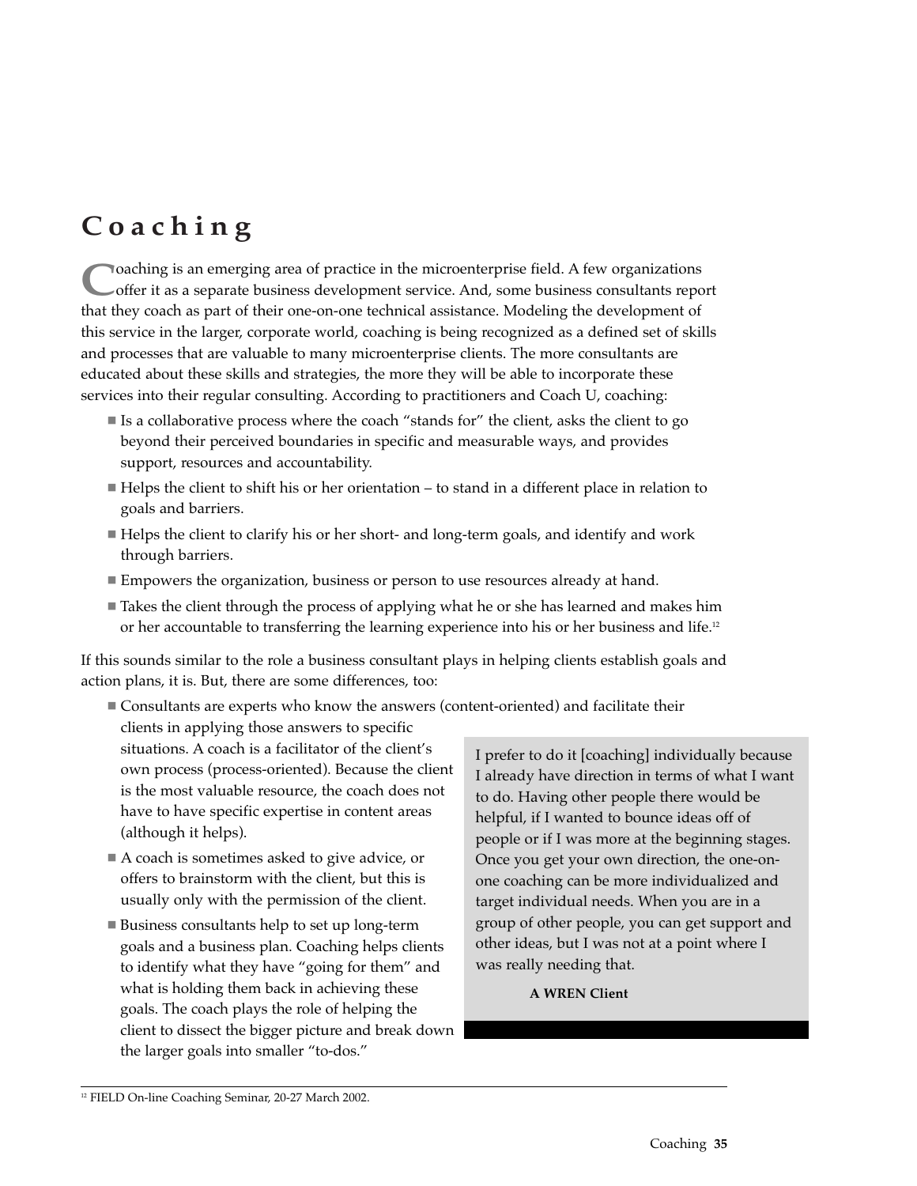# Coaching

Coaching is an emerging area of practice in the microenterprise field. A few organizations offer it as a separate business development service. And, some business consultants report that they coach as part of their one-on-one technical assistance. Modeling the development of this service in the larger, corporate world, coaching is being recognized as a defined set of skills and processes that are valuable to many microenterprise clients. The more consultants are educated about these skills and strategies, the more they will be able to incorporate these services into their regular consulting. According to practitioners and Coach U, coaching:

- Is a collaborative process where the coach "stands for" the client, asks the client to go beyond their perceived boundaries in specific and measurable ways, and provides support, resources and accountability.
- Helps the client to shift his or her orientation – to stand in a different place in relation to goals and barriers.
- Helps the client to clarify his or her short- and long-term goals, and identify and work through barriers.
- Empowers the organization, business or person to use resources already at hand.
- Takes the client through the process of applying what he or she has learned and makes him or her accountable to transferring the learning experience into his or her business and life.[12]

If this sounds similar to the role a business consultant plays in helping clients establish goals and action plans, it is. But, there are some differences, too:

- Consultants are experts who know the answers (content-oriented) and facilitate their clients in applying those answers to specific situations. A coach is a facilitator of the client's own process (process-oriented). Because the client is the most valuable resource, the coach does not have to have specific expertise in content areas (although it helps).
- A coach is sometimes asked to give advice, or offers to brainstorm with the client, but this is usually only with the permission of the client.
- Business consultants help to set up long-term goals and a business plan. Coaching helps clients to identify what they have "going for them" and what is holding them back in achieving these goals. The coach plays the role of helping the client to dissect the bigger picture and break down the larger goals into smaller "to-dos."

> I prefer to do it [coaching] individually because I already have direction in terms of what I want to do. Having other people there would be helpful, if I wanted to bounce ideas off of people or if I was more at the beginning stages. Once you get your own direction, the one-on-one coaching can be more individualized and target individual needs. When you are in a group of other people, you can get support and other ideas, but I was not at a point where I was really needing that.
>
> **A WREN Client**

[12] FIELD On-line Coaching Seminar, 20-27 March 2002.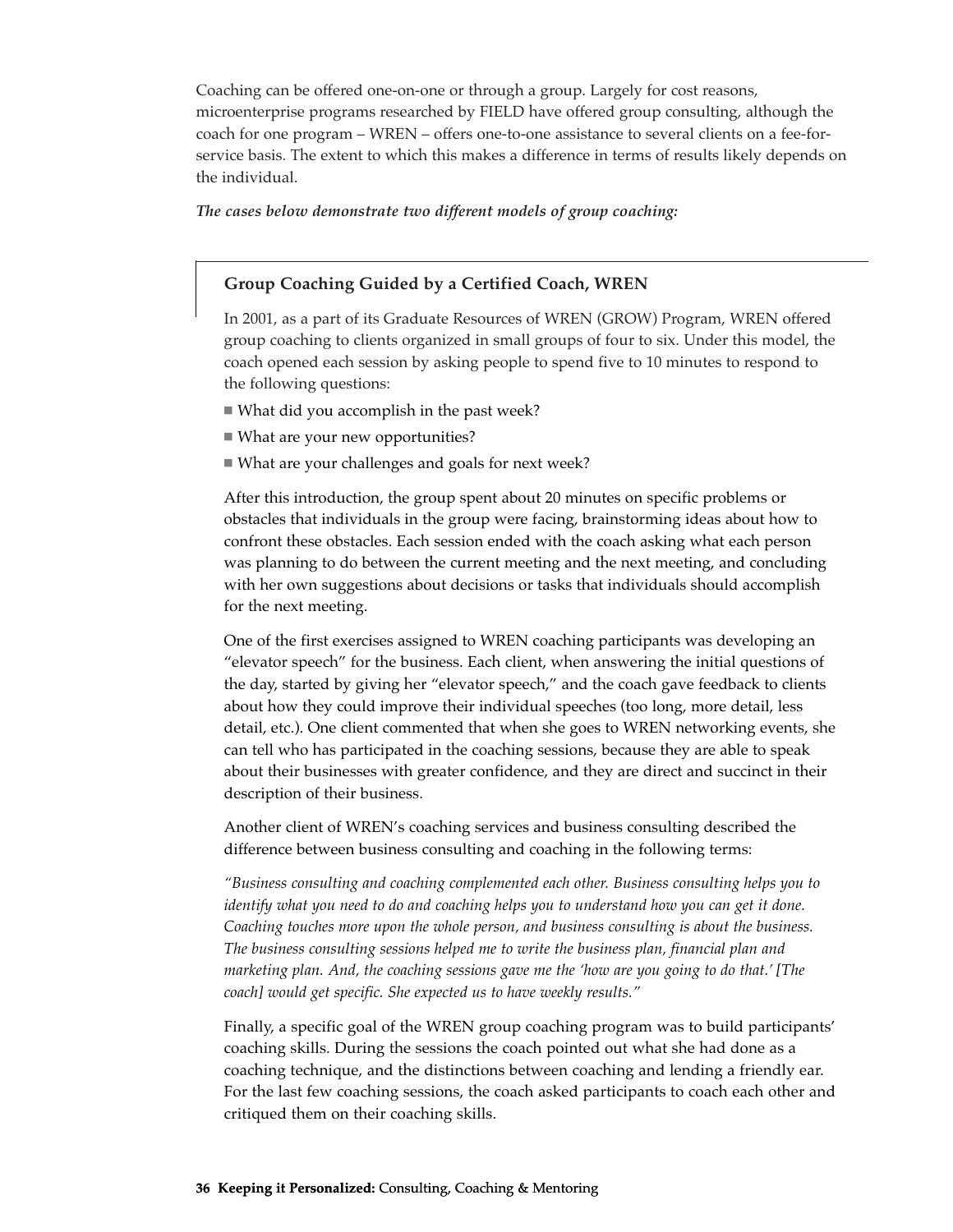Coaching can be offered one-on-one or through a group. Largely for cost reasons, microenterprise programs researched by FIELD have offered group consulting, although the coach for one program – WREN – offers one-to-one assistance to several clients on a fee-for-service basis. The extent to which this makes a difference in terms of results likely depends on the individual.

***The cases below demonstrate two different models of group coaching:***

### Group Coaching Guided by a Certified Coach, WREN

In 2001, as a part of its Graduate Resources of WREN (GROW) Program, WREN offered group coaching to clients organized in small groups of four to six. Under this model, the coach opened each session by asking people to spend five to 10 minutes to respond to the following questions:

- What did you accomplish in the past week?
- What are your new opportunities?
- What are your challenges and goals for next week?

After this introduction, the group spent about 20 minutes on specific problems or obstacles that individuals in the group were facing, brainstorming ideas about how to confront these obstacles. Each session ended with the coach asking what each person was planning to do between the current meeting and the next meeting, and concluding with her own suggestions about decisions or tasks that individuals should accomplish for the next meeting.

One of the first exercises assigned to WREN coaching participants was developing an "elevator speech" for the business. Each client, when answering the initial questions of the day, started by giving her "elevator speech," and the coach gave feedback to clients about how they could improve their individual speeches (too long, more detail, less detail, etc.). One client commented that when she goes to WREN networking events, she can tell who has participated in the coaching sessions, because they are able to speak about their businesses with greater confidence, and they are direct and succinct in their description of their business.

Another client of WREN's coaching services and business consulting described the difference between business consulting and coaching in the following terms:

*"Business consulting and coaching complemented each other. Business consulting helps you to identify what you need to do and coaching helps you to understand how you can get it done. Coaching touches more upon the whole person, and business consulting is about the business. The business consulting sessions helped me to write the business plan, financial plan and marketing plan. And, the coaching sessions gave me the 'how are you going to do that.' [The coach] would get specific. She expected us to have weekly results."*

Finally, a specific goal of the WREN group coaching program was to build participants' coaching skills. During the sessions the coach pointed out what she had done as a coaching technique, and the distinctions between coaching and lending a friendly ear. For the last few coaching sessions, the coach asked participants to coach each other and critiqued them on their coaching skills.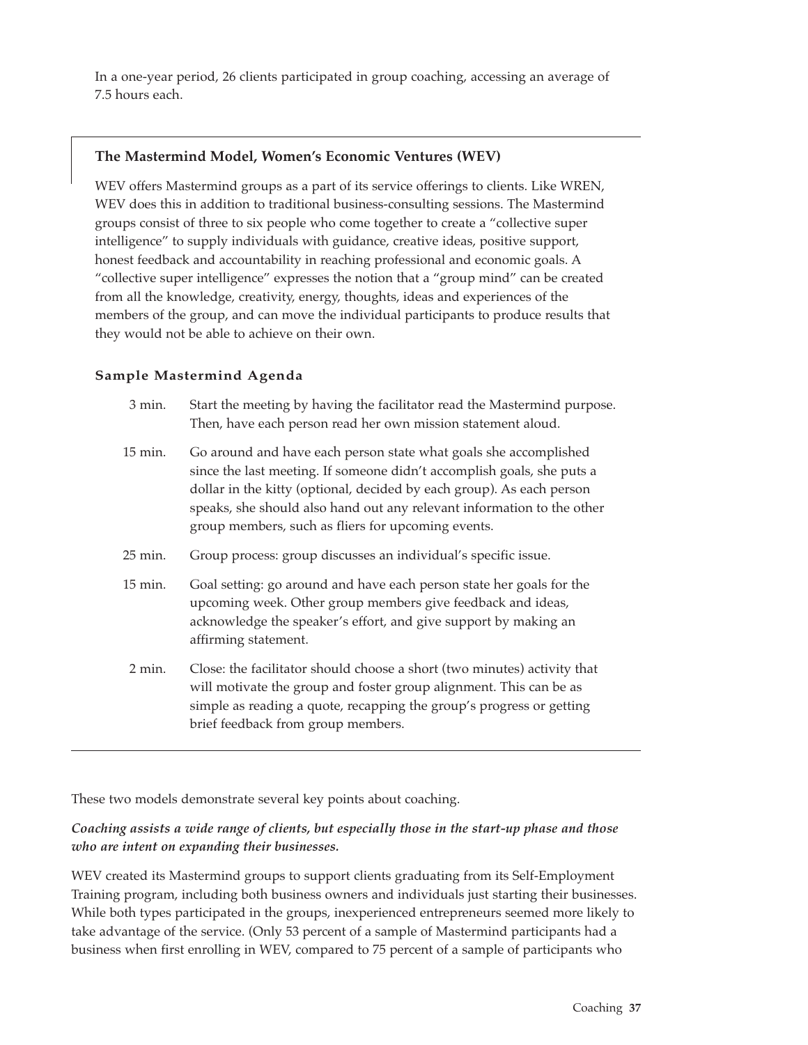In a one-year period, 26 clients participated in group coaching, accessing an average of 7.5 hours each.

### The Mastermind Model, Women's Economic Ventures (WEV)

WEV offers Mastermind groups as a part of its service offerings to clients. Like WREN, WEV does this in addition to traditional business-consulting sessions. The Mastermind groups consist of three to six people who come together to create a "collective super intelligence" to supply individuals with guidance, creative ideas, positive support, honest feedback and accountability in reaching professional and economic goals. A "collective super intelligence" expresses the notion that a "group mind" can be created from all the knowledge, creativity, energy, thoughts, ideas and experiences of the members of the group, and can move the individual participants to produce results that they would not be able to achieve on their own.

#### Sample Mastermind Agenda

| | |
|---|---|
| 3 min. | Start the meeting by having the facilitator read the Mastermind purpose. Then, have each person read her own mission statement aloud. |
| 15 min. | Go around and have each person state what goals she accomplished since the last meeting. If someone didn't accomplish goals, she puts a dollar in the kitty (optional, decided by each group). As each person speaks, she should also hand out any relevant information to the other group members, such as fliers for upcoming events. |
| 25 min. | Group process: group discusses an individual's specific issue. |
| 15 min. | Goal setting: go around and have each person state her goals for the upcoming week. Other group members give feedback and ideas, acknowledge the speaker's effort, and give support by making an affirming statement. |
| 2 min. | Close: the facilitator should choose a short (two minutes) activity that will motivate the group and foster group alignment. This can be as simple as reading a quote, recapping the group's progress or getting brief feedback from group members. |

These two models demonstrate several key points about coaching.

***Coaching assists a wide range of clients, but especially those in the start-up phase and those who are intent on expanding their businesses.***

WEV created its Mastermind groups to support clients graduating from its Self-Employment Training program, including both business owners and individuals just starting their businesses. While both types participated in the groups, inexperienced entrepreneurs seemed more likely to take advantage of the service. (Only 53 percent of a sample of Mastermind participants had a business when first enrolling in WEV, compared to 75 percent of a sample of participants who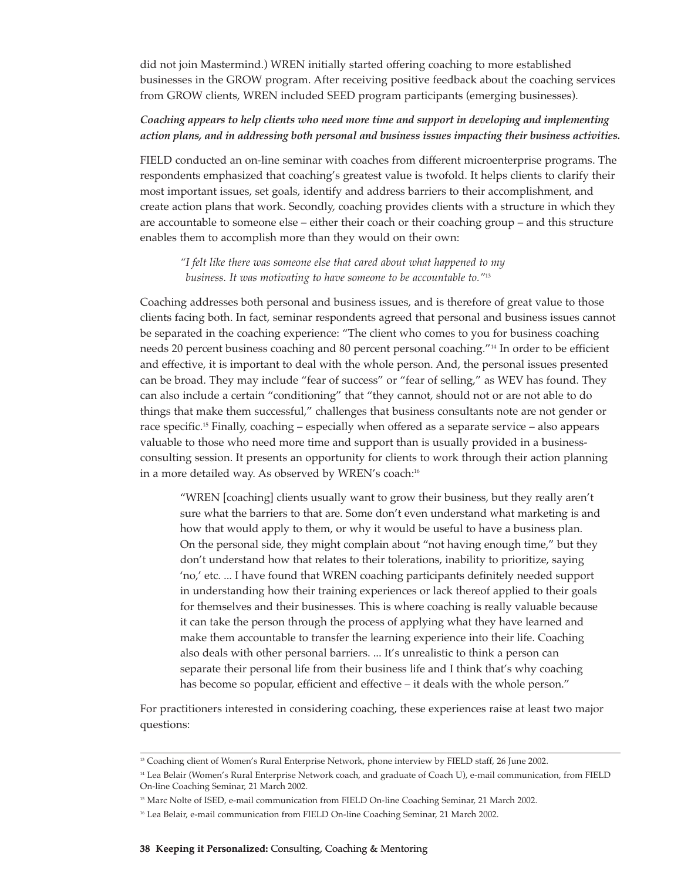did not join Mastermind.) WREN initially started offering coaching to more established businesses in the GROW program. After receiving positive feedback about the coaching services from GROW clients, WREN included SEED program participants (emerging businesses).

***Coaching appears to help clients who need more time and support in developing and implementing action plans, and in addressing both personal and business issues impacting their business activities.***

FIELD conducted an on-line seminar with coaches from different microenterprise programs. The respondents emphasized that coaching's greatest value is twofold. It helps clients to clarify their most important issues, set goals, identify and address barriers to their accomplishment, and create action plans that work. Secondly, coaching provides clients with a structure in which they are accountable to someone else – either their coach or their coaching group – and this structure enables them to accomplish more than they would on their own:

> *"I felt like there was someone else that cared about what happened to my business. It was motivating to have someone to be accountable to."*[13]

Coaching addresses both personal and business issues, and is therefore of great value to those clients facing both. In fact, seminar respondents agreed that personal and business issues cannot be separated in the coaching experience: "The client who comes to you for business coaching needs 20 percent business coaching and 80 percent personal coaching."[14] In order to be efficient and effective, it is important to deal with the whole person. And, the personal issues presented can be broad. They may include "fear of success" or "fear of selling," as WEV has found. They can also include a certain "conditioning" that "they cannot, should not or are not able to do things that make them successful," challenges that business consultants note are not gender or race specific.[15] Finally, coaching – especially when offered as a separate service – also appears valuable to those who need more time and support than is usually provided in a business-consulting session. It presents an opportunity for clients to work through their action planning in a more detailed way. As observed by WREN's coach:[16]

> "WREN [coaching] clients usually want to grow their business, but they really aren't sure what the barriers to that are. Some don't even understand what marketing is and how that would apply to them, or why it would be useful to have a business plan. On the personal side, they might complain about "not having enough time," but they don't understand how that relates to their tolerations, inability to prioritize, saying 'no,' etc. ... I have found that WREN coaching participants definitely needed support in understanding how their training experiences or lack thereof applied to their goals for themselves and their businesses. This is where coaching is really valuable because it can take the person through the process of applying what they have learned and make them accountable to transfer the learning experience into their life. Coaching also deals with other personal barriers. ... It's unrealistic to think a person can separate their personal life from their business life and I think that's why coaching has become so popular, efficient and effective – it deals with the whole person."

For practitioners interested in considering coaching, these experiences raise at least two major questions:

---

[13] Coaching client of Women's Rural Enterprise Network, phone interview by FIELD staff, 26 June 2002.

[14] Lea Belair (Women's Rural Enterprise Network coach, and graduate of Coach U), e-mail communication, from FIELD On-line Coaching Seminar, 21 March 2002.

[15] Marc Nolte of ISED, e-mail communication from FIELD On-line Coaching Seminar, 21 March 2002.

[16] Lea Belair, e-mail communication from FIELD On-line Coaching Seminar, 21 March 2002.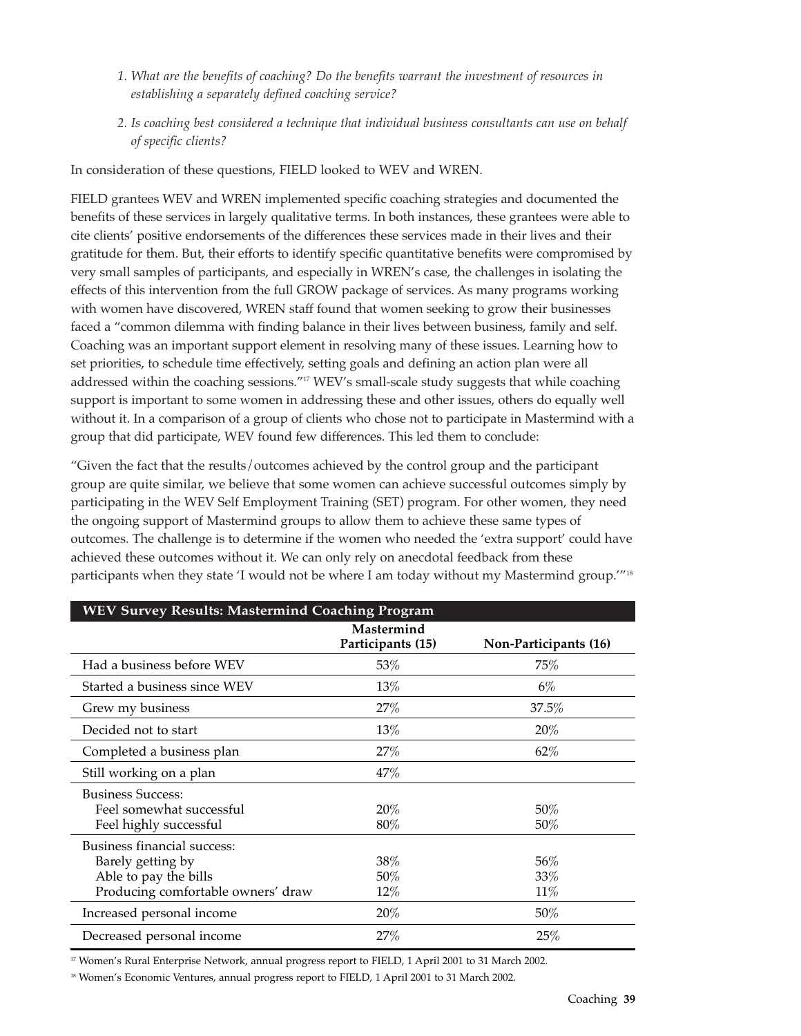1. *What are the benefits of coaching? Do the benefits warrant the investment of resources in establishing a separately defined coaching service?*
2. *Is coaching best considered a technique that individual business consultants can use on behalf of specific clients?*

In consideration of these questions, FIELD looked to WEV and WREN.

FIELD grantees WEV and WREN implemented specific coaching strategies and documented the benefits of these services in largely qualitative terms. In both instances, these grantees were able to cite clients' positive endorsements of the differences these services made in their lives and their gratitude for them. But, their efforts to identify specific quantitative benefits were compromised by very small samples of participants, and especially in WREN's case, the challenges in isolating the effects of this intervention from the full GROW package of services. As many programs working with women have discovered, WREN staff found that women seeking to grow their businesses faced a "common dilemma with finding balance in their lives between business, family and self. Coaching was an important support element in resolving many of these issues. Learning how to set priorities, to schedule time effectively, setting goals and defining an action plan were all addressed within the coaching sessions."[17] WEV's small-scale study suggests that while coaching support is important to some women in addressing these and other issues, others do equally well without it. In a comparison of a group of clients who chose not to participate in Mastermind with a group that did participate, WEV found few differences. This led them to conclude:

"Given the fact that the results/outcomes achieved by the control group and the participant group are quite similar, we believe that some women can achieve successful outcomes simply by participating in the WEV Self Employment Training (SET) program. For other women, they need the ongoing support of Mastermind groups to allow them to achieve these same types of outcomes. The challenge is to determine if the women who needed the 'extra support' could have achieved these outcomes without it. We can only rely on anecdotal feedback from these participants when they state 'I would not be where I am today without my Mastermind group.'"[18]

**WEV Survey Results: Mastermind Coaching Program**

| | Mastermind Participants (15) | Non-Participants (16) |
|---|---|---|
| Had a business before WEV | 53% | 75% |
| Started a business since WEV | 13% | 6% |
| Grew my business | 27% | 37.5% |
| Decided not to start | 13% | 20% |
| Completed a business plan | 27% | 62% |
| Still working on a plan | 47% | |
| Business Success: | | |
| Feel somewhat successful | 20% | 50% |
| Feel highly successful | 80% | 50% |
| Business financial success: | | |
| Barely getting by | 38% | 56% |
| Able to pay the bills | 50% | 33% |
| Producing comfortable owners' draw | 12% | 11% |
| Increased personal income | 20% | 50% |
| Decreased personal income | 27% | 25% |

[17] Women's Rural Enterprise Network, annual progress report to FIELD, 1 April 2001 to 31 March 2002.

[18] Women's Economic Ventures, annual progress report to FIELD, 1 April 2001 to 31 March 2002.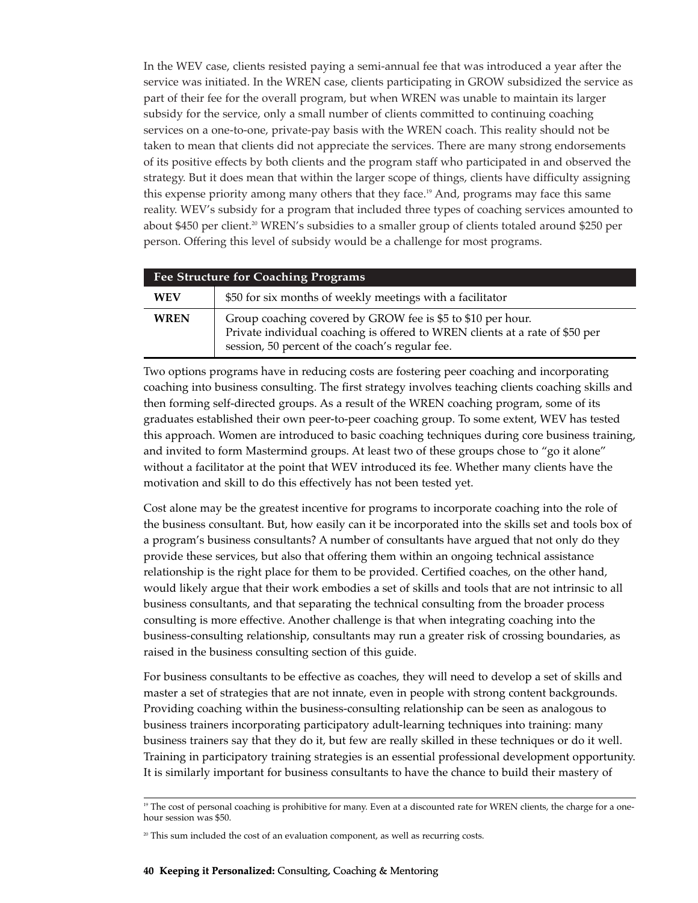In the WEV case, clients resisted paying a semi-annual fee that was introduced a year after the service was initiated. In the WREN case, clients participating in GROW subsidized the service as part of their fee for the overall program, but when WREN was unable to maintain its larger subsidy for the service, only a small number of clients committed to continuing coaching services on a one-to-one, private-pay basis with the WREN coach. This reality should not be taken to mean that clients did not appreciate the services. There are many strong endorsements of its positive effects by both clients and the program staff who participated in and observed the strategy. But it does mean that within the larger scope of things, clients have difficulty assigning this expense priority among many others that they face.[19] And, programs may face this same reality. WEV's subsidy for a program that included three types of coaching services amounted to about $450 per client.[20] WREN's subsidies to a smaller group of clients totaled around $250 per person. Offering this level of subsidy would be a challenge for most programs.

| Fee Structure for Coaching Programs | |
|---|---|
| **WEV** | $50 for six months of weekly meetings with a facilitator |
| **WREN** | Group coaching covered by GROW fee is $5 to $10 per hour. Private individual coaching is offered to WREN clients at a rate of $50 per session, 50 percent of the coach's regular fee. |

Two options programs have in reducing costs are fostering peer coaching and incorporating coaching into business consulting. The first strategy involves teaching clients coaching skills and then forming self-directed groups. As a result of the WREN coaching program, some of its graduates established their own peer-to-peer coaching group. To some extent, WEV has tested this approach. Women are introduced to basic coaching techniques during core business training, and invited to form Mastermind groups. At least two of these groups chose to "go it alone" without a facilitator at the point that WEV introduced its fee. Whether many clients have the motivation and skill to do this effectively has not been tested yet.

Cost alone may be the greatest incentive for programs to incorporate coaching into the role of the business consultant. But, how easily can it be incorporated into the skills set and tools box of a program's business consultants? A number of consultants have argued that not only do they provide these services, but also that offering them within an ongoing technical assistance relationship is the right place for them to be provided. Certified coaches, on the other hand, would likely argue that their work embodies a set of skills and tools that are not intrinsic to all business consultants, and that separating the technical consulting from the broader process consulting is more effective. Another challenge is that when integrating coaching into the business-consulting relationship, consultants may run a greater risk of crossing boundaries, as raised in the business consulting section of this guide.

For business consultants to be effective as coaches, they will need to develop a set of skills and master a set of strategies that are not innate, even in people with strong content backgrounds. Providing coaching within the business-consulting relationship can be seen as analogous to business trainers incorporating participatory adult-learning techniques into training: many business trainers say that they do it, but few are really skilled in these techniques or do it well. Training in participatory training strategies is an essential professional development opportunity. It is similarly important for business consultants to have the chance to build their mastery of

[19] The cost of personal coaching is prohibitive for many. Even at a discounted rate for WREN clients, the charge for a one-hour session was $50.

[20] This sum included the cost of an evaluation component, as well as recurring costs.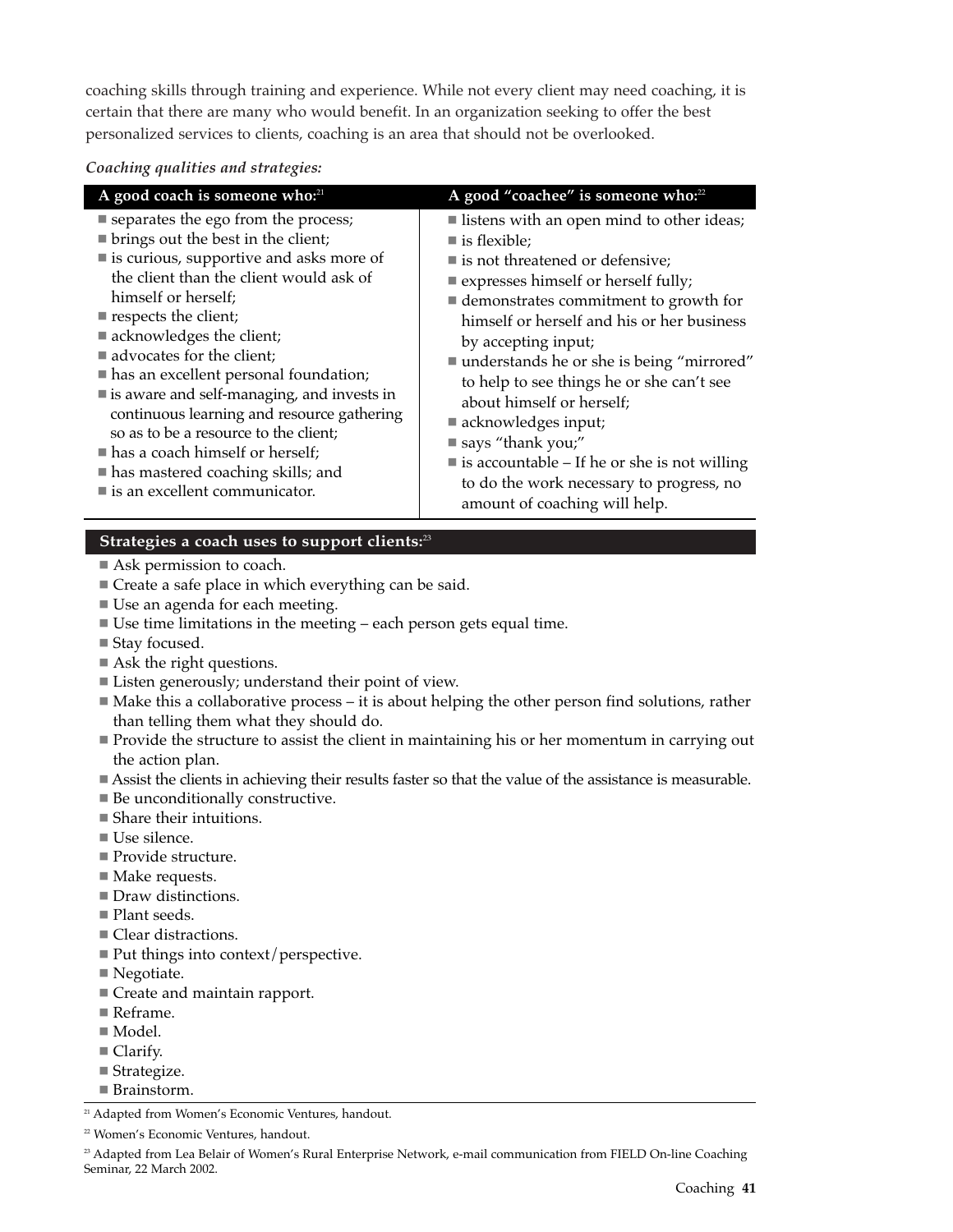coaching skills through training and experience. While not every client may need coaching, it is certain that there are many who would benefit. In an organization seeking to offer the best personalized services to clients, coaching is an area that should not be overlooked.

***Coaching qualities and strategies:***

| A good coach is someone who:[21] | A good "coachee" is someone who:[22] |
|---|---|
| ■ separates the ego from the process;<br>■ brings out the best in the client;<br>■ is curious, supportive and asks more of the client than the client would ask of himself or herself;<br>■ respects the client;<br>■ acknowledges the client;<br>■ advocates for the client;<br>■ has an excellent personal foundation;<br>■ is aware and self-managing, and invests in continuous learning and resource gathering so as to be a resource to the client;<br>■ has a coach himself or herself;<br>■ has mastered coaching skills; and<br>■ is an excellent communicator. | ■ listens with an open mind to other ideas;<br>■ is flexible;<br>■ is not threatened or defensive;<br>■ expresses himself or herself fully;<br>■ demonstrates commitment to growth for himself or herself and his or her business by accepting input;<br>■ understands he or she is being "mirrored" to help to see things he or she can't see about himself or herself;<br>■ acknowledges input;<br>■ says "thank you;"<br>■ is accountable – If he or she is not willing to do the work necessary to progress, no amount of coaching will help. |

**Strategies a coach uses to support clients:**[23]

- Ask permission to coach.
- Create a safe place in which everything can be said.
- Use an agenda for each meeting.
- Use time limitations in the meeting – each person gets equal time.
- Stay focused.
- Ask the right questions.
- Listen generously; understand their point of view.
- Make this a collaborative process – it is about helping the other person find solutions, rather than telling them what they should do.
- Provide the structure to assist the client in maintaining his or her momentum in carrying out the action plan.
- Assist the clients in achieving their results faster so that the value of the assistance is measurable.
- Be unconditionally constructive.
- Share their intuitions.
- Use silence.
- Provide structure.
- Make requests.
- Draw distinctions.
- Plant seeds.
- Clear distractions.
- Put things into context/perspective.
- Negotiate.
- Create and maintain rapport.
- Reframe.
- Model.
- Clarify.
- Strategize.
- Brainstorm.

---

[21] Adapted from Women's Economic Ventures, handout.

[22] Women's Economic Ventures, handout.

[23] Adapted from Lea Belair of Women's Rural Enterprise Network, e-mail communication from FIELD On-line Coaching Seminar, 22 March 2002.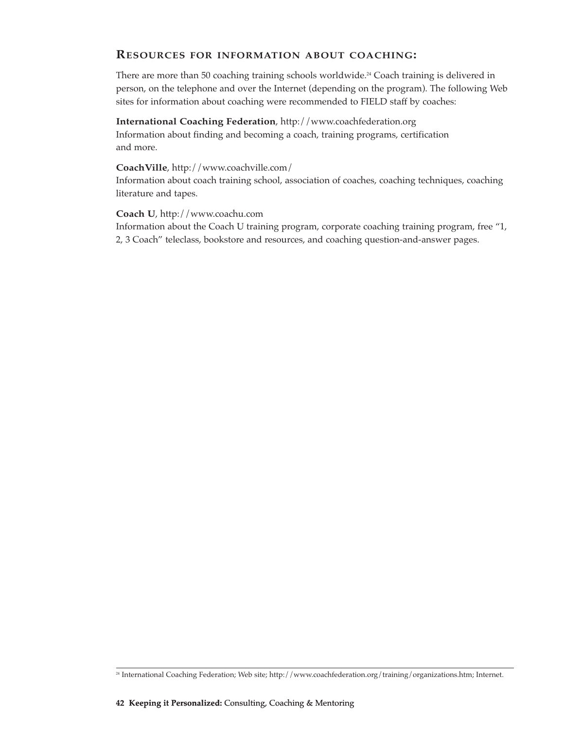## Resources for information about coaching:

There are more than 50 coaching training schools worldwide.[24] Coach training is delivered in person, on the telephone and over the Internet (depending on the program). The following Web sites for information about coaching were recommended to FIELD staff by coaches:

**International Coaching Federation**, http://www.coachfederation.org
Information about finding and becoming a coach, training programs, certification and more.

**CoachVille**, http://www.coachville.com/
Information about coach training school, association of coaches, coaching techniques, coaching literature and tapes.

**Coach U**, http://www.coachu.com
Information about the Coach U training program, corporate coaching training program, free "1, 2, 3 Coach" teleclass, bookstore and resources, and coaching question-and-answer pages.

---

[24] International Coaching Federation; Web site; http://www.coachfederation.org/training/organizations.htm; Internet.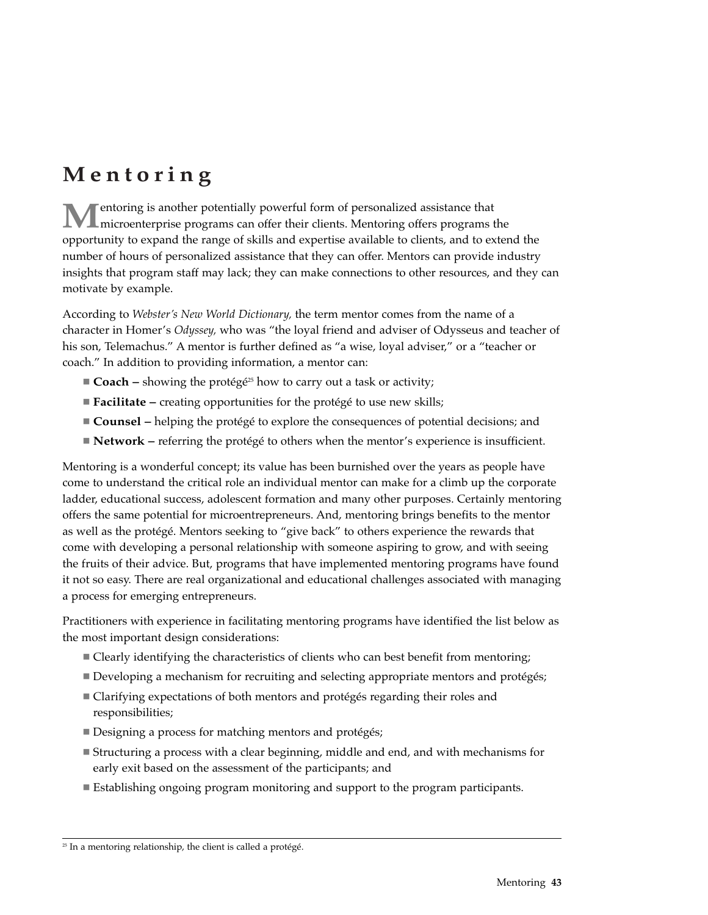# Mentoring

Mentoring is another potentially powerful form of personalized assistance that microenterprise programs can offer their clients. Mentoring offers programs the opportunity to expand the range of skills and expertise available to clients, and to extend the number of hours of personalized assistance that they can offer. Mentors can provide industry insights that program staff may lack; they can make connections to other resources, and they can motivate by example.

According to *Webster's New World Dictionary,* the term mentor comes from the name of a character in Homer's *Odyssey,* who was "the loyal friend and adviser of Odysseus and teacher of his son, Telemachus." A mentor is further defined as "a wise, loyal adviser," or a "teacher or coach." In addition to providing information, a mentor can:

- **Coach –** showing the protégé[25] how to carry out a task or activity;
- **Facilitate –** creating opportunities for the protégé to use new skills;
- **Counsel –** helping the protégé to explore the consequences of potential decisions; and
- **Network –** referring the protégé to others when the mentor's experience is insufficient.

Mentoring is a wonderful concept; its value has been burnished over the years as people have come to understand the critical role an individual mentor can make for a climb up the corporate ladder, educational success, adolescent formation and many other purposes. Certainly mentoring offers the same potential for microentrepreneurs. And, mentoring brings benefits to the mentor as well as the protégé. Mentors seeking to "give back" to others experience the rewards that come with developing a personal relationship with someone aspiring to grow, and with seeing the fruits of their advice. But, programs that have implemented mentoring programs have found it not so easy. There are real organizational and educational challenges associated with managing a process for emerging entrepreneurs.

Practitioners with experience in facilitating mentoring programs have identified the list below as the most important design considerations:

- Clearly identifying the characteristics of clients who can best benefit from mentoring;
- Developing a mechanism for recruiting and selecting appropriate mentors and protégés;
- Clarifying expectations of both mentors and protégés regarding their roles and responsibilities;
- Designing a process for matching mentors and protégés;
- Structuring a process with a clear beginning, middle and end, and with mechanisms for early exit based on the assessment of the participants; and
- Establishing ongoing program monitoring and support to the program participants.

---

[25] In a mentoring relationship, the client is called a protégé.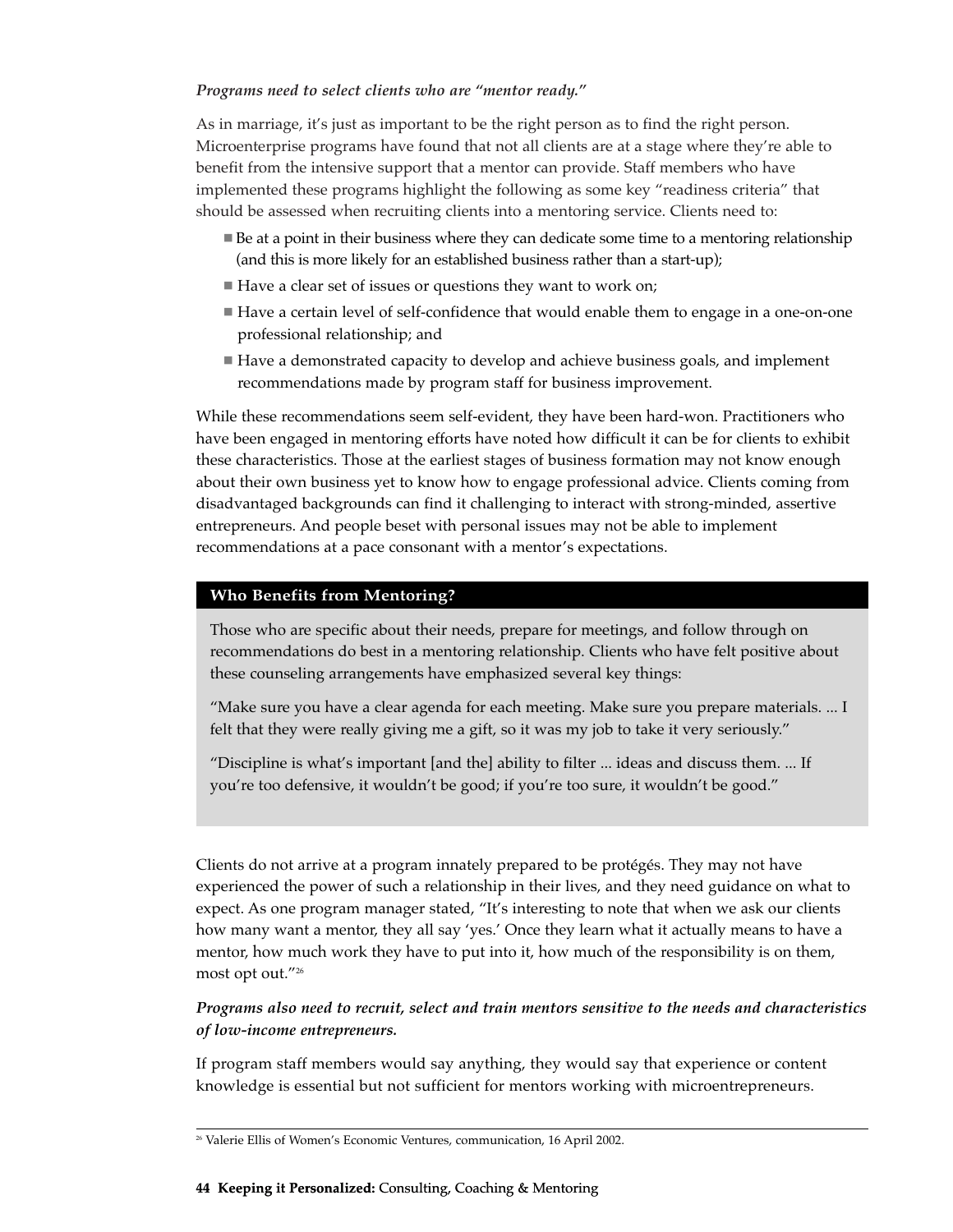*Programs need to select clients who are "mentor ready."*

As in marriage, it's just as important to be the right person as to find the right person. Microenterprise programs have found that not all clients are at a stage where they're able to benefit from the intensive support that a mentor can provide. Staff members who have implemented these programs highlight the following as some key "readiness criteria" that should be assessed when recruiting clients into a mentoring service. Clients need to:

- Be at a point in their business where they can dedicate some time to a mentoring relationship (and this is more likely for an established business rather than a start-up);
- Have a clear set of issues or questions they want to work on;
- Have a certain level of self-confidence that would enable them to engage in a one-on-one professional relationship; and
- Have a demonstrated capacity to develop and achieve business goals, and implement recommendations made by program staff for business improvement.

While these recommendations seem self-evident, they have been hard-won. Practitioners who have been engaged in mentoring efforts have noted how difficult it can be for clients to exhibit these characteristics. Those at the earliest stages of business formation may not know enough about their own business yet to know how to engage professional advice. Clients coming from disadvantaged backgrounds can find it challenging to interact with strong-minded, assertive entrepreneurs. And people beset with personal issues may not be able to implement recommendations at a pace consonant with a mentor's expectations.

**Who Benefits from Mentoring?**

Those who are specific about their needs, prepare for meetings, and follow through on recommendations do best in a mentoring relationship. Clients who have felt positive about these counseling arrangements have emphasized several key things:

"Make sure you have a clear agenda for each meeting. Make sure you prepare materials. ... I felt that they were really giving me a gift, so it was my job to take it very seriously."

"Discipline is what's important [and the] ability to filter ... ideas and discuss them. ... If you're too defensive, it wouldn't be good; if you're too sure, it wouldn't be good."

Clients do not arrive at a program innately prepared to be protégés. They may not have experienced the power of such a relationship in their lives, and they need guidance on what to expect. As one program manager stated, "It's interesting to note that when we ask our clients how many want a mentor, they all say 'yes.' Once they learn what it actually means to have a mentor, how much work they have to put into it, how much of the responsibility is on them, most opt out."[26]

***Programs also need to recruit, select and train mentors sensitive to the needs and characteristics of low-income entrepreneurs.***

If program staff members would say anything, they would say that experience or content knowledge is essential but not sufficient for mentors working with microentrepreneurs.

[26] Valerie Ellis of Women's Economic Ventures, communication, 16 April 2002.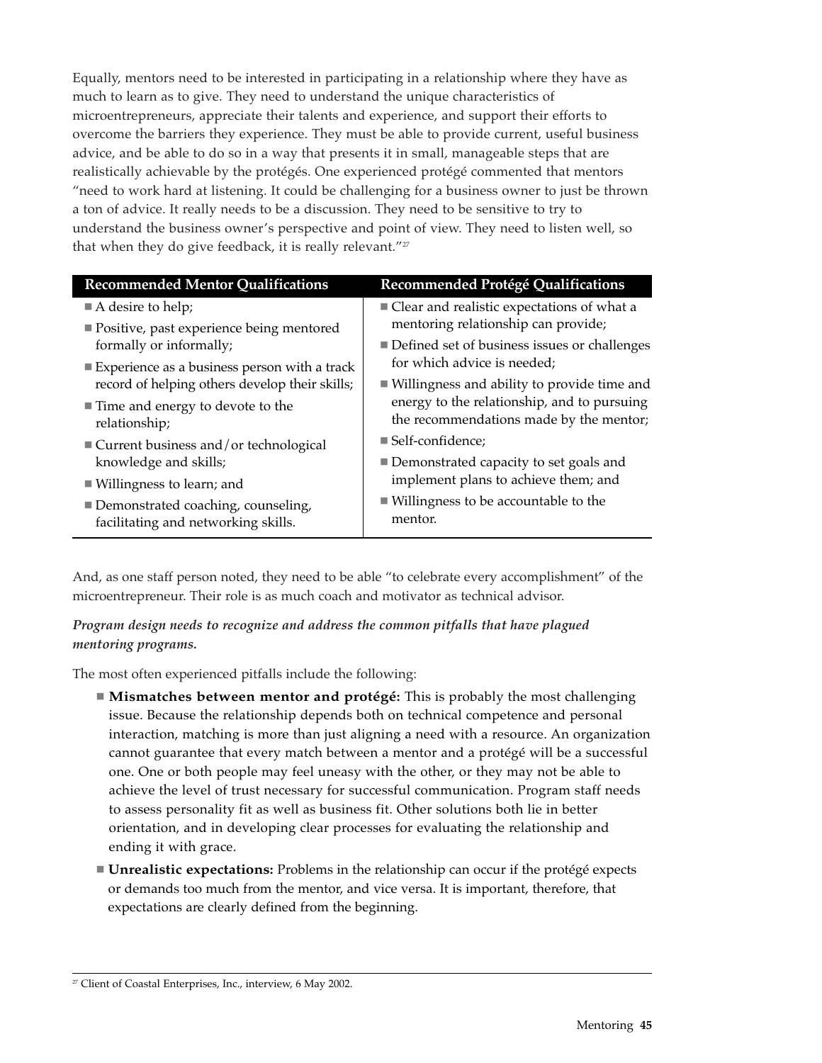Equally, mentors need to be interested in participating in a relationship where they have as much to learn as to give. They need to understand the unique characteristics of microentrepreneurs, appreciate their talents and experience, and support their efforts to overcome the barriers they experience. They must be able to provide current, useful business advice, and be able to do so in a way that presents it in small, manageable steps that are realistically achievable by the protégés. One experienced protégé commented that mentors "need to work hard at listening. It could be challenging for a business owner to just be thrown a ton of advice. It really needs to be a discussion. They need to be sensitive to try to understand the business owner's perspective and point of view. They need to listen well, so that when they do give feedback, it is really relevant."[27]

| Recommended Mentor Qualifications | Recommended Protégé Qualifications |
| --- | --- |
| ■ A desire to help;<br>■ Positive, past experience being mentored formally or informally;<br>■ Experience as a business person with a track record of helping others develop their skills;<br>■ Time and energy to devote to the relationship;<br>■ Current business and/or technological knowledge and skills;<br>■ Willingness to learn; and<br>■ Demonstrated coaching, counseling, facilitating and networking skills. | ■ Clear and realistic expectations of what a mentoring relationship can provide;<br>■ Defined set of business issues or challenges for which advice is needed;<br>■ Willingness and ability to provide time and energy to the relationship, and to pursuing the recommendations made by the mentor;<br>■ Self-confidence;<br>■ Demonstrated capacity to set goals and implement plans to achieve them; and<br>■ Willingness to be accountable to the mentor. |

And, as one staff person noted, they need to be able "to celebrate every accomplishment" of the microentrepreneur. Their role is as much coach and motivator as technical advisor.

***Program design needs to recognize and address the common pitfalls that have plagued mentoring programs.***

The most often experienced pitfalls include the following:

- **Mismatches between mentor and protégé:** This is probably the most challenging issue. Because the relationship depends both on technical competence and personal interaction, matching is more than just aligning a need with a resource. An organization cannot guarantee that every match between a mentor and a protégé will be a successful one. One or both people may feel uneasy with the other, or they may not be able to achieve the level of trust necessary for successful communication. Program staff needs to assess personality fit as well as business fit. Other solutions both lie in better orientation, and in developing clear processes for evaluating the relationship and ending it with grace.
- **Unrealistic expectations:** Problems in the relationship can occur if the protégé expects or demands too much from the mentor, and vice versa. It is important, therefore, that expectations are clearly defined from the beginning.

[27] Client of Coastal Enterprises, Inc., interview, 6 May 2002.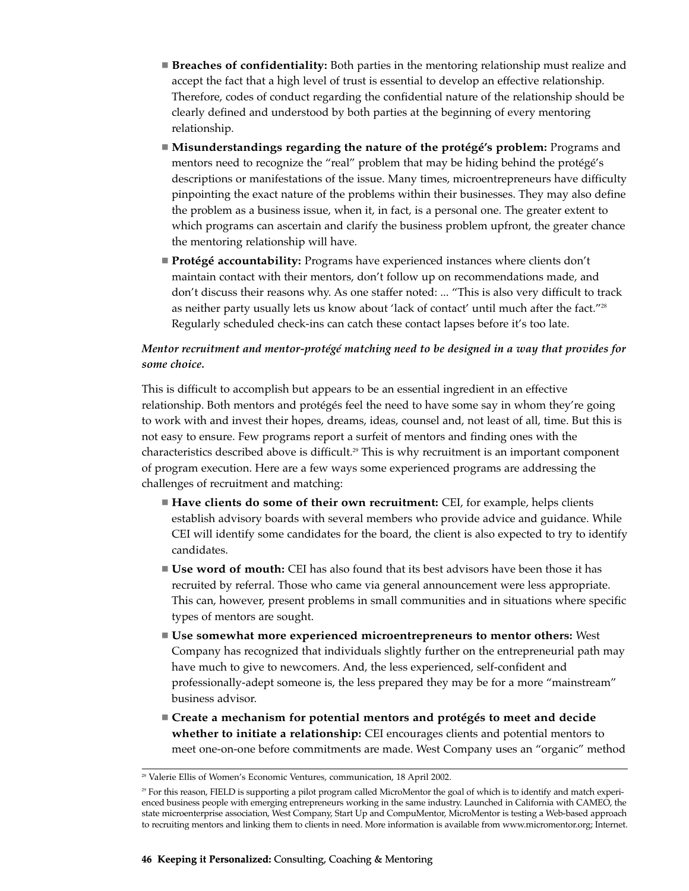- **Breaches of confidentiality:** Both parties in the mentoring relationship must realize and accept the fact that a high level of trust is essential to develop an effective relationship. Therefore, codes of conduct regarding the confidential nature of the relationship should be clearly defined and understood by both parties at the beginning of every mentoring relationship.
- **Misunderstandings regarding the nature of the protégé's problem:** Programs and mentors need to recognize the "real" problem that may be hiding behind the protégé's descriptions or manifestations of the issue. Many times, microentrepreneurs have difficulty pinpointing the exact nature of the problems within their businesses. They may also define the problem as a business issue, when it, in fact, is a personal one. The greater extent to which programs can ascertain and clarify the business problem upfront, the greater chance the mentoring relationship will have.
- **Protégé accountability:** Programs have experienced instances where clients don't maintain contact with their mentors, don't follow up on recommendations made, and don't discuss their reasons why. As one staffer noted: ... "This is also very difficult to track as neither party usually lets us know about 'lack of contact' until much after the fact."[28] Regularly scheduled check-ins can catch these contact lapses before it's too late.

***Mentor recruitment and mentor-protégé matching need to be designed in a way that provides for some choice.***

This is difficult to accomplish but appears to be an essential ingredient in an effective relationship. Both mentors and protégés feel the need to have some say in whom they're going to work with and invest their hopes, dreams, ideas, counsel and, not least of all, time. But this is not easy to ensure. Few programs report a surfeit of mentors and finding ones with the characteristics described above is difficult.[29] This is why recruitment is an important component of program execution. Here are a few ways some experienced programs are addressing the challenges of recruitment and matching:

- **Have clients do some of their own recruitment:** CEI, for example, helps clients establish advisory boards with several members who provide advice and guidance. While CEI will identify some candidates for the board, the client is also expected to try to identify candidates.
- **Use word of mouth:** CEI has also found that its best advisors have been those it has recruited by referral. Those who came via general announcement were less appropriate. This can, however, present problems in small communities and in situations where specific types of mentors are sought.
- **Use somewhat more experienced microentrepreneurs to mentor others:** West Company has recognized that individuals slightly further on the entrepreneurial path may have much to give to newcomers. And, the less experienced, self-confident and professionally-adept someone is, the less prepared they may be for a more "mainstream" business advisor.
- **Create a mechanism for potential mentors and protégés to meet and decide whether to initiate a relationship:** CEI encourages clients and potential mentors to meet one-on-one before commitments are made. West Company uses an "organic" method

---

[28] Valerie Ellis of Women's Economic Ventures, communication, 18 April 2002.

[29] For this reason, FIELD is supporting a pilot program called MicroMentor the goal of which is to identify and match experienced business people with emerging entrepreneurs working in the same industry. Launched in California with CAMEO, the state microenterprise association, West Company, Start Up and CompuMentor, MicroMentor is testing a Web-based approach to recruiting mentors and linking them to clients in need. More information is available from www.micromentor.org; Internet.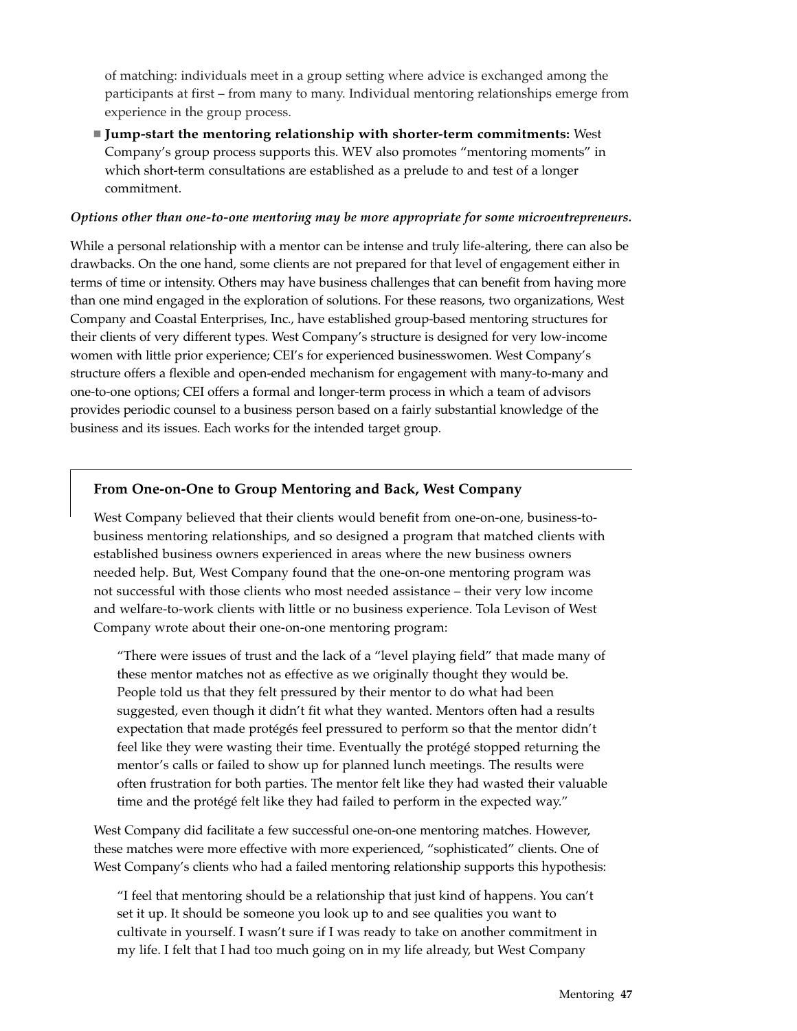of matching: individuals meet in a group setting where advice is exchanged among the participants at first – from many to many. Individual mentoring relationships emerge from experience in the group process.

- **Jump-start the mentoring relationship with shorter-term commitments:** West Company's group process supports this. WEV also promotes "mentoring moments" in which short-term consultations are established as a prelude to and test of a longer commitment.

***Options other than one-to-one mentoring may be more appropriate for some microentrepreneurs.***

While a personal relationship with a mentor can be intense and truly life-altering, there can also be drawbacks. On the one hand, some clients are not prepared for that level of engagement either in terms of time or intensity. Others may have business challenges that can benefit from having more than one mind engaged in the exploration of solutions. For these reasons, two organizations, West Company and Coastal Enterprises, Inc., have established group-based mentoring structures for their clients of very different types. West Company's structure is designed for very low-income women with little prior experience; CEI's for experienced businesswomen. West Company's structure offers a flexible and open-ended mechanism for engagement with many-to-many and one-to-one options; CEI offers a formal and longer-term process in which a team of advisors provides periodic counsel to a business person based on a fairly substantial knowledge of the business and its issues. Each works for the intended target group.

### From One-on-One to Group Mentoring and Back, West Company

West Company believed that their clients would benefit from one-on-one, business-to-business mentoring relationships, and so designed a program that matched clients with established business owners experienced in areas where the new business owners needed help. But, West Company found that the one-on-one mentoring program was not successful with those clients who most needed assistance – their very low income and welfare-to-work clients with little or no business experience. Tola Levison of West Company wrote about their one-on-one mentoring program:

> "There were issues of trust and the lack of a "level playing field" that made many of these mentor matches not as effective as we originally thought they would be. People told us that they felt pressured by their mentor to do what had been suggested, even though it didn't fit what they wanted. Mentors often had a results expectation that made protégés feel pressured to perform so that the mentor didn't feel like they were wasting their time. Eventually the protégé stopped returning the mentor's calls or failed to show up for planned lunch meetings. The results were often frustration for both parties. The mentor felt like they had wasted their valuable time and the protégé felt like they had failed to perform in the expected way."

West Company did facilitate a few successful one-on-one mentoring matches. However, these matches were more effective with more experienced, "sophisticated" clients. One of West Company's clients who had a failed mentoring relationship supports this hypothesis:

> "I feel that mentoring should be a relationship that just kind of happens. You can't set it up. It should be someone you look up to and see qualities you want to cultivate in yourself. I wasn't sure if I was ready to take on another commitment in my life. I felt that I had too much going on in my life already, but West Company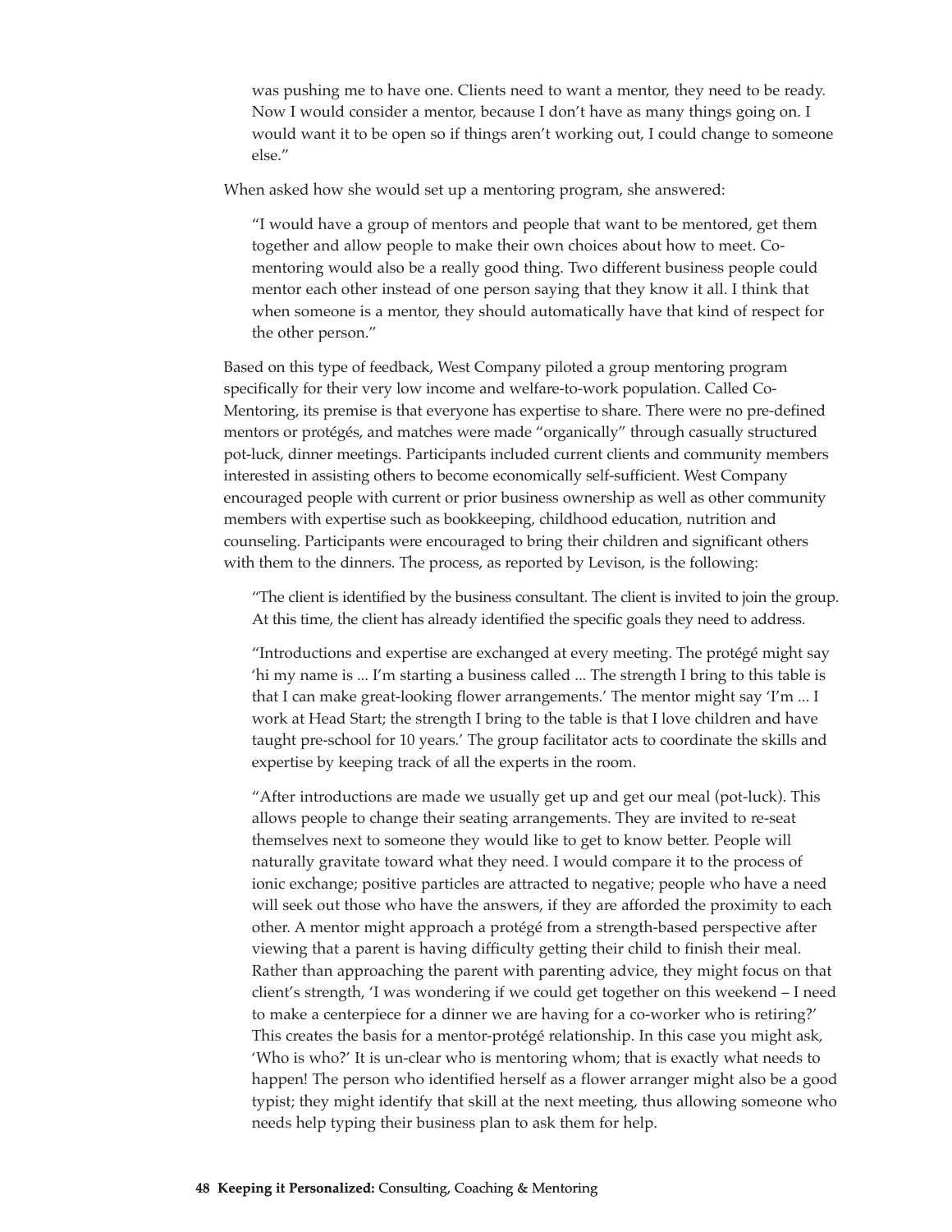was pushing me to have one. Clients need to want a mentor, they need to be ready. Now I would consider a mentor, because I don't have as many things going on. I would want it to be open so if things aren't working out, I could change to someone else."

When asked how she would set up a mentoring program, she answered:

> "I would have a group of mentors and people that want to be mentored, get them together and allow people to make their own choices about how to meet. Co-mentoring would also be a really good thing. Two different business people could mentor each other instead of one person saying that they know it all. I think that when someone is a mentor, they should automatically have that kind of respect for the other person."

Based on this type of feedback, West Company piloted a group mentoring program specifically for their very low income and welfare-to-work population. Called Co-Mentoring, its premise is that everyone has expertise to share. There were no pre-defined mentors or protégés, and matches were made "organically" through casually structured pot-luck, dinner meetings. Participants included current clients and community members interested in assisting others to become economically self-sufficient. West Company encouraged people with current or prior business ownership as well as other community members with expertise such as bookkeeping, childhood education, nutrition and counseling. Participants were encouraged to bring their children and significant others with them to the dinners. The process, as reported by Levison, is the following:

> "The client is identified by the business consultant. The client is invited to join the group. At this time, the client has already identified the specific goals they need to address.
>
> "Introductions and expertise are exchanged at every meeting. The protégé might say 'hi my name is ... I'm starting a business called ... The strength I bring to this table is that I can make great-looking flower arrangements.' The mentor might say 'I'm ... I work at Head Start; the strength I bring to the table is that I love children and have taught pre-school for 10 years.' The group facilitator acts to coordinate the skills and expertise by keeping track of all the experts in the room.
>
> "After introductions are made we usually get up and get our meal (pot-luck). This allows people to change their seating arrangements. They are invited to re-seat themselves next to someone they would like to get to know better. People will naturally gravitate toward what they need. I would compare it to the process of ionic exchange; positive particles are attracted to negative; people who have a need will seek out those who have the answers, if they are afforded the proximity to each other. A mentor might approach a protégé from a strength-based perspective after viewing that a parent is having difficulty getting their child to finish their meal. Rather than approaching the parent with parenting advice, they might focus on that client's strength, 'I was wondering if we could get together on this weekend – I need to make a centerpiece for a dinner we are having for a co-worker who is retiring?' This creates the basis for a mentor-protégé relationship. In this case you might ask, 'Who is who?' It is un-clear who is mentoring whom; that is exactly what needs to happen! The person who identified herself as a flower arranger might also be a good typist; they might identify that skill at the next meeting, thus allowing someone who needs help typing their business plan to ask them for help.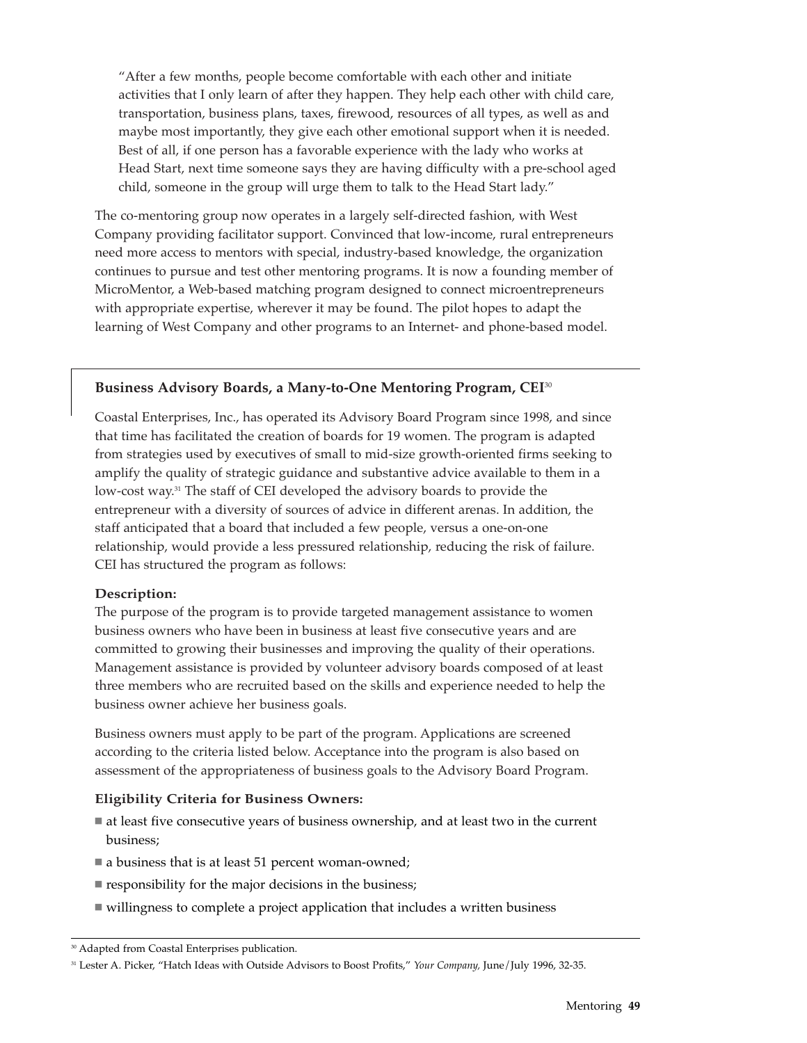> "After a few months, people become comfortable with each other and initiate activities that I only learn of after they happen. They help each other with child care, transportation, business plans, taxes, firewood, resources of all types, as well as and maybe most importantly, they give each other emotional support when it is needed. Best of all, if one person has a favorable experience with the lady who works at Head Start, next time someone says they are having difficulty with a pre-school aged child, someone in the group will urge them to talk to the Head Start lady."

The co-mentoring group now operates in a largely self-directed fashion, with West Company providing facilitator support. Convinced that low-income, rural entrepreneurs need more access to mentors with special, industry-based knowledge, the organization continues to pursue and test other mentoring programs. It is now a founding member of MicroMentor, a Web-based matching program designed to connect microentrepreneurs with appropriate expertise, wherever it may be found. The pilot hopes to adapt the learning of West Company and other programs to an Internet- and phone-based model.

### Business Advisory Boards, a Many-to-One Mentoring Program, CEI[30]

Coastal Enterprises, Inc., has operated its Advisory Board Program since 1998, and since that time has facilitated the creation of boards for 19 women. The program is adapted from strategies used by executives of small to mid-size growth-oriented firms seeking to amplify the quality of strategic guidance and substantive advice available to them in a low-cost way.[31] The staff of CEI developed the advisory boards to provide the entrepreneur with a diversity of sources of advice in different arenas. In addition, the staff anticipated that a board that included a few people, versus a one-on-one relationship, would provide a less pressured relationship, reducing the risk of failure. CEI has structured the program as follows:

**Description:**

The purpose of the program is to provide targeted management assistance to women business owners who have been in business at least five consecutive years and are committed to growing their businesses and improving the quality of their operations. Management assistance is provided by volunteer advisory boards composed of at least three members who are recruited based on the skills and experience needed to help the business owner achieve her business goals.

Business owners must apply to be part of the program. Applications are screened according to the criteria listed below. Acceptance into the program is also based on assessment of the appropriateness of business goals to the Advisory Board Program.

**Eligibility Criteria for Business Owners:**

- at least five consecutive years of business ownership, and at least two in the current business;
- a business that is at least 51 percent woman-owned;
- responsibility for the major decisions in the business;
- willingness to complete a project application that includes a written business

---

[30] Adapted from Coastal Enterprises publication.

[31] Lester A. Picker, "Hatch Ideas with Outside Advisors to Boost Profits," *Your Company,* June/July 1996, 32-35.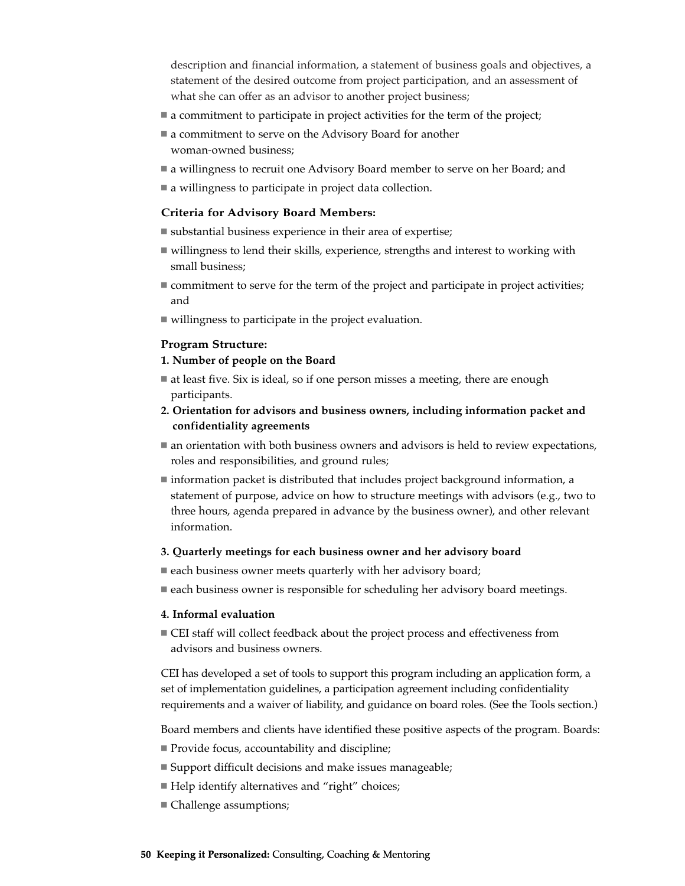description and financial information, a statement of business goals and objectives, a statement of the desired outcome from project participation, and an assessment of what she can offer as an advisor to another project business;

- a commitment to participate in project activities for the term of the project;
- a commitment to serve on the Advisory Board for another woman-owned business;
- a willingness to recruit one Advisory Board member to serve on her Board; and
- a willingness to participate in project data collection.

**Criteria for Advisory Board Members:**

- substantial business experience in their area of expertise;
- willingness to lend their skills, experience, strengths and interest to working with small business;
- commitment to serve for the term of the project and participate in project activities; and
- willingness to participate in the project evaluation.

**Program Structure:**

**1. Number of people on the Board**

- at least five. Six is ideal, so if one person misses a meeting, there are enough participants.

**2. Orientation for advisors and business owners, including information packet and confidentiality agreements**

- an orientation with both business owners and advisors is held to review expectations, roles and responsibilities, and ground rules;
- information packet is distributed that includes project background information, a statement of purpose, advice on how to structure meetings with advisors (e.g., two to three hours, agenda prepared in advance by the business owner), and other relevant information.

**3. Quarterly meetings for each business owner and her advisory board**

- each business owner meets quarterly with her advisory board;
- each business owner is responsible for scheduling her advisory board meetings.

**4. Informal evaluation**

- CEI staff will collect feedback about the project process and effectiveness from advisors and business owners.

CEI has developed a set of tools to support this program including an application form, a set of implementation guidelines, a participation agreement including confidentiality requirements and a waiver of liability, and guidance on board roles. (See the Tools section.)

Board members and clients have identified these positive aspects of the program. Boards:

- Provide focus, accountability and discipline;
- Support difficult decisions and make issues manageable;
- Help identify alternatives and "right" choices;
- Challenge assumptions;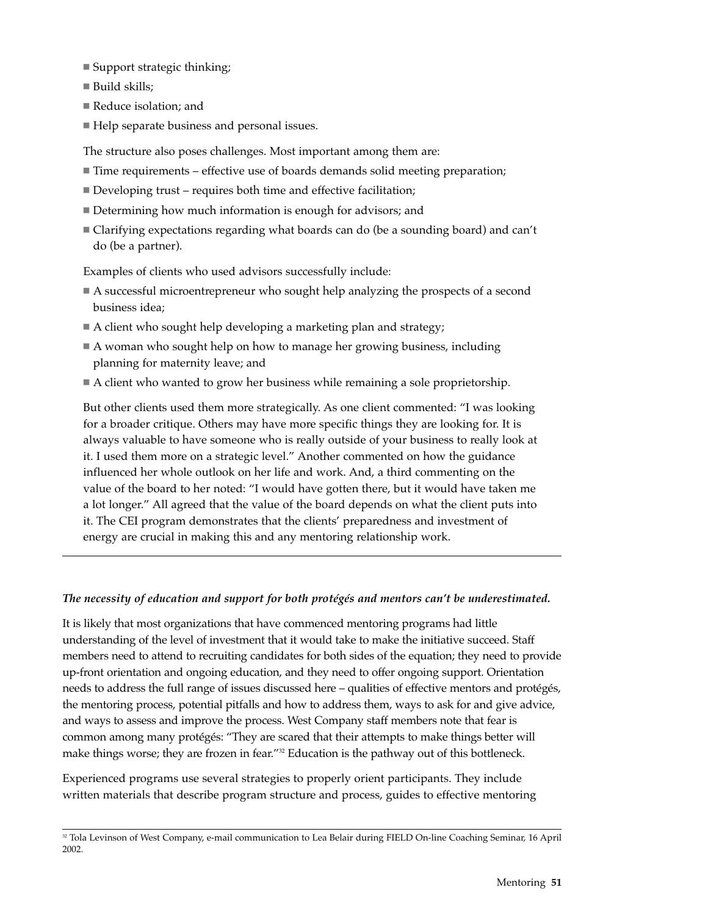- Support strategic thinking;
- Build skills;
- Reduce isolation; and
- Help separate business and personal issues.

The structure also poses challenges. Most important among them are:

- Time requirements – effective use of boards demands solid meeting preparation;
- Developing trust – requires both time and effective facilitation;
- Determining how much information is enough for advisors; and
- Clarifying expectations regarding what boards can do (be a sounding board) and can't do (be a partner).

Examples of clients who used advisors successfully include:

- A successful microentrepreneur who sought help analyzing the prospects of a second business idea;
- A client who sought help developing a marketing plan and strategy;
- A woman who sought help on how to manage her growing business, including planning for maternity leave; and
- A client who wanted to grow her business while remaining a sole proprietorship.

But other clients used them more strategically. As one client commented: "I was looking for a broader critique. Others may have more specific things they are looking for. It is always valuable to have someone who is really outside of your business to really look at it. I used them more on a strategic level." Another commented on how the guidance influenced her whole outlook on her life and work. And, a third commenting on the value of the board to her noted: "I would have gotten there, but it would have taken me a lot longer." All agreed that the value of the board depends on what the client puts into it. The CEI program demonstrates that the clients' preparedness and investment of energy are crucial in making this and any mentoring relationship work.

---

***The necessity of education and support for both protégés and mentors can't be underestimated.***

It is likely that most organizations that have commenced mentoring programs had little understanding of the level of investment that it would take to make the initiative succeed. Staff members need to attend to recruiting candidates for both sides of the equation; they need to provide up-front orientation and ongoing education, and they need to offer ongoing support. Orientation needs to address the full range of issues discussed here – qualities of effective mentors and protégés, the mentoring process, potential pitfalls and how to address them, ways to ask for and give advice, and ways to assess and improve the process. West Company staff members note that fear is common among many protégés: "They are scared that their attempts to make things better will make things worse; they are frozen in fear."[32] Education is the pathway out of this bottleneck.

Experienced programs use several strategies to properly orient participants. They include written materials that describe program structure and process, guides to effective mentoring

[32] Tola Levinson of West Company, e-mail communication to Lea Belair during FIELD On-line Coaching Seminar, 16 April 2002.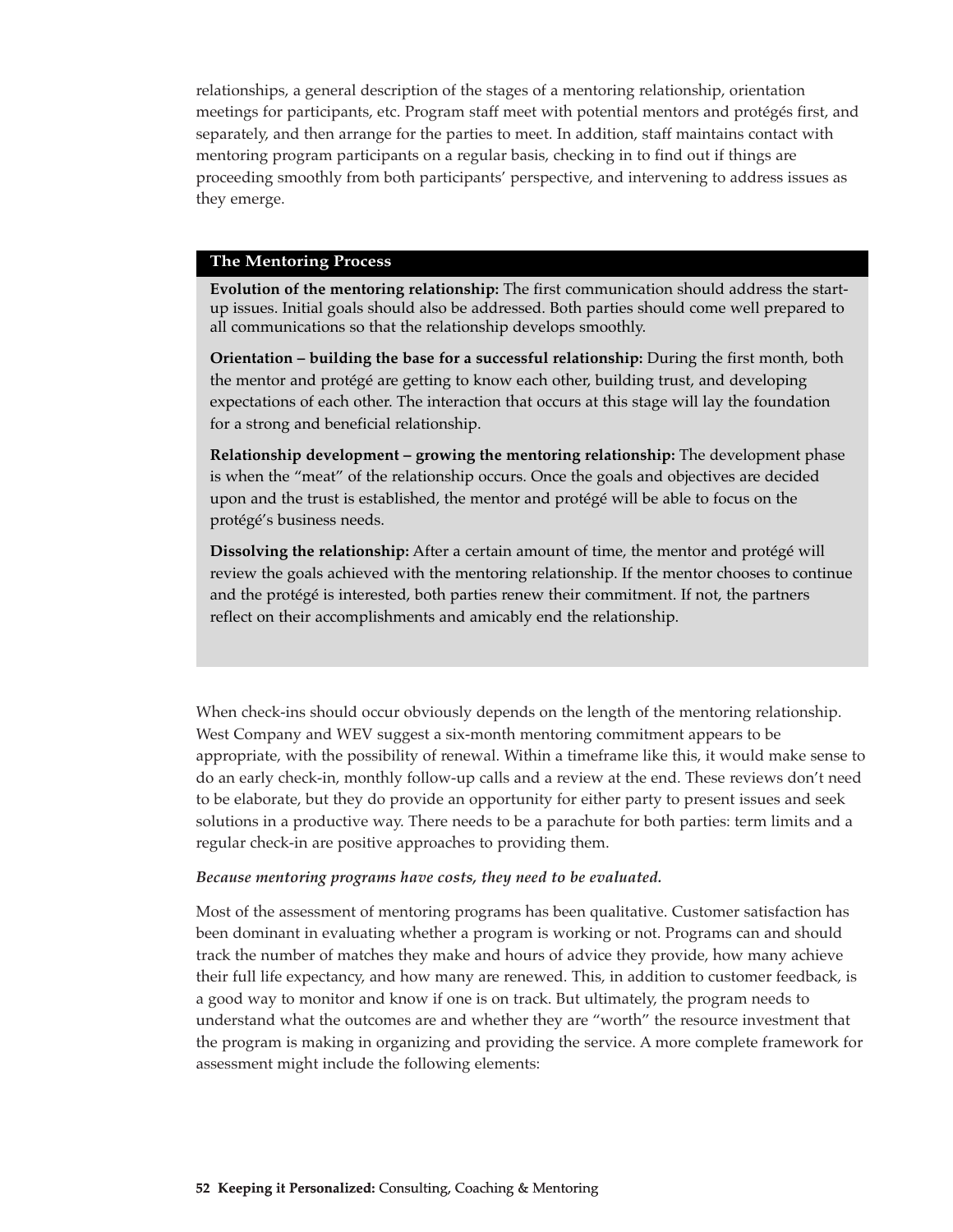relationships, a general description of the stages of a mentoring relationship, orientation meetings for participants, etc. Program staff meet with potential mentors and protégés first, and separately, and then arrange for the parties to meet. In addition, staff maintains contact with mentoring program participants on a regular basis, checking in to find out if things are proceeding smoothly from both participants' perspective, and intervening to address issues as they emerge.

### The Mentoring Process

**Evolution of the mentoring relationship:** The first communication should address the start-up issues. Initial goals should also be addressed. Both parties should come well prepared to all communications so that the relationship develops smoothly.

**Orientation – building the base for a successful relationship:** During the first month, both the mentor and protégé are getting to know each other, building trust, and developing expectations of each other. The interaction that occurs at this stage will lay the foundation for a strong and beneficial relationship.

**Relationship development – growing the mentoring relationship:** The development phase is when the "meat" of the relationship occurs. Once the goals and objectives are decided upon and the trust is established, the mentor and protégé will be able to focus on the protégé's business needs.

**Dissolving the relationship:** After a certain amount of time, the mentor and protégé will review the goals achieved with the mentoring relationship. If the mentor chooses to continue and the protégé is interested, both parties renew their commitment. If not, the partners reflect on their accomplishments and amicably end the relationship.

When check-ins should occur obviously depends on the length of the mentoring relationship. West Company and WEV suggest a six-month mentoring commitment appears to be appropriate, with the possibility of renewal. Within a timeframe like this, it would make sense to do an early check-in, monthly follow-up calls and a review at the end. These reviews don't need to be elaborate, but they do provide an opportunity for either party to present issues and seek solutions in a productive way. There needs to be a parachute for both parties: term limits and a regular check-in are positive approaches to providing them.

***Because mentoring programs have costs, they need to be evaluated.***

Most of the assessment of mentoring programs has been qualitative. Customer satisfaction has been dominant in evaluating whether a program is working or not. Programs can and should track the number of matches they make and hours of advice they provide, how many achieve their full life expectancy, and how many are renewed. This, in addition to customer feedback, is a good way to monitor and know if one is on track. But ultimately, the program needs to understand what the outcomes are and whether they are "worth" the resource investment that the program is making in organizing and providing the service. A more complete framework for assessment might include the following elements: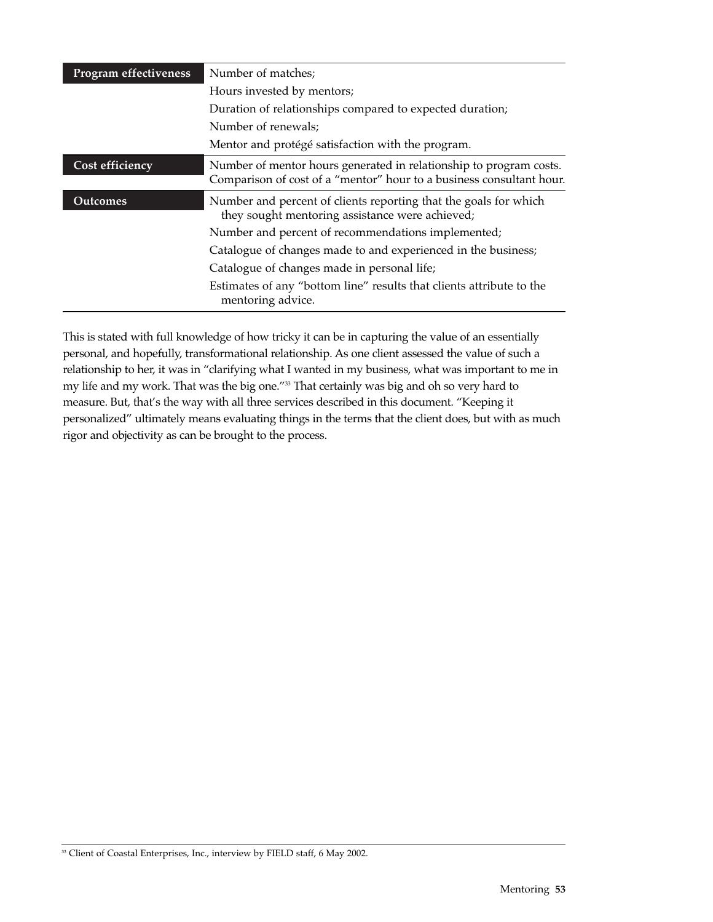| | |
|---|---|
| **Program effectiveness** | Number of matches; |
| | Hours invested by mentors; |
| | Duration of relationships compared to expected duration; |
| | Number of renewals; |
| | Mentor and protégé satisfaction with the program. |
| **Cost efficiency** | Number of mentor hours generated in relationship to program costs. Comparison of cost of a "mentor" hour to a business consultant hour. |
| **Outcomes** | Number and percent of clients reporting that the goals for which they sought mentoring assistance were achieved; |
| | Number and percent of recommendations implemented; |
| | Catalogue of changes made to and experienced in the business; |
| | Catalogue of changes made in personal life; |
| | Estimates of any "bottom line" results that clients attribute to the mentoring advice. |

This is stated with full knowledge of how tricky it can be in capturing the value of an essentially personal, and hopefully, transformational relationship. As one client assessed the value of such a relationship to her, it was in "clarifying what I wanted in my business, what was important to me in my life and my work. That was the big one."[33] That certainly was big and oh so very hard to measure. But, that's the way with all three services described in this document. "Keeping it personalized" ultimately means evaluating things in the terms that the client does, but with as much rigor and objectivity as can be brought to the process.

[33] Client of Coastal Enterprises, Inc., interview by FIELD staff, 6 May 2002.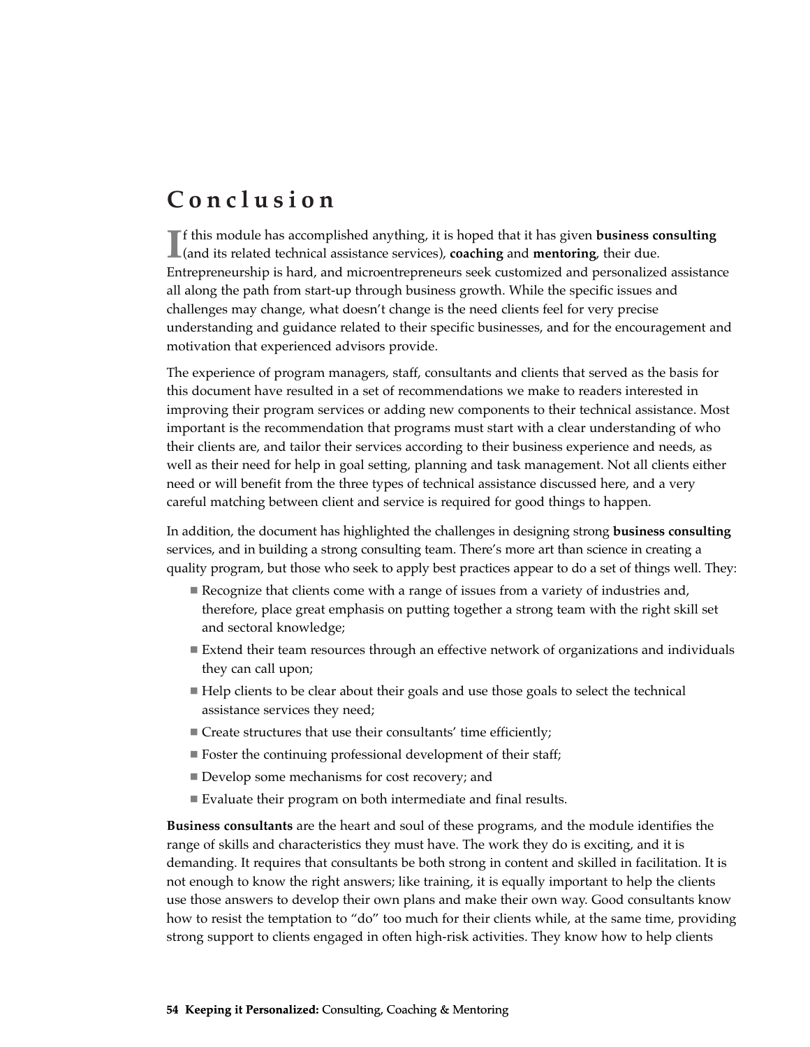# Conclusion

If this module has accomplished anything, it is hoped that it has given **business consulting** (and its related technical assistance services), **coaching** and **mentoring**, their due. Entrepreneurship is hard, and microentrepreneurs seek customized and personalized assistance all along the path from start-up through business growth. While the specific issues and challenges may change, what doesn't change is the need clients feel for very precise understanding and guidance related to their specific businesses, and for the encouragement and motivation that experienced advisors provide.

The experience of program managers, staff, consultants and clients that served as the basis for this document have resulted in a set of recommendations we make to readers interested in improving their program services or adding new components to their technical assistance. Most important is the recommendation that programs must start with a clear understanding of who their clients are, and tailor their services according to their business experience and needs, as well as their need for help in goal setting, planning and task management. Not all clients either need or will benefit from the three types of technical assistance discussed here, and a very careful matching between client and service is required for good things to happen.

In addition, the document has highlighted the challenges in designing strong **business consulting** services, and in building a strong consulting team. There's more art than science in creating a quality program, but those who seek to apply best practices appear to do a set of things well. They:

- Recognize that clients come with a range of issues from a variety of industries and, therefore, place great emphasis on putting together a strong team with the right skill set and sectoral knowledge;
- Extend their team resources through an effective network of organizations and individuals they can call upon;
- Help clients to be clear about their goals and use those goals to select the technical assistance services they need;
- Create structures that use their consultants' time efficiently;
- Foster the continuing professional development of their staff;
- Develop some mechanisms for cost recovery; and
- Evaluate their program on both intermediate and final results.

**Business consultants** are the heart and soul of these programs, and the module identifies the range of skills and characteristics they must have. The work they do is exciting, and it is demanding. It requires that consultants be both strong in content and skilled in facilitation. It is not enough to know the right answers; like training, it is equally important to help the clients use those answers to develop their own plans and make their own way. Good consultants know how to resist the temptation to "do" too much for their clients while, at the same time, providing strong support to clients engaged in often high-risk activities. They know how to help clients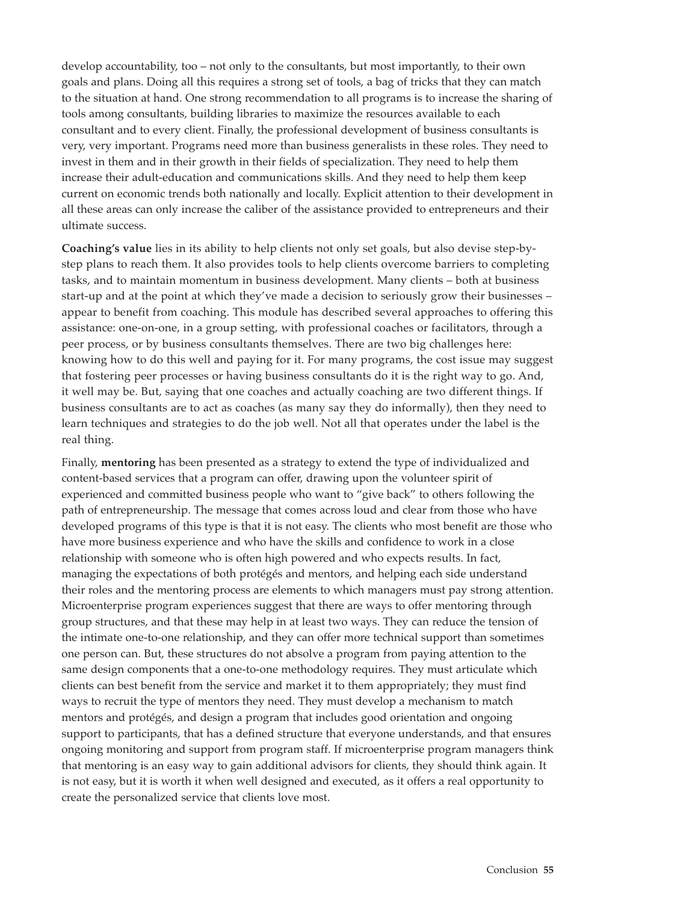develop accountability, too – not only to the consultants, but most importantly, to their own goals and plans. Doing all this requires a strong set of tools, a bag of tricks that they can match to the situation at hand. One strong recommendation to all programs is to increase the sharing of tools among consultants, building libraries to maximize the resources available to each consultant and to every client. Finally, the professional development of business consultants is very, very important. Programs need more than business generalists in these roles. They need to invest in them and in their growth in their fields of specialization. They need to help them increase their adult-education and communications skills. And they need to help them keep current on economic trends both nationally and locally. Explicit attention to their development in all these areas can only increase the caliber of the assistance provided to entrepreneurs and their ultimate success.

**Coaching's value** lies in its ability to help clients not only set goals, but also devise step-by-step plans to reach them. It also provides tools to help clients overcome barriers to completing tasks, and to maintain momentum in business development. Many clients – both at business start-up and at the point at which they've made a decision to seriously grow their businesses – appear to benefit from coaching. This module has described several approaches to offering this assistance: one-on-one, in a group setting, with professional coaches or facilitators, through a peer process, or by business consultants themselves. There are two big challenges here: knowing how to do this well and paying for it. For many programs, the cost issue may suggest that fostering peer processes or having business consultants do it is the right way to go. And, it well may be. But, saying that one coaches and actually coaching are two different things. If business consultants are to act as coaches (as many say they do informally), then they need to learn techniques and strategies to do the job well. Not all that operates under the label is the real thing.

Finally, **mentoring** has been presented as a strategy to extend the type of individualized and content-based services that a program can offer, drawing upon the volunteer spirit of experienced and committed business people who want to "give back" to others following the path of entrepreneurship. The message that comes across loud and clear from those who have developed programs of this type is that it is not easy. The clients who most benefit are those who have more business experience and who have the skills and confidence to work in a close relationship with someone who is often high powered and who expects results. In fact, managing the expectations of both protégés and mentors, and helping each side understand their roles and the mentoring process are elements to which managers must pay strong attention. Microenterprise program experiences suggest that there are ways to offer mentoring through group structures, and that these may help in at least two ways. They can reduce the tension of the intimate one-to-one relationship, and they can offer more technical support than sometimes one person can. But, these structures do not absolve a program from paying attention to the same design components that a one-to-one methodology requires. They must articulate which clients can best benefit from the service and market it to them appropriately; they must find ways to recruit the type of mentors they need. They must develop a mechanism to match mentors and protégés, and design a program that includes good orientation and ongoing support to participants, that has a defined structure that everyone understands, and that ensures ongoing monitoring and support from program staff. If microenterprise program managers think that mentoring is an easy way to gain additional advisors for clients, they should think again. It is not easy, but it is worth it when well designed and executed, as it offers a real opportunity to create the personalized service that clients love most.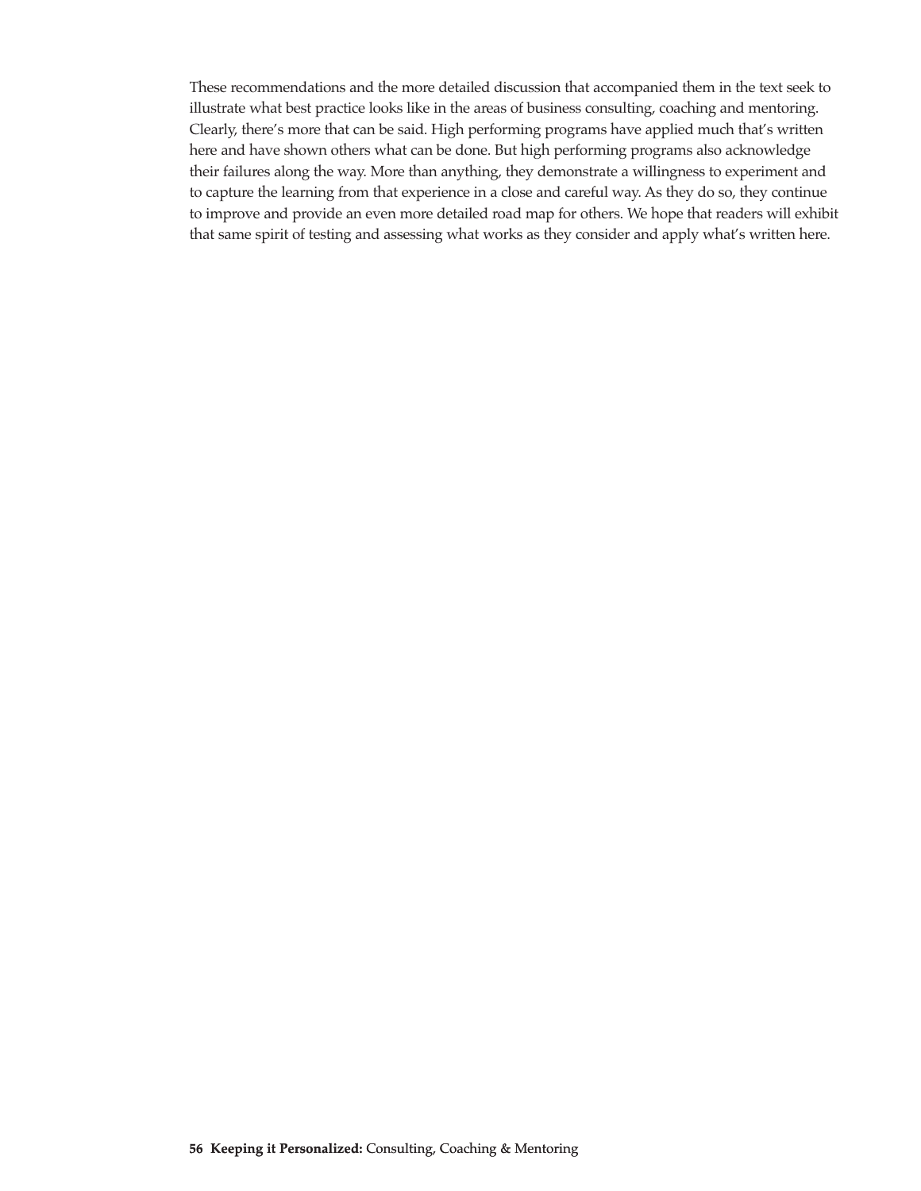These recommendations and the more detailed discussion that accompanied them in the text seek to illustrate what best practice looks like in the areas of business consulting, coaching and mentoring. Clearly, there's more that can be said. High performing programs have applied much that's written here and have shown others what can be done. But high performing programs also acknowledge their failures along the way. More than anything, they demonstrate a willingness to experiment and to capture the learning from that experience in a close and careful way. As they do so, they continue to improve and provide an even more detailed road map for others. We hope that readers will exhibit that same spirit of testing and assessing what works as they consider and apply what's written here.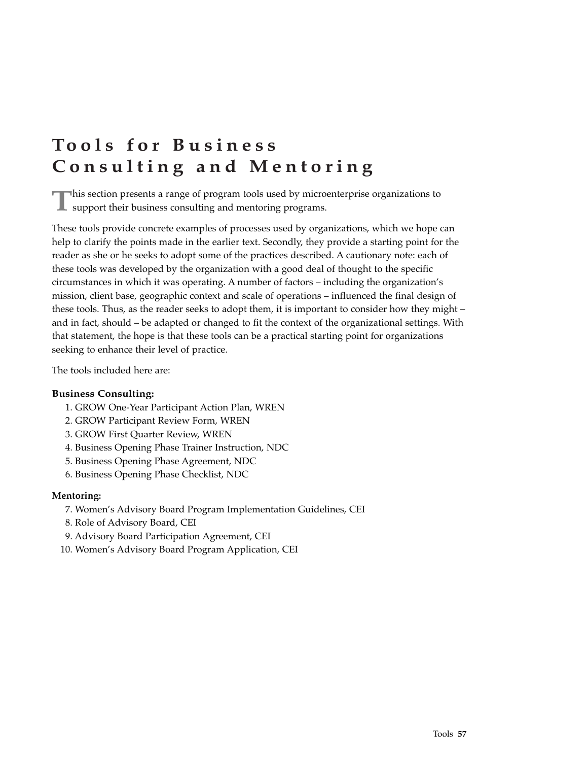# Tools for Business Consulting and Mentoring

This section presents a range of program tools used by microenterprise organizations to support their business consulting and mentoring programs.

These tools provide concrete examples of processes used by organizations, which we hope can help to clarify the points made in the earlier text. Secondly, they provide a starting point for the reader as she or he seeks to adopt some of the practices described. A cautionary note: each of these tools was developed by the organization with a good deal of thought to the specific circumstances in which it was operating. A number of factors – including the organization's mission, client base, geographic context and scale of operations – influenced the final design of these tools. Thus, as the reader seeks to adopt them, it is important to consider how they might – and in fact, should – be adapted or changed to fit the context of the organizational settings. With that statement, the hope is that these tools can be a practical starting point for organizations seeking to enhance their level of practice.

The tools included here are:

**Business Consulting:**

1. GROW One-Year Participant Action Plan, WREN
2. GROW Participant Review Form, WREN
3. GROW First Quarter Review, WREN
4. Business Opening Phase Trainer Instruction, NDC
5. Business Opening Phase Agreement, NDC
6. Business Opening Phase Checklist, NDC

**Mentoring:**

7. Women's Advisory Board Program Implementation Guidelines, CEI
8. Role of Advisory Board, CEI
9. Advisory Board Participation Agreement, CEI
10. Women's Advisory Board Program Application, CEI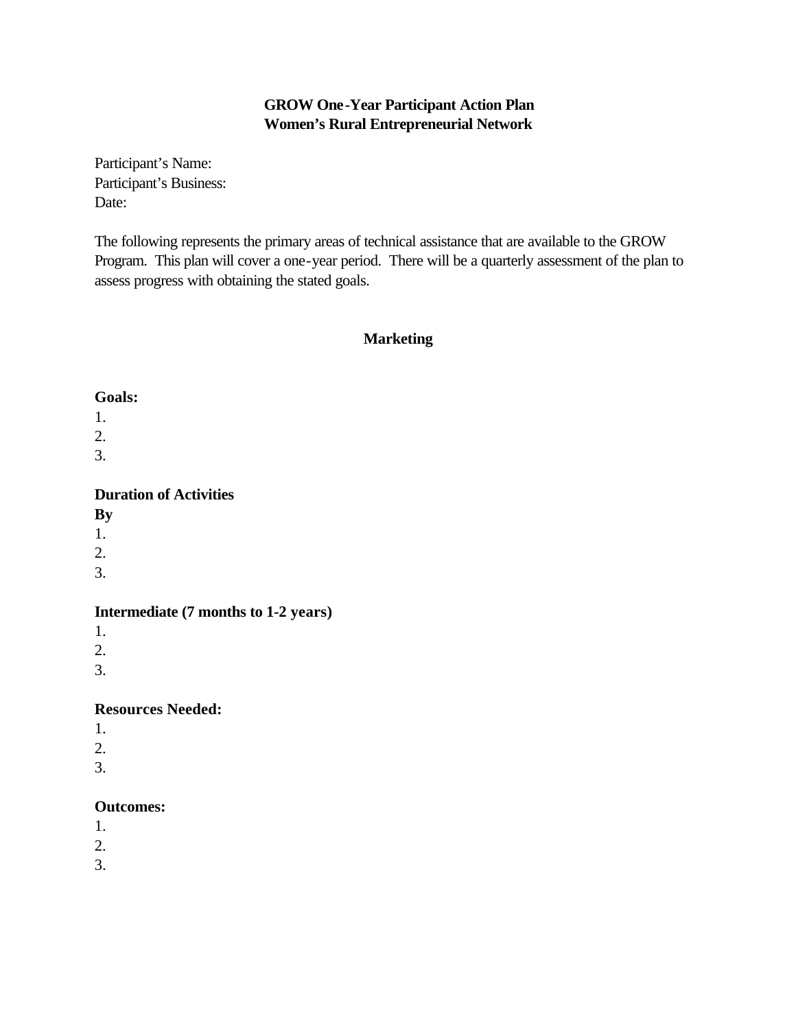**GROW One-Year Participant Action Plan**
**Women's Rural Entrepreneurial Network**

Participant's Name:
Participant's Business:
Date:

The following represents the primary areas of technical assistance that are available to the GROW Program. This plan will cover a one-year period. There will be a quarterly assessment of the plan to assess progress with obtaining the stated goals.

## Marketing

**Goals:**
1.
2.
3.

**Duration of Activities**
**By**
1.
2.
3.

**Intermediate (7 months to 1-2 years)**
1.
2.
3.

**Resources Needed:**
1.
2.
3.

**Outcomes:**
1.
2.
3.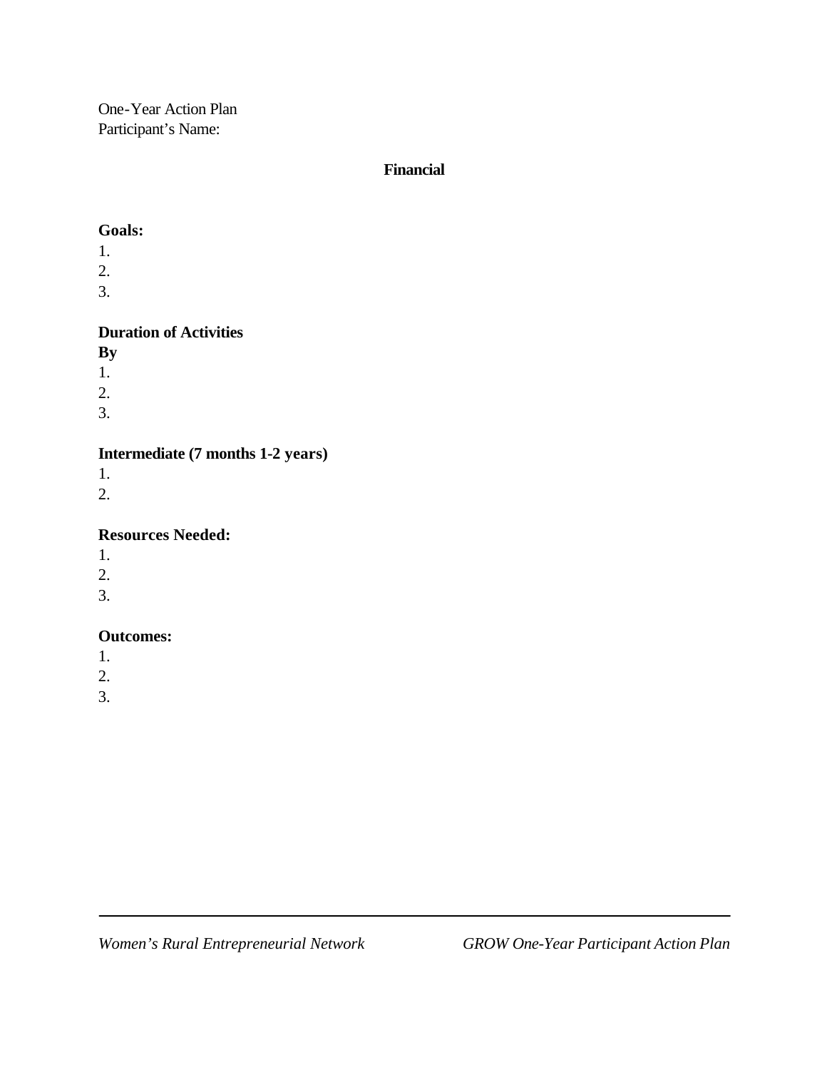One-Year Action Plan
Participant's Name:

## Financial

**Goals:**

1.
2.
3.

**Duration of Activities**

**By**

1.
2.
3.

**Intermediate (7 months 1-2 years)**

1.
2.

**Resources Needed:**

1.
2.
3.

**Outcomes:**

1.
2.
3.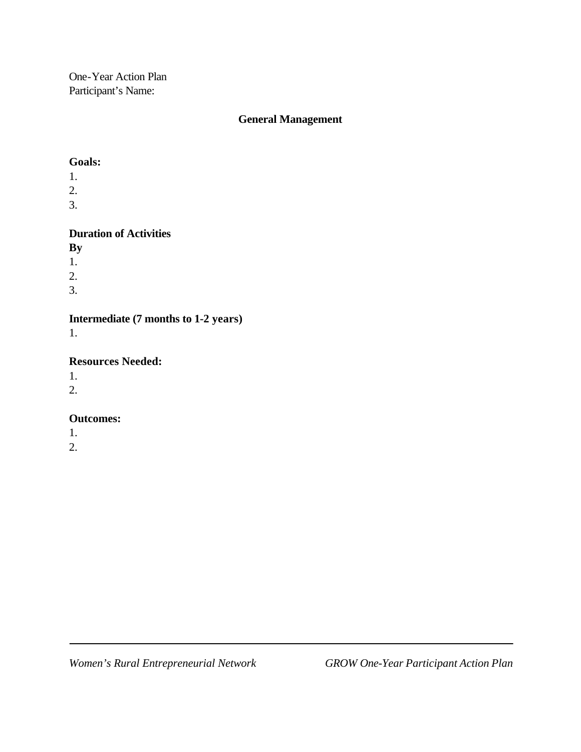One-Year Action Plan
Participant's Name:

## General Management

**Goals:**

1.
2.
3.

**Duration of Activities**

**By**

1.
2.
3.

**Intermediate (7 months to 1-2 years)**

1.

**Resources Needed:**

1.
2.

**Outcomes:**

1.
2.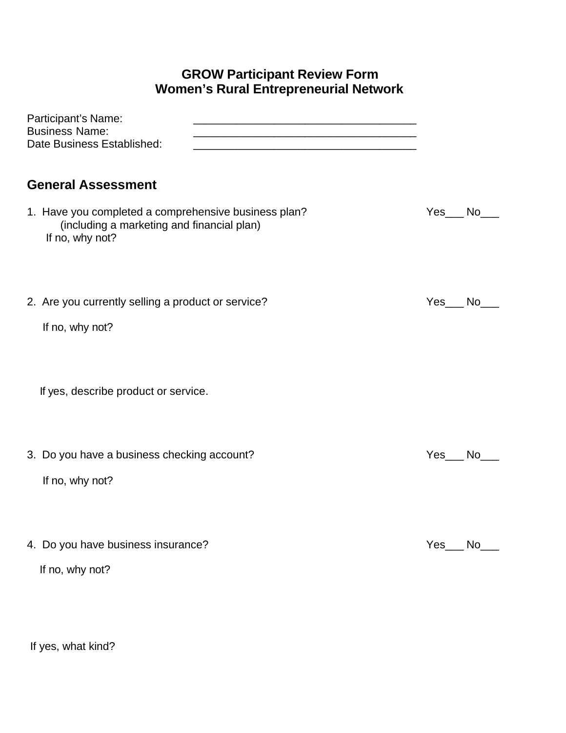# GROW Participant Review Form
# Women's Rural Entrepreneurial Network

Participant's Name: ____________________________________

Business Name: ____________________________________

Date Business Established: ____________________________________

## General Assessment

1. Have you completed a comprehensive business plan? Yes___ No___
   (including a marketing and financial plan)
   If no, why not?

2. Are you currently selling a product or service? Yes___ No___

   If no, why not?

   If yes, describe product or service.

3. Do you have a business checking account? Yes___ No___

   If no, why not?

4. Do you have business insurance? Yes___ No___

   If no, why not?

   If yes, what kind?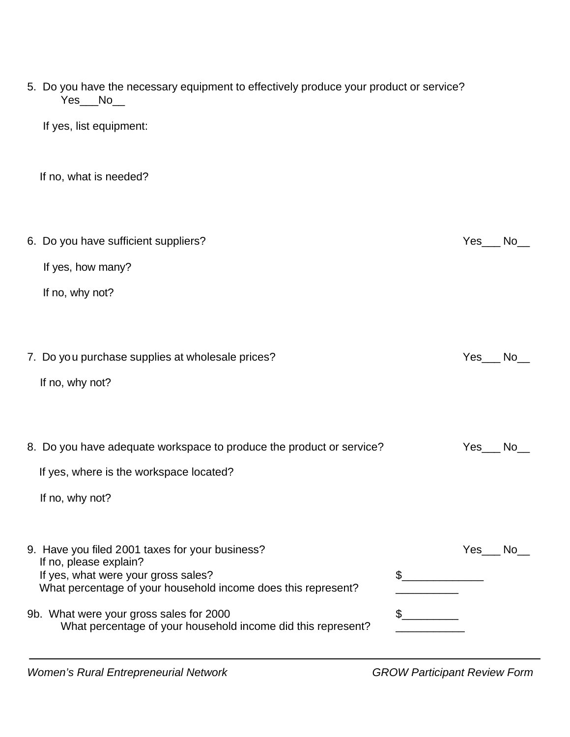5. Do you have the necessary equipment to effectively produce your product or service?
   Yes___No__

   If yes, list equipment:

   If no, what is needed?

6. Do you have sufficient suppliers? Yes___ No__

   If yes, how many?

   If no, why not?

7. Do you purchase supplies at wholesale prices? Yes___ No__

   If no, why not?

8. Do you have adequate workspace to produce the product or service? Yes___ No__

   If yes, where is the workspace located?

   If no, why not?

9. Have you filed 2001 taxes for your business? Yes___ No__
   If no, please explain?
   If yes, what were your gross sales? $_____________
   What percentage of your household income does this represent? __________

9b. What were your gross sales for 2000 $_________
   What percentage of your household income did this represent? ___________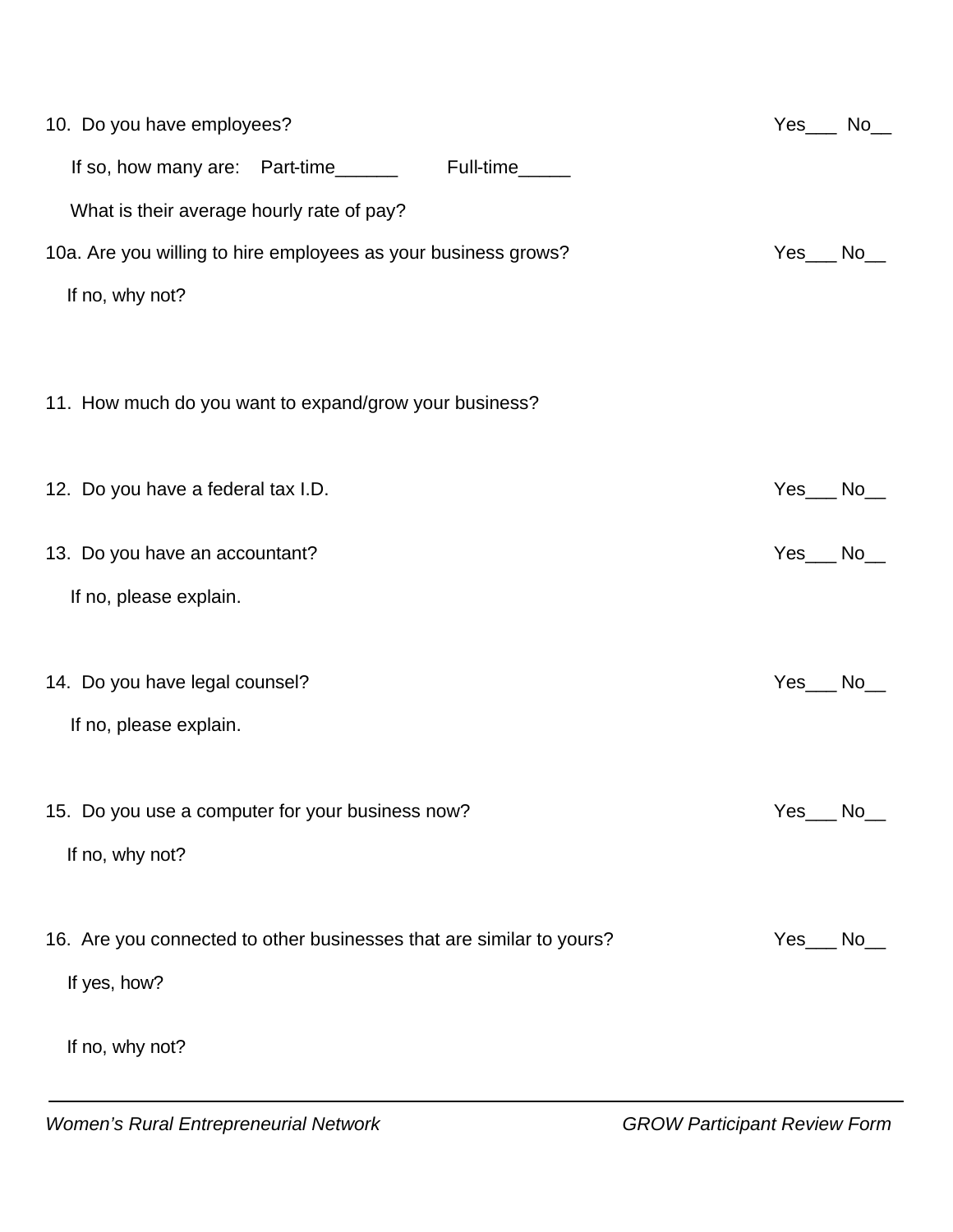10. Do you have employees? Yes___ No__

If so, how many are: Part-time______ Full-time_____

What is their average hourly rate of pay?

10a. Are you willing to hire employees as your business grows? Yes___ No__

If no, why not?

11. How much do you want to expand/grow your business?

12. Do you have a federal tax I.D. Yes___ No__

13. Do you have an accountant? Yes___ No__

If no, please explain.

14. Do you have legal counsel? Yes___ No__

If no, please explain.

15. Do you use a computer for your business now? Yes___ No__

If no, why not?

16. Are you connected to other businesses that are similar to yours? Yes___ No__

If yes, how?

If no, why not?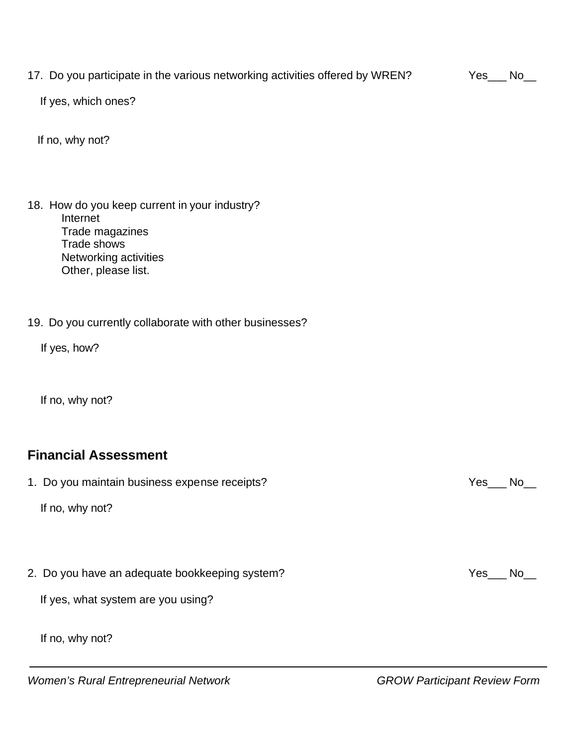17. Do you participate in the various networking activities offered by WREN? Yes___ No__

If yes, which ones?

If no, why not?

18. How do you keep current in your industry?

    Internet
    Trade magazines
    Trade shows
    Networking activities
    Other, please list.

19. Do you currently collaborate with other businesses?

If yes, how?

If no, why not?

## Financial Assessment

1. Do you maintain business expense receipts? Yes___ No__

If no, why not?

2. Do you have an adequate bookkeeping system? Yes___ No__

If yes, what system are you using?

If no, why not?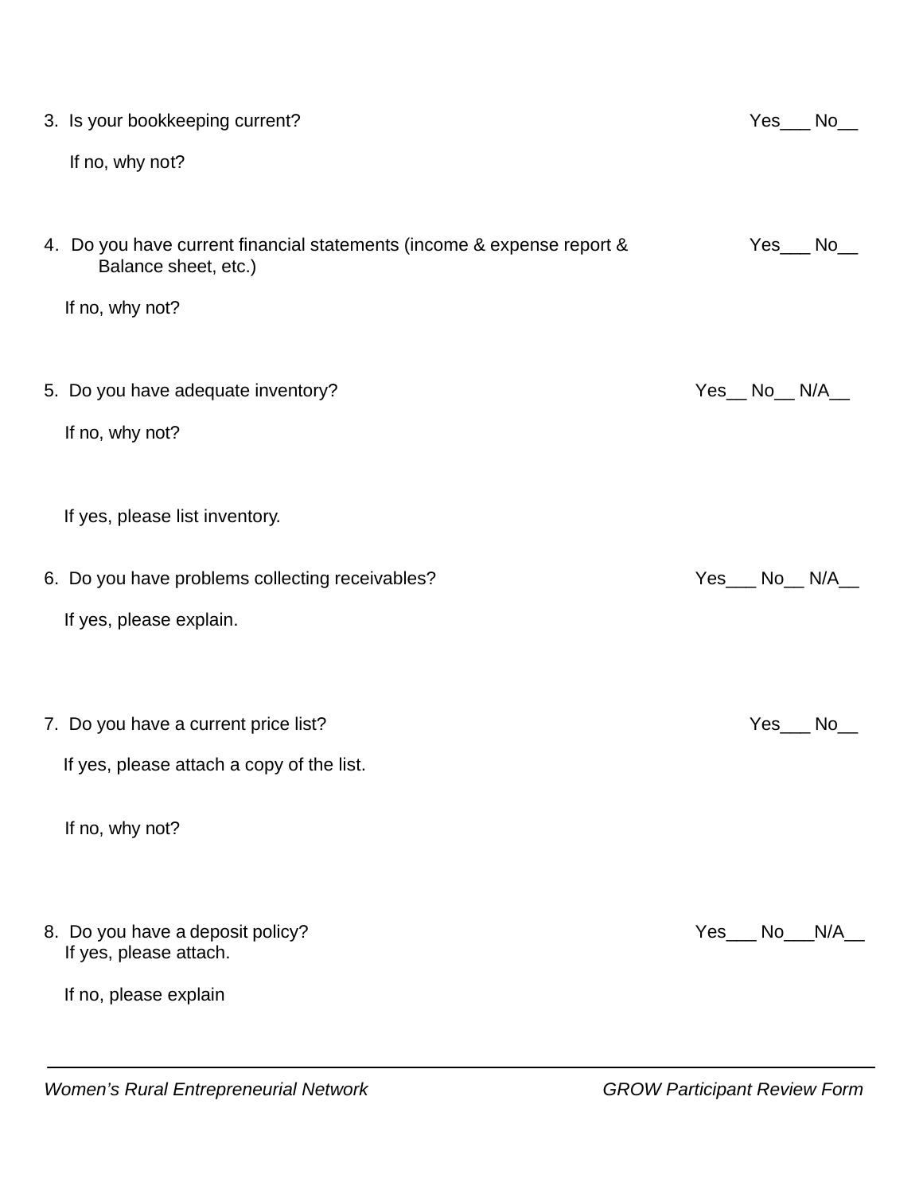3. Is your bookkeeping current? Yes___ No__

   If no, why not?

4. Do you have current financial statements (income & expense report & Balance sheet, etc.) Yes___ No__

   If no, why not?

5. Do you have adequate inventory? Yes__ No__ N/A__

   If no, why not?

   If yes, please list inventory.

6. Do you have problems collecting receivables? Yes___ No__ N/A__

   If yes, please explain.

7. Do you have a current price list? Yes___ No__

   If yes, please attach a copy of the list.

   If no, why not?

8. Do you have a deposit policy? Yes___ No___N/A__

   If yes, please attach.

   If no, please explain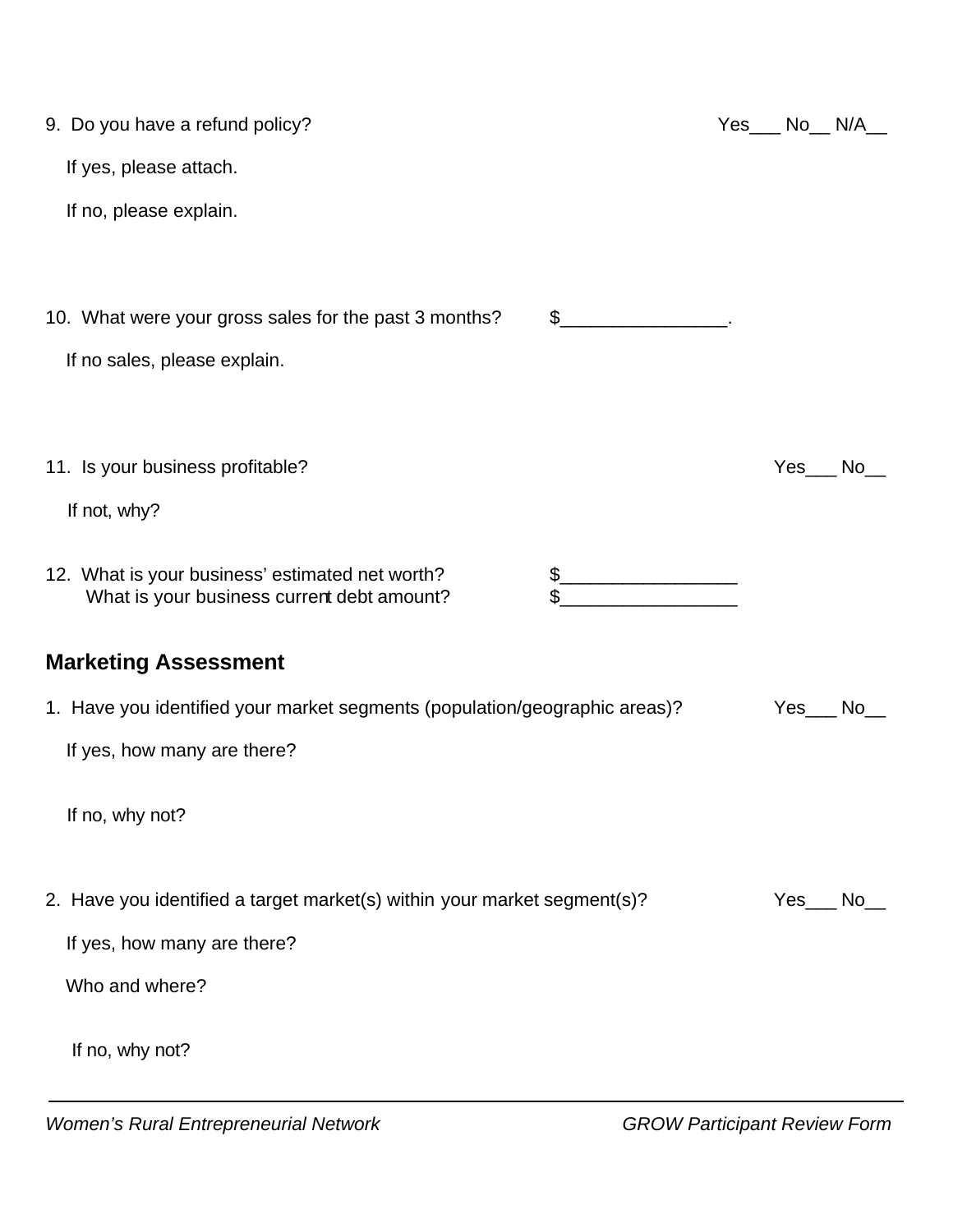9. Do you have a refund policy? Yes___ No__ N/A__

   If yes, please attach.

   If no, please explain.

10. What were your gross sales for the past 3 months? $________________.

    If no sales, please explain.

11. Is your business profitable? Yes___ No__

    If not, why?

12. What is your business' estimated net worth? $_________________

    What is your business current debt amount? $_________________

## Marketing Assessment

1. Have you identified your market segments (population/geographic areas)? Yes___ No__

   If yes, how many are there?

   If no, why not?

2. Have you identified a target market(s) within your market segment(s)? Yes___ No__

   If yes, how many are there?

   Who and where?

   If no, why not?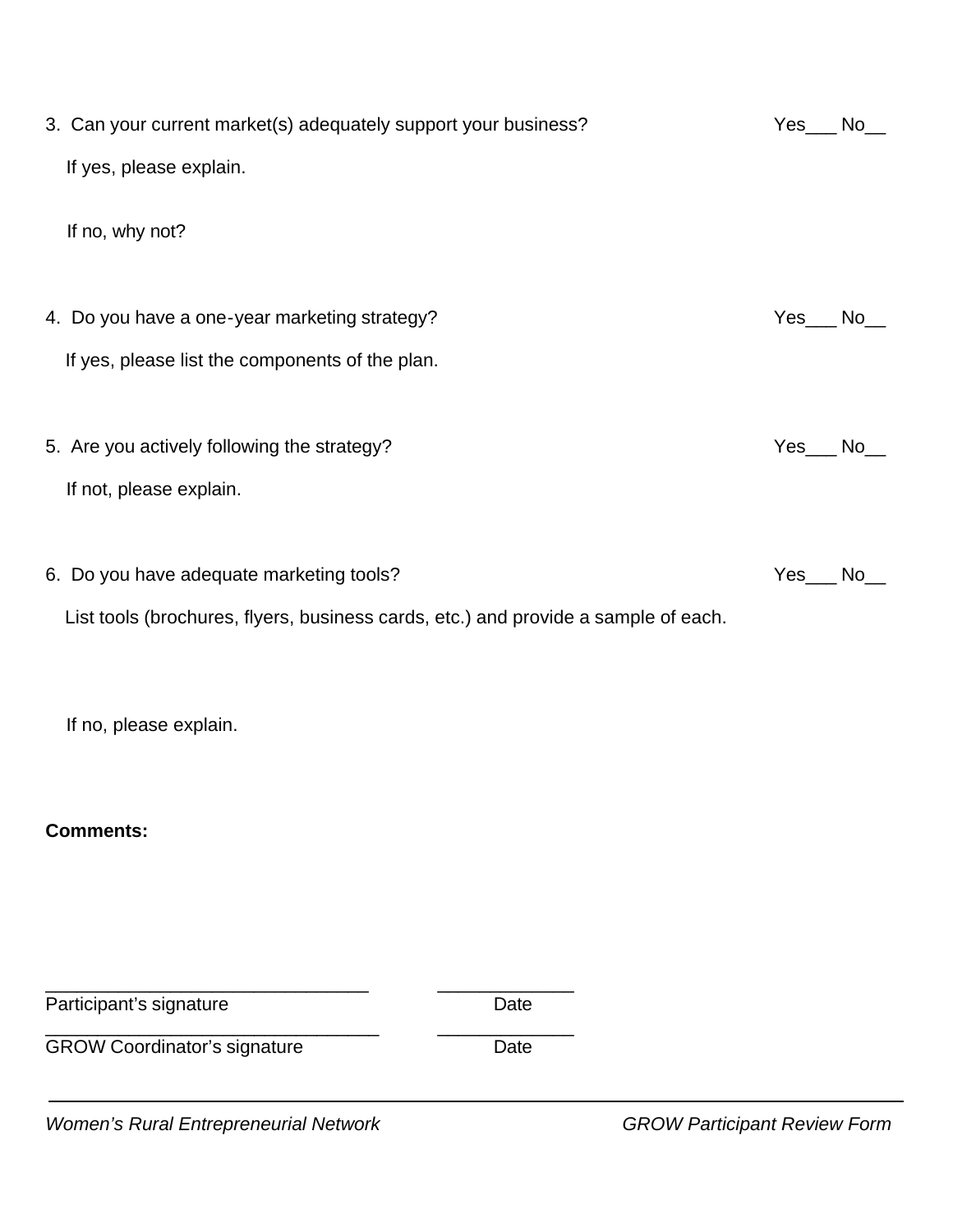3. Can your current market(s) adequately support your business? Yes___ No__

   If yes, please explain.

   If no, why not?

4. Do you have a one-year marketing strategy? Yes___ No__

   If yes, please list the components of the plan.

5. Are you actively following the strategy? Yes___ No__

   If not, please explain.

6. Do you have adequate marketing tools? Yes___ No__

   List tools (brochures, flyers, business cards, etc.) and provide a sample of each.

   If no, please explain.

**Comments:**

________________________________ _____________
Participant's signature Date

_________________________________ _____________
GROW Coordinator's signature Date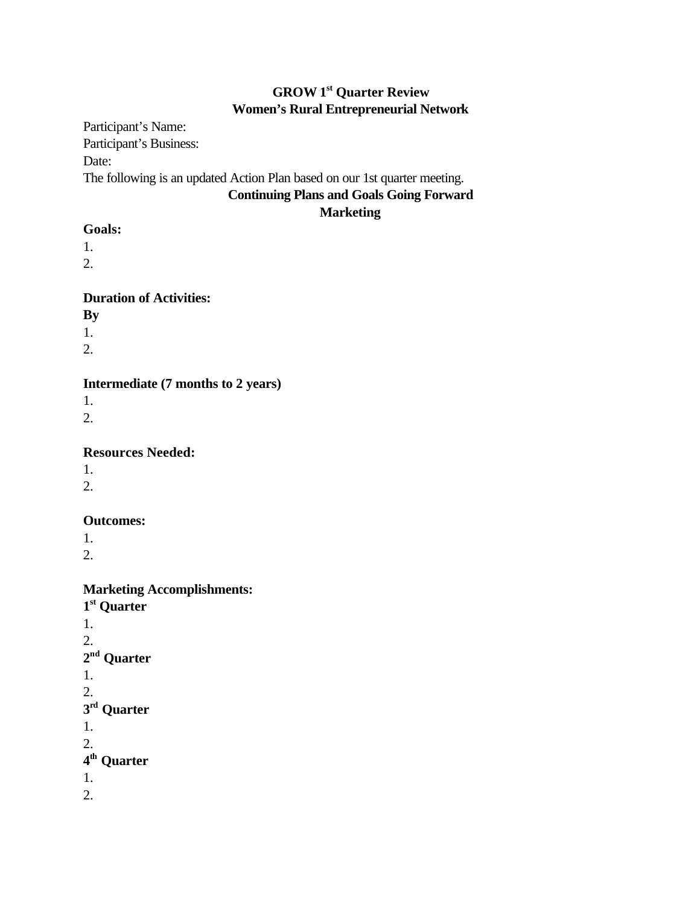**GROW 1st Quarter Review**
**Women's Rural Entrepreneurial Network**

Participant's Name:
Participant's Business:
Date:
The following is an updated Action Plan based on our 1st quarter meeting.

**Continuing Plans and Goals Going Forward**
**Marketing**

**Goals:**
1.
2.

**Duration of Activities:**
**By**
1.
2.

**Intermediate (7 months to 2 years)**
1.
2.

**Resources Needed:**
1.
2.

**Outcomes:**
1.
2.

**Marketing Accomplishments:**
**1st Quarter**
1.
2.
**2nd Quarter**
1.
2.
**3rd Quarter**
1.
2.
**4th Quarter**
1.
2.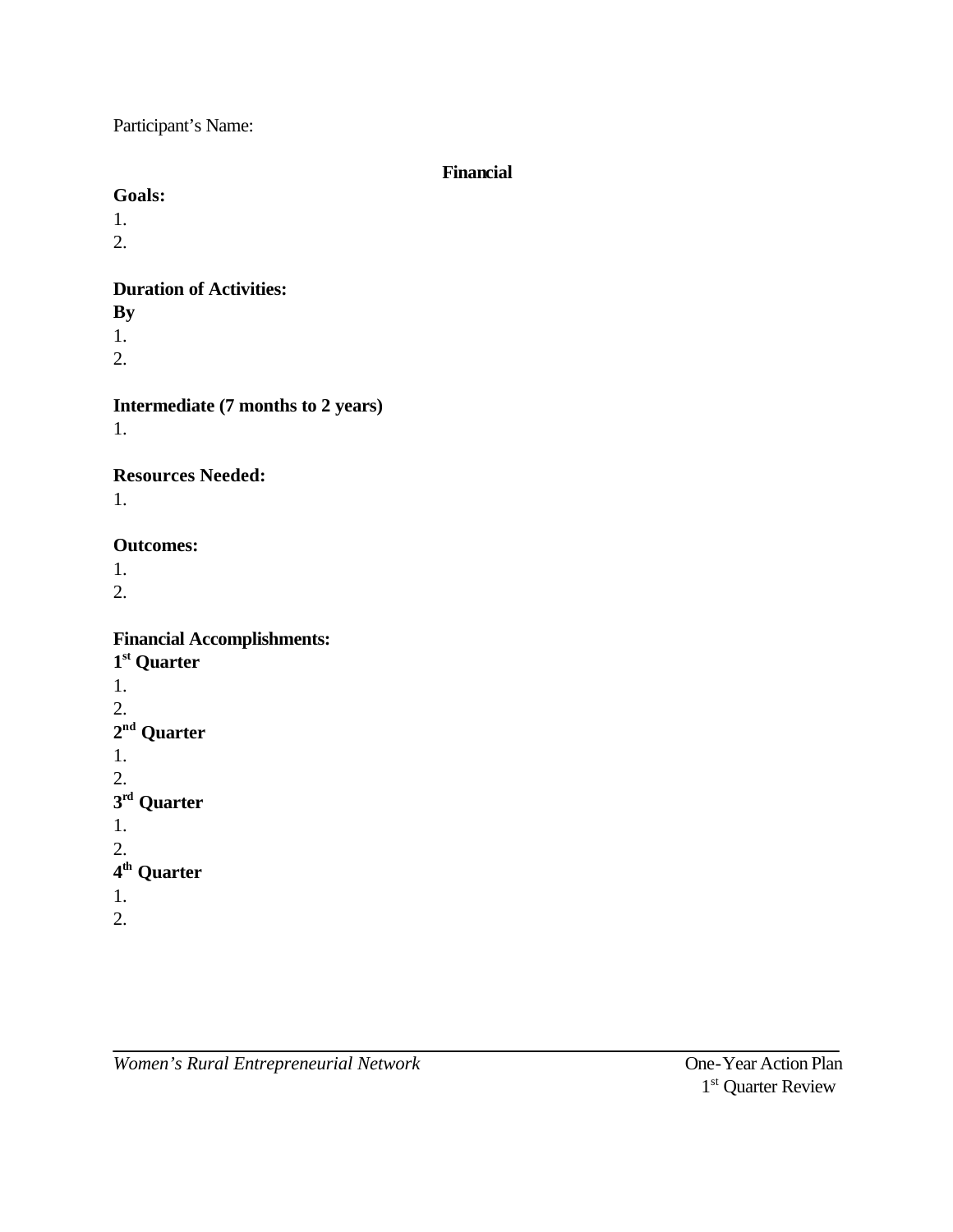Participant's Name:

## Financial

**Goals:**

1.
2.

**Duration of Activities:**

**By**

1.
2.

**Intermediate (7 months to 2 years)**

1.

**Resources Needed:**

1.

**Outcomes:**

1.
2.

**Financial Accomplishments:**

**1st Quarter**

1.
2.

**2nd Quarter**

1.
2.

**3rd Quarter**

1.
2.

**4th Quarter**

1.
2.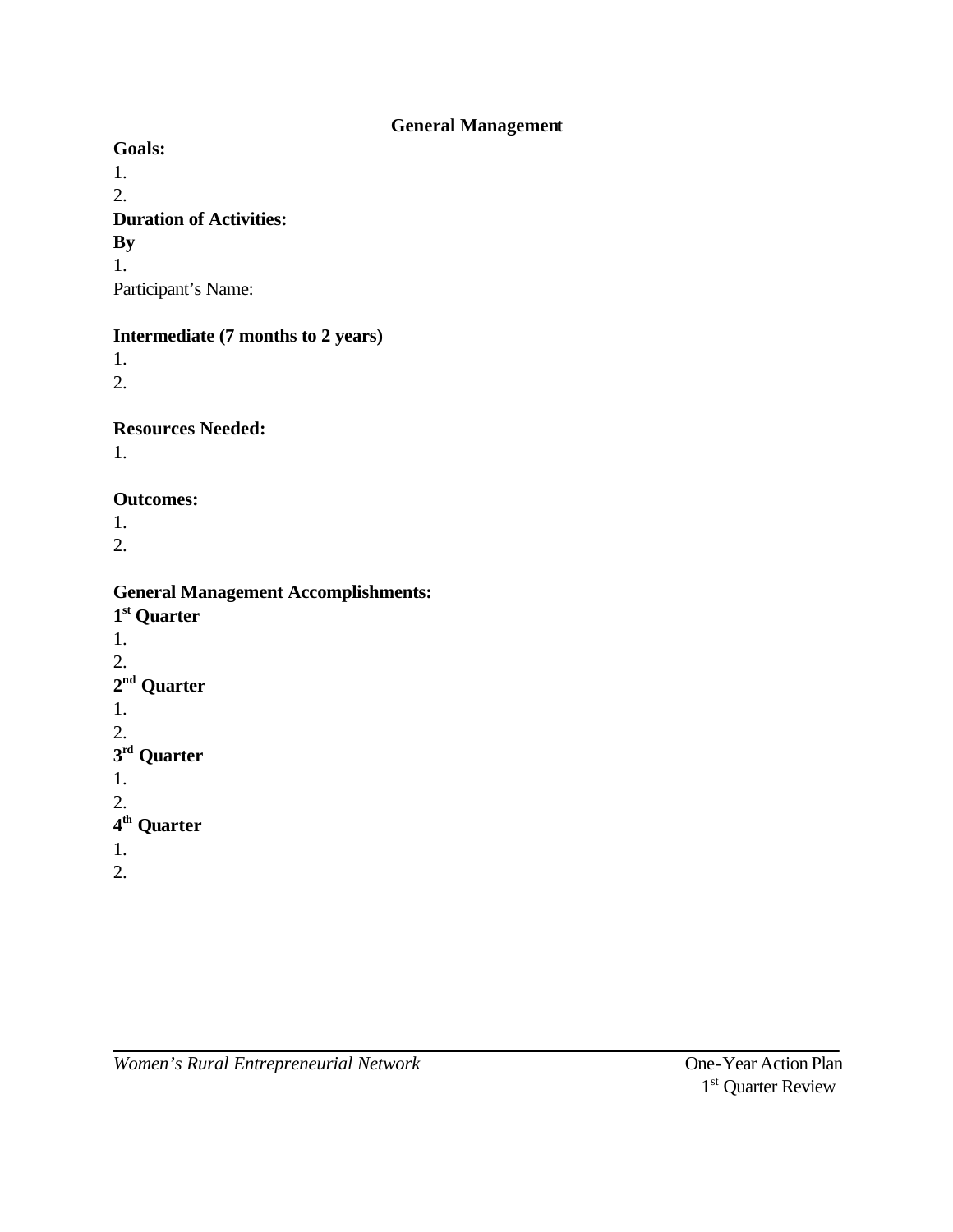## General Management

**Goals:**

1.
2.

**Duration of Activities:**

**By**

1.

Participant's Name:

**Intermediate (7 months to 2 years)**

1.
2.

**Resources Needed:**

1.

**Outcomes:**

1.
2.

**General Management Accomplishments:**

**1st Quarter**

1.
2.

**2nd Quarter**

1.
2.

**3rd Quarter**

1.
2.

**4th Quarter**

1.
2.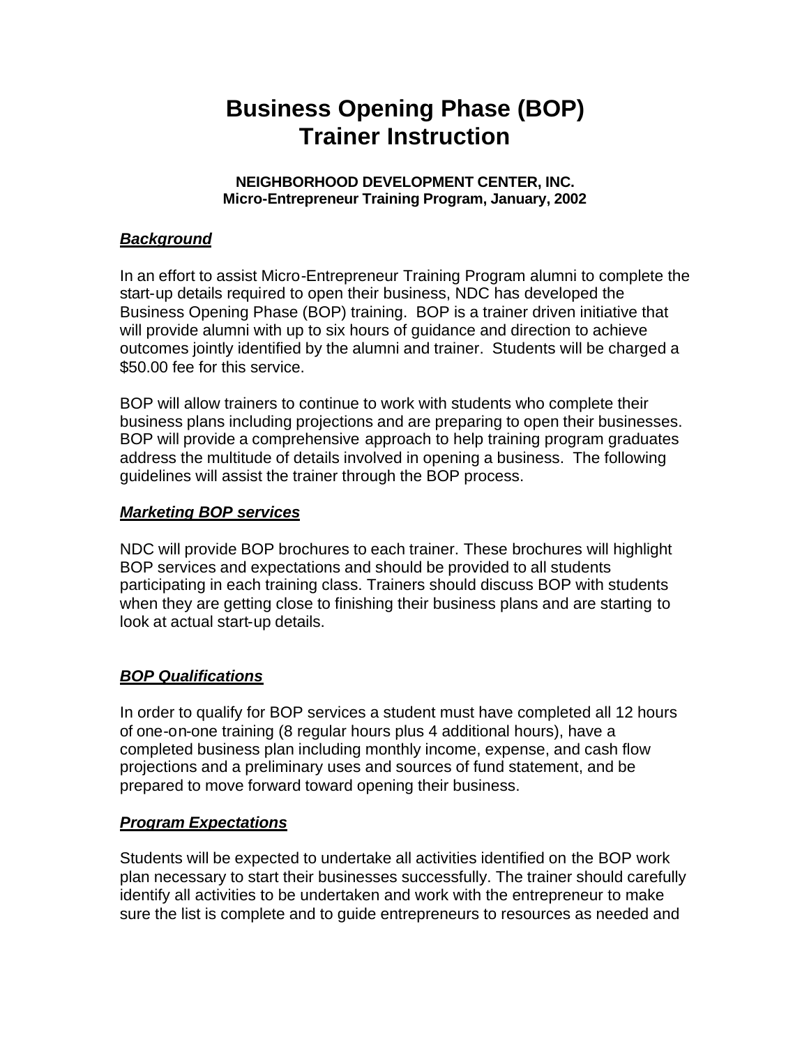# Business Opening Phase (BOP) Trainer Instruction

**NEIGHBORHOOD DEVELOPMENT CENTER, INC.**
**Micro-Entrepreneur Training Program, January, 2002**

### ***Background***

In an effort to assist Micro-Entrepreneur Training Program alumni to complete the start-up details required to open their business, NDC has developed the Business Opening Phase (BOP) training. BOP is a trainer driven initiative that will provide alumni with up to six hours of guidance and direction to achieve outcomes jointly identified by the alumni and trainer. Students will be charged a $50.00 fee for this service.

BOP will allow trainers to continue to work with students who complete their business plans including projections and are preparing to open their businesses. BOP will provide a comprehensive approach to help training program graduates address the multitude of details involved in opening a business. The following guidelines will assist the trainer through the BOP process.

### ***Marketing BOP services***

NDC will provide BOP brochures to each trainer. These brochures will highlight BOP services and expectations and should be provided to all students participating in each training class. Trainers should discuss BOP with students when they are getting close to finishing their business plans and are starting to look at actual start-up details.

### ***BOP Qualifications***

In order to qualify for BOP services a student must have completed all 12 hours of one-on-one training (8 regular hours plus 4 additional hours), have a completed business plan including monthly income, expense, and cash flow projections and a preliminary uses and sources of fund statement, and be prepared to move forward toward opening their business.

### ***Program Expectations***

Students will be expected to undertake all activities identified on the BOP work plan necessary to start their businesses successfully. The trainer should carefully identify all activities to be undertaken and work with the entrepreneur to make sure the list is complete and to guide entrepreneurs to resources as needed and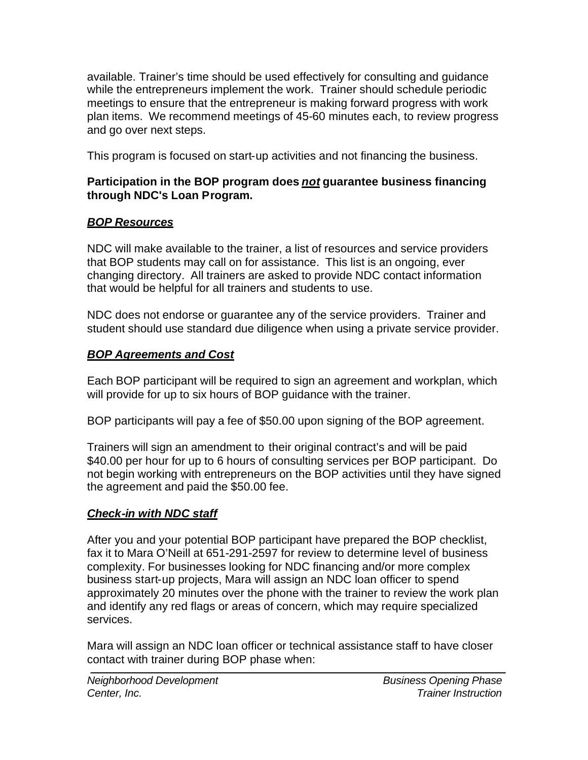available. Trainer's time should be used effectively for consulting and guidance while the entrepreneurs implement the work. Trainer should schedule periodic meetings to ensure that the entrepreneur is making forward progress with work plan items. We recommend meetings of 45-60 minutes each, to review progress and go over next steps.

This program is focused on start-up activities and not financing the business.

**Participation in the BOP program does *not* guarantee business financing through NDC's Loan Program.**

***BOP Resources***

NDC will make available to the trainer, a list of resources and service providers that BOP students may call on for assistance. This list is an ongoing, ever changing directory. All trainers are asked to provide NDC contact information that would be helpful for all trainers and students to use.

NDC does not endorse or guarantee any of the service providers. Trainer and student should use standard due diligence when using a private service provider.

***BOP Agreements and Cost***

Each BOP participant will be required to sign an agreement and workplan, which will provide for up to six hours of BOP guidance with the trainer.

BOP participants will pay a fee of $50.00 upon signing of the BOP agreement.

Trainers will sign an amendment to their original contract's and will be paid $40.00 per hour for up to 6 hours of consulting services per BOP participant. Do not begin working with entrepreneurs on the BOP activities until they have signed the agreement and paid the $50.00 fee.

***Check-in with NDC staff***

After you and your potential BOP participant have prepared the BOP checklist, fax it to Mara O'Neill at 651-291-2597 for review to determine level of business complexity. For businesses looking for NDC financing and/or more complex business start-up projects, Mara will assign an NDC loan officer to spend approximately 20 minutes over the phone with the trainer to review the work plan and identify any red flags or areas of concern, which may require specialized services.

Mara will assign an NDC loan officer or technical assistance staff to have closer contact with trainer during BOP phase when: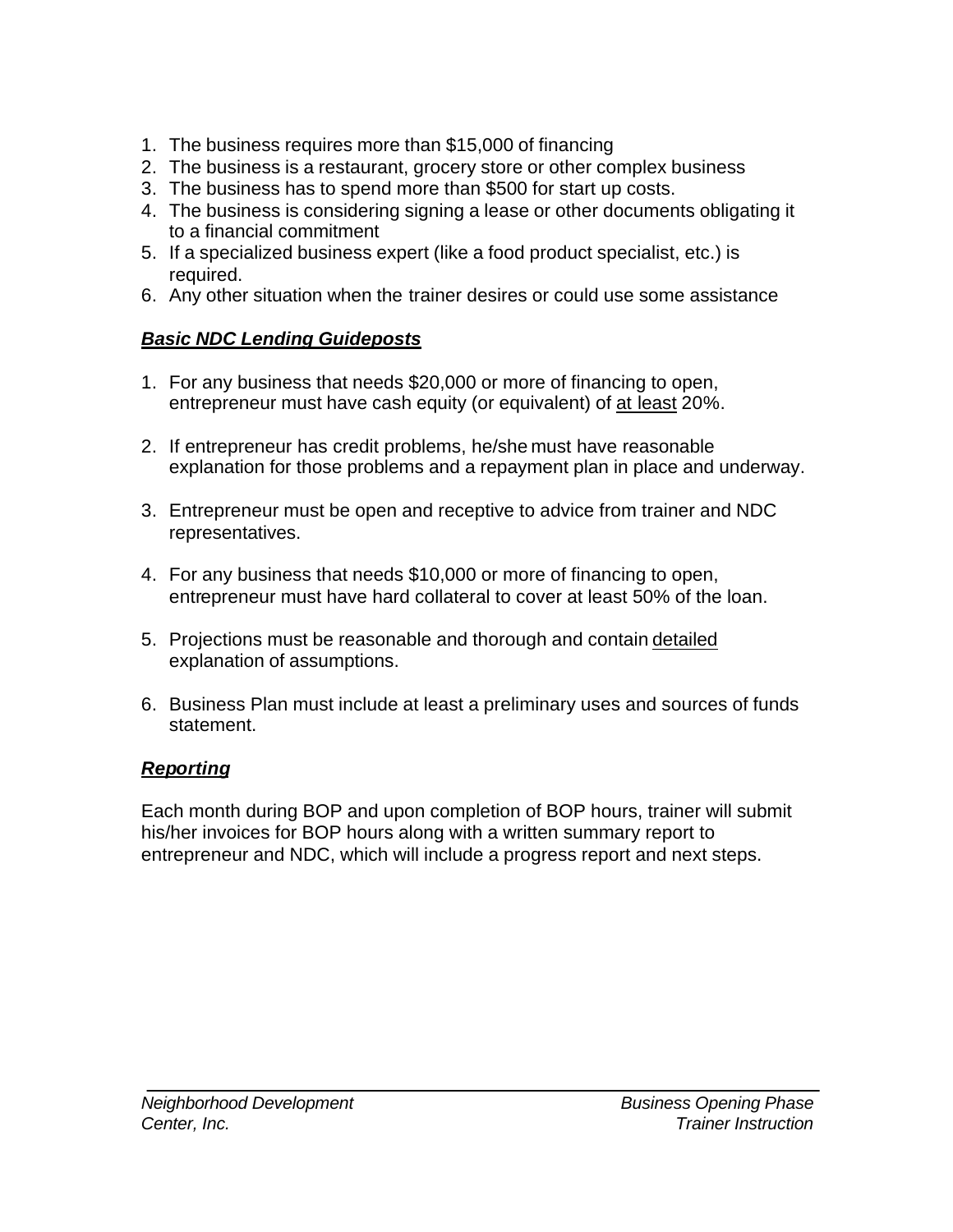1. The business requires more than $15,000 of financing
2. The business is a restaurant, grocery store or other complex business
3. The business has to spend more than $500 for start up costs.
4. The business is considering signing a lease or other documents obligating it to a financial commitment
5. If a specialized business expert (like a food product specialist, etc.) is required.
6. Any other situation when the trainer desires or could use some assistance

***Basic NDC Lending Guideposts***

1. For any business that needs $20,000 or more of financing to open, entrepreneur must have cash equity (or equivalent) of <u>at least</u> 20%.

2. If entrepreneur has credit problems, he/she must have reasonable explanation for those problems and a repayment plan in place and underway.

3. Entrepreneur must be open and receptive to advice from trainer and NDC representatives.

4. For any business that needs $10,000 or more of financing to open, entrepreneur must have hard collateral to cover at least 50% of the loan.

5. Projections must be reasonable and thorough and contain <u>detailed</u> explanation of assumptions.

6. Business Plan must include at least a preliminary uses and sources of funds statement.

***Reporting***

Each month during BOP and upon completion of BOP hours, trainer will submit his/her invoices for BOP hours along with a written summary report to entrepreneur and NDC, which will include a progress report and next steps.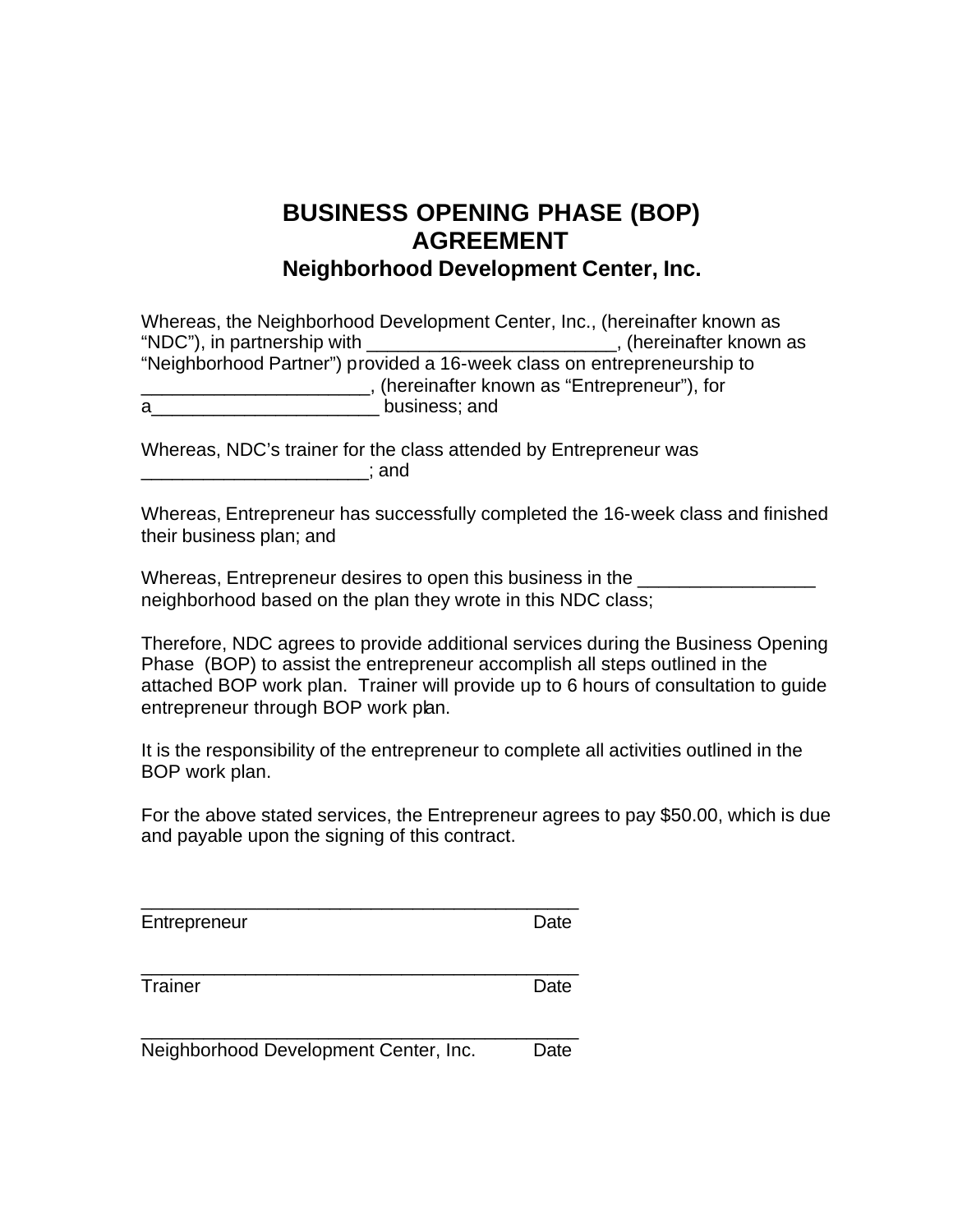# BUSINESS OPENING PHASE (BOP) AGREEMENT

## Neighborhood Development Center, Inc.

Whereas, the Neighborhood Development Center, Inc., (hereinafter known as "NDC"), in partnership with ________________________, (hereinafter known as "Neighborhood Partner") provided a 16-week class on entrepreneurship to ______________________, (hereinafter known as "Entrepreneur"), for a______________________ business; and

Whereas, NDC's trainer for the class attended by Entrepreneur was ______________________; and

Whereas, Entrepreneur has successfully completed the 16-week class and finished their business plan; and

Whereas, Entrepreneur desires to open this business in the _________________ neighborhood based on the plan they wrote in this NDC class;

Therefore, NDC agrees to provide additional services during the Business Opening Phase (BOP) to assist the entrepreneur accomplish all steps outlined in the attached BOP work plan. Trainer will provide up to 6 hours of consultation to guide entrepreneur through BOP work plan.

It is the responsibility of the entrepreneur to complete all activities outlined in the BOP work plan.

For the above stated services, the Entrepreneur agrees to pay $50.00, which is due and payable upon the signing of this contract.

___________________________________________
Entrepreneur Date

___________________________________________
Trainer Date

___________________________________________
Neighborhood Development Center, Inc. Date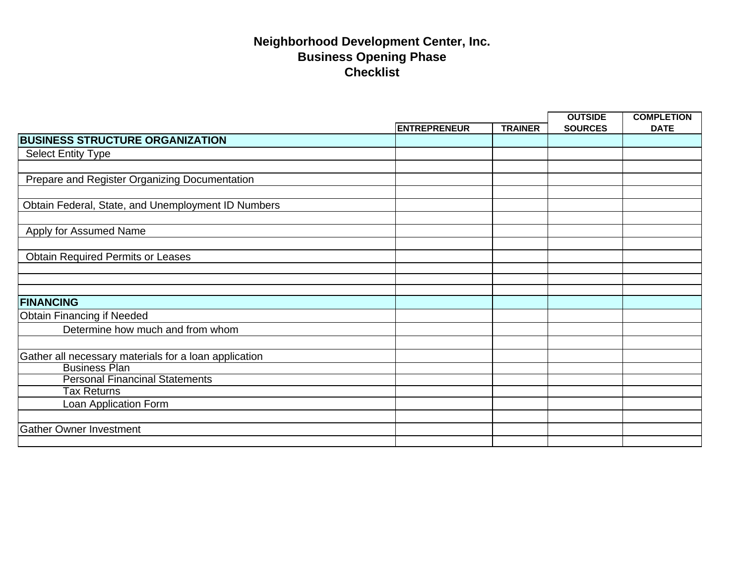# Neighborhood Development Center, Inc.
## Business Opening Phase
## Checklist

| | ENTREPRENEUR | TRAINER | OUTSIDE SOURCES | COMPLETION DATE |
|---|---|---|---|---|
| **BUSINESS STRUCTURE ORGANIZATION** | | | | |
| Select Entity Type | | | | |
| | | | | |
| Prepare and Register Organizing Documentation | | | | |
| | | | | |
| Obtain Federal, State, and Unemployment ID Numbers | | | | |
| | | | | |
| Apply for Assumed Name | | | | |
| | | | | |
| Obtain Required Permits or Leases | | | | |
| | | | | |
| | | | | |
| | | | | |
| **FINANCING** | | | | |
| Obtain Financing if Needed | | | | |
| Determine how much and from whom | | | | |
| | | | | |
| Gather all necessary materials for a loan application | | | | |
| Business Plan | | | | |
| Personal Financinal Statements | | | | |
| Tax Returns | | | | |
| Loan Application Form | | | | |
| | | | | |
| Gather Owner Investment | | | | |
| | | | | |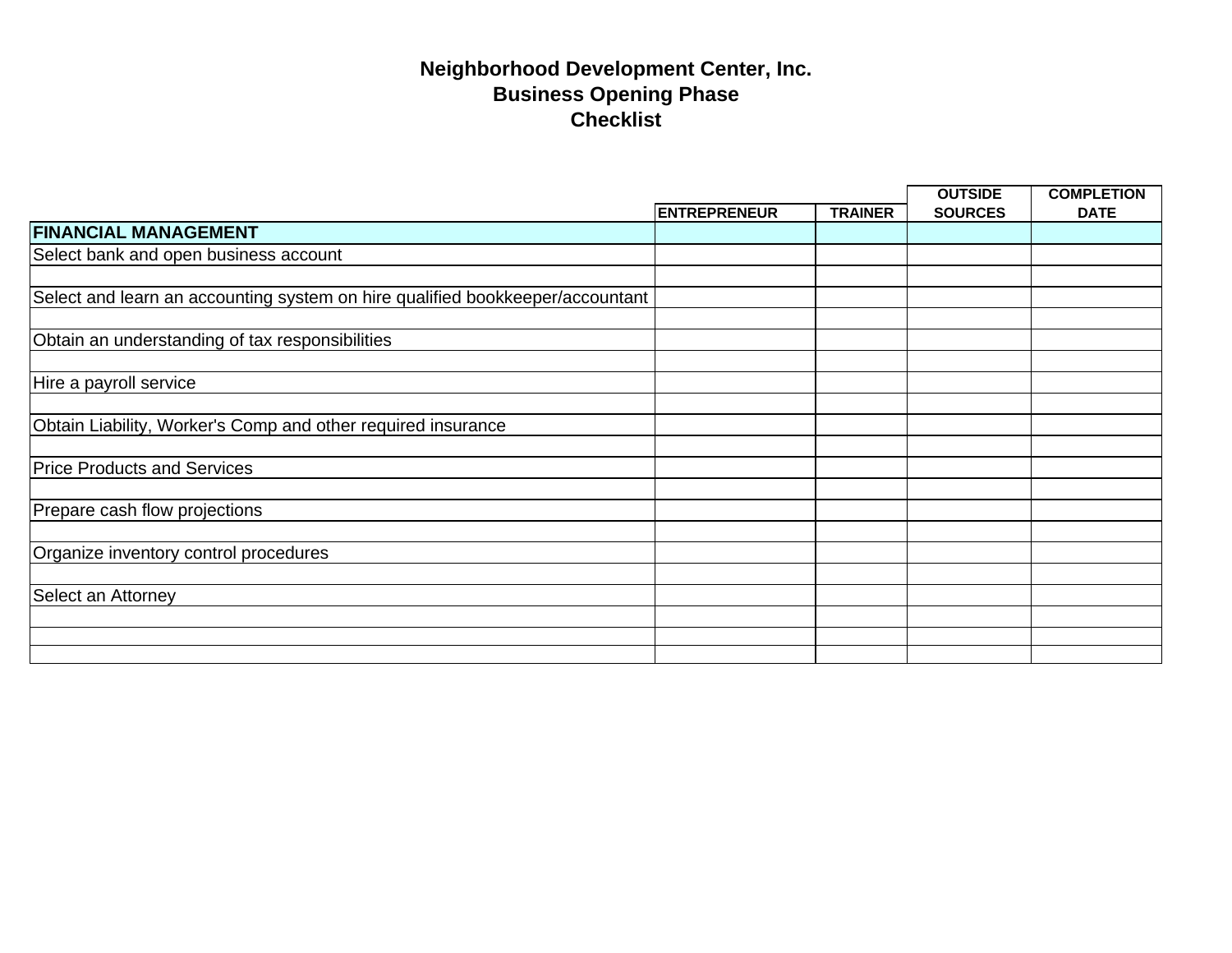**Neighborhood Development Center, Inc.**
**Business Opening Phase**
**Checklist**

| | ENTREPRENEUR | TRAINER | OUTSIDE SOURCES | COMPLETION DATE |
|---|---|---|---|---|
| **FINANCIAL MANAGEMENT** | | | | |
| Select bank and open business account | | | | |
| | | | | |
| Select and learn an accounting system on hire qualified bookkeeper/accountant | | | | |
| | | | | |
| Obtain an understanding of tax responsibilities | | | | |
| | | | | |
| Hire a payroll service | | | | |
| | | | | |
| Obtain Liability, Worker's Comp and other required insurance | | | | |
| | | | | |
| Price Products and Services | | | | |
| | | | | |
| Prepare cash flow projections | | | | |
| | | | | |
| Organize inventory control procedures | | | | |
| | | | | |
| Select an Attorney | | | | |
| | | | | |
| | | | | |
| | | | | |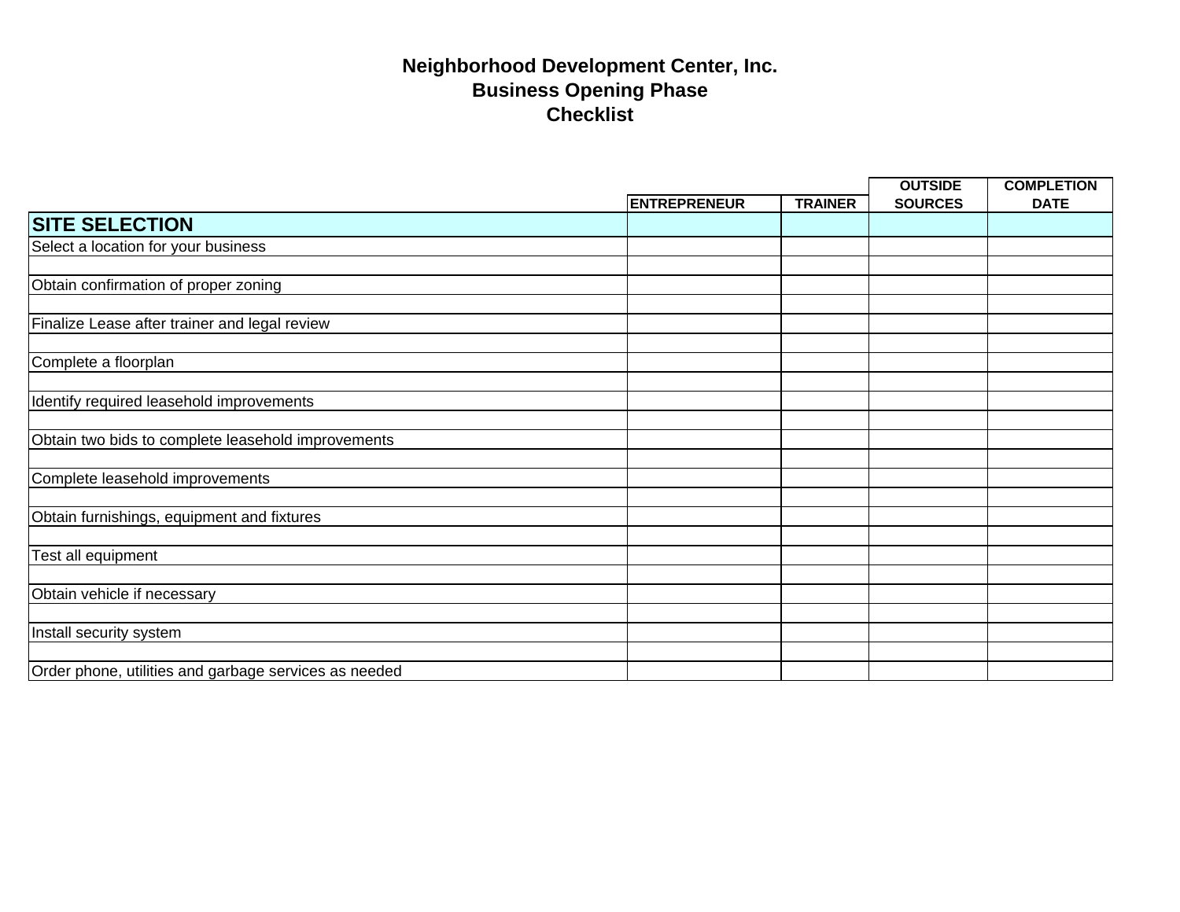# Neighborhood Development Center, Inc.
## Business Opening Phase
## Checklist

| | ENTREPRENEUR | TRAINER | OUTSIDE SOURCES | COMPLETION DATE |
|---|---|---|---|---|
| **SITE SELECTION** | | | | |
| Select a location for your business | | | | |
| | | | | |
| Obtain confirmation of proper zoning | | | | |
| | | | | |
| Finalize Lease after trainer and legal review | | | | |
| | | | | |
| Complete a floorplan | | | | |
| | | | | |
| Identify required leasehold improvements | | | | |
| | | | | |
| Obtain two bids to complete leasehold improvements | | | | |
| | | | | |
| Complete leasehold improvements | | | | |
| | | | | |
| Obtain furnishings, equipment and fixtures | | | | |
| | | | | |
| Test all equipment | | | | |
| | | | | |
| Obtain vehicle if necessary | | | | |
| | | | | |
| Install security system | | | | |
| | | | | |
| Order phone, utilities and garbage services as needed | | | | |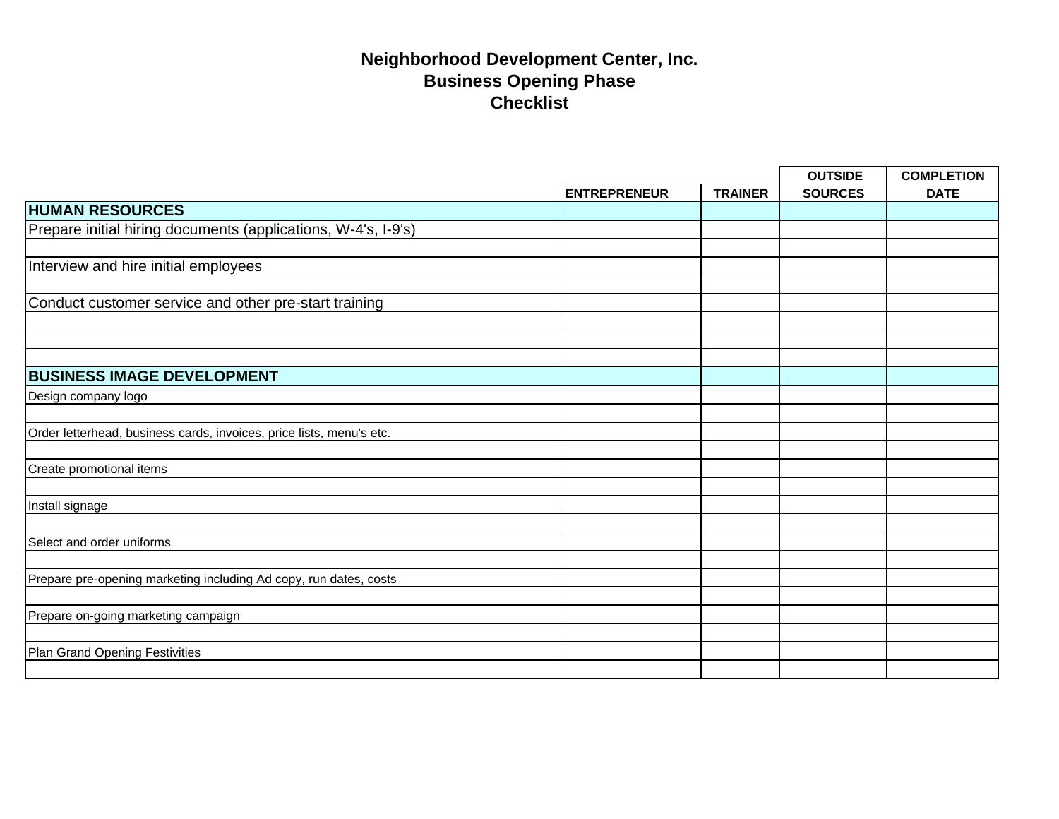# Neighborhood Development Center, Inc.
## Business Opening Phase
## Checklist

| | ENTREPRENEUR | TRAINER | OUTSIDE SOURCES | COMPLETION DATE |
|---|---|---|---|---|
| **HUMAN RESOURCES** | | | | |
| Prepare initial hiring documents (applications, W-4's, I-9's) | | | | |
| | | | | |
| Interview and hire initial employees | | | | |
| | | | | |
| Conduct customer service and other pre-start training | | | | |
| | | | | |
| | | | | |
| | | | | |
| **BUSINESS IMAGE DEVELOPMENT** | | | | |
| Design company logo | | | | |
| | | | | |
| Order letterhead, business cards, invoices, price lists, menu's etc. | | | | |
| | | | | |
| Create promotional items | | | | |
| | | | | |
| Install signage | | | | |
| | | | | |
| Select and order uniforms | | | | |
| | | | | |
| Prepare pre-opening marketing including Ad copy, run dates, costs | | | | |
| | | | | |
| Prepare on-going marketing campaign | | | | |
| | | | | |
| Plan Grand Opening Festivities | | | | |
| | | | | |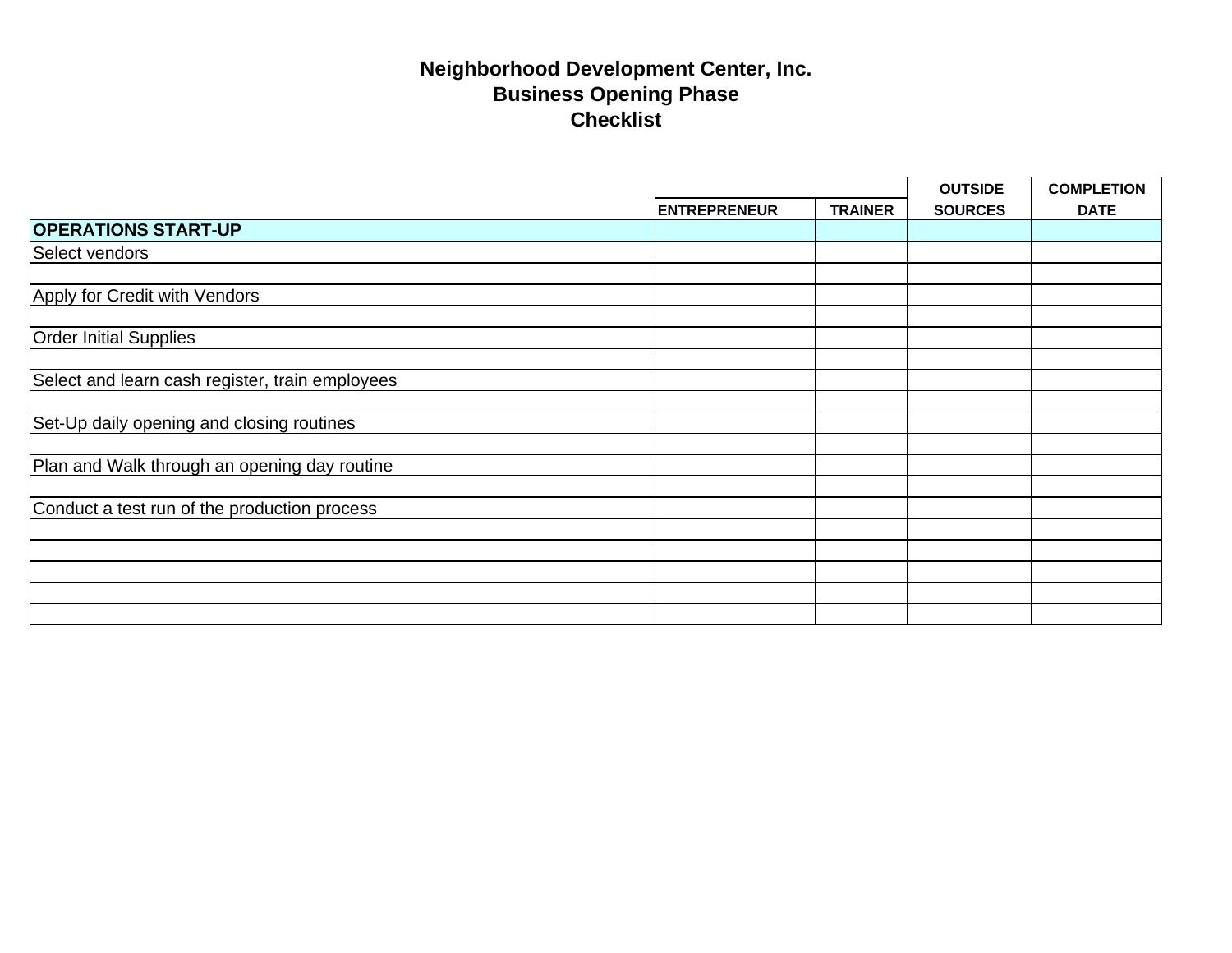# Neighborhood Development Center, Inc.
## Business Opening Phase
## Checklist

| | ENTREPRENEUR | TRAINER | OUTSIDE SOURCES | COMPLETION DATE |
|---|---|---|---|---|
| **OPERATIONS START-UP** | | | | |
| Select vendors | | | | |
| | | | | |
| Apply for Credit with Vendors | | | | |
| | | | | |
| Order Initial Supplies | | | | |
| | | | | |
| Select and learn cash register, train employees | | | | |
| | | | | |
| Set-Up daily opening and closing routines | | | | |
| | | | | |
| Plan and Walk through an opening day routine | | | | |
| | | | | |
| Conduct a test run of the production process | | | | |
| | | | | |
| | | | | |
| | | | | |
| | | | | |
| | | | | |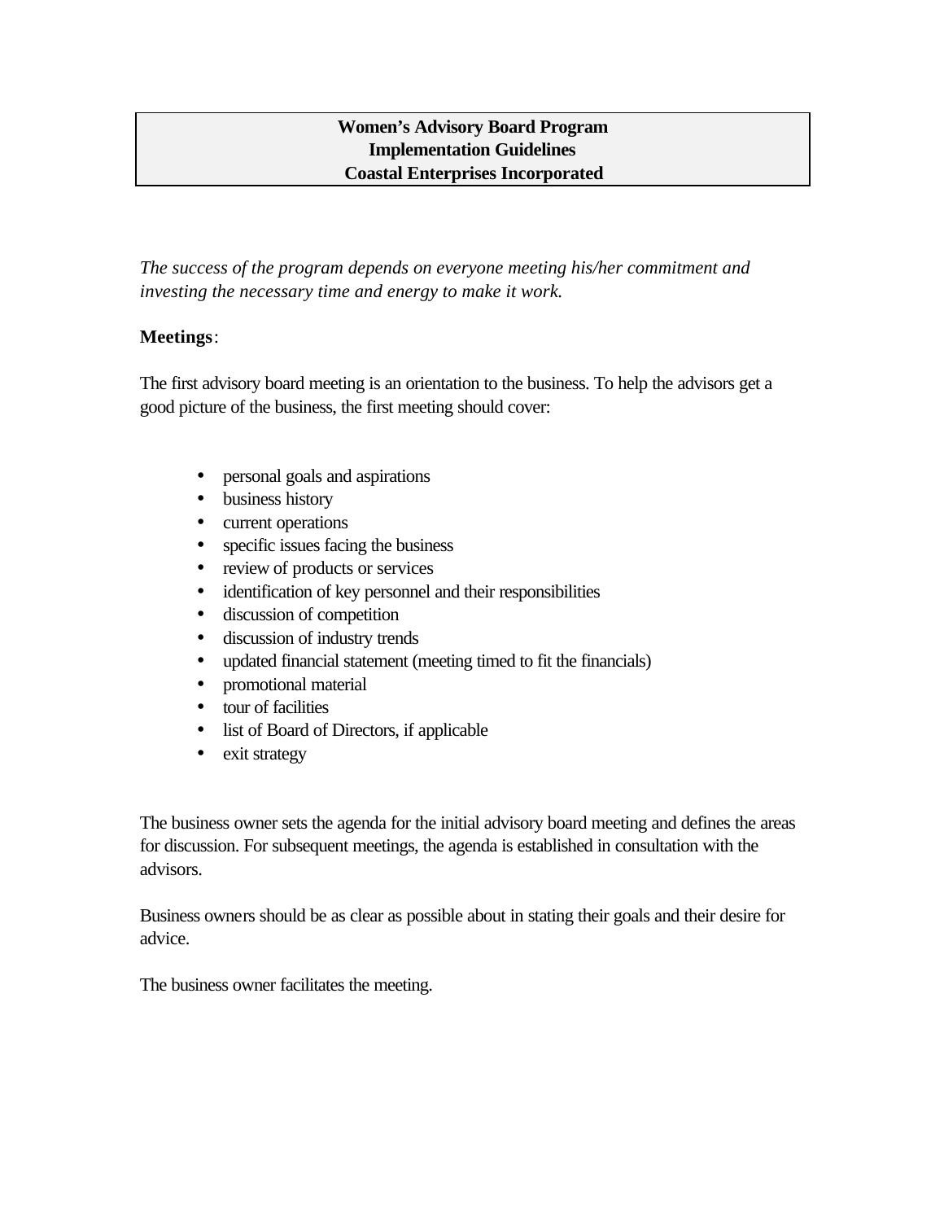**Women's Advisory Board Program**
**Implementation Guidelines**
**Coastal Enterprises Incorporated**

*The success of the program depends on everyone meeting his/her commitment and investing the necessary time and energy to make it work.*

**Meetings**:

The first advisory board meeting is an orientation to the business. To help the advisors get a good picture of the business, the first meeting should cover:

- personal goals and aspirations
- business history
- current operations
- specific issues facing the business
- review of products or services
- identification of key personnel and their responsibilities
- discussion of competition
- discussion of industry trends
- updated financial statement (meeting timed to fit the financials)
- promotional material
- tour of facilities
- list of Board of Directors, if applicable
- exit strategy

The business owner sets the agenda for the initial advisory board meeting and defines the areas for discussion. For subsequent meetings, the agenda is established in consultation with the advisors.

Business owners should be as clear as possible about in stating their goals and their desire for advice.

The business owner facilitates the meeting.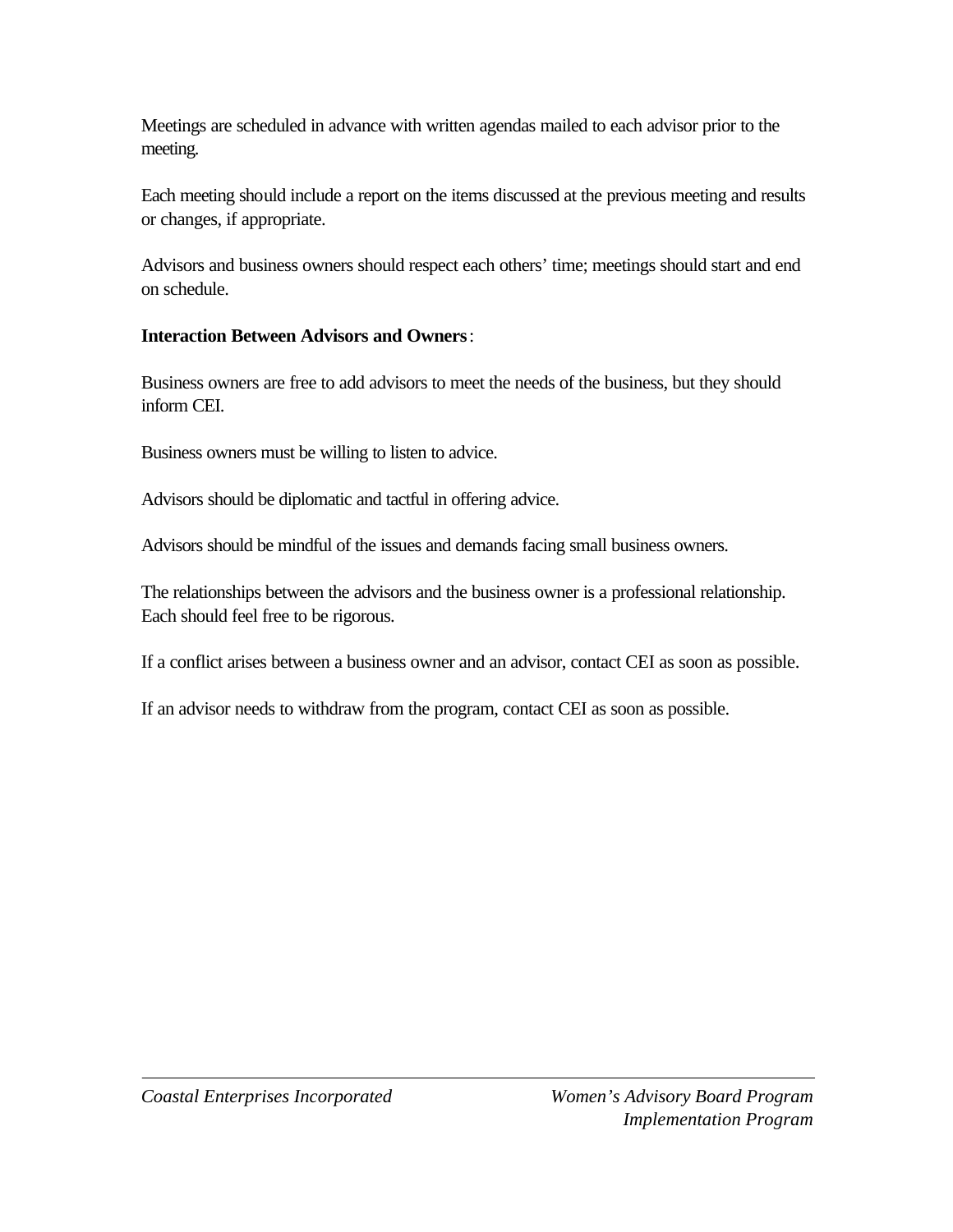Meetings are scheduled in advance with written agendas mailed to each advisor prior to the meeting.

Each meeting should include a report on the items discussed at the previous meeting and results or changes, if appropriate.

Advisors and business owners should respect each others' time; meetings should start and end on schedule.

**Interaction Between Advisors and Owners**:

Business owners are free to add advisors to meet the needs of the business, but they should inform CEI.

Business owners must be willing to listen to advice.

Advisors should be diplomatic and tactful in offering advice.

Advisors should be mindful of the issues and demands facing small business owners.

The relationships between the advisors and the business owner is a professional relationship. Each should feel free to be rigorous.

If a conflict arises between a business owner and an advisor, contact CEI as soon as possible.

If an advisor needs to withdraw from the program, contact CEI as soon as possible.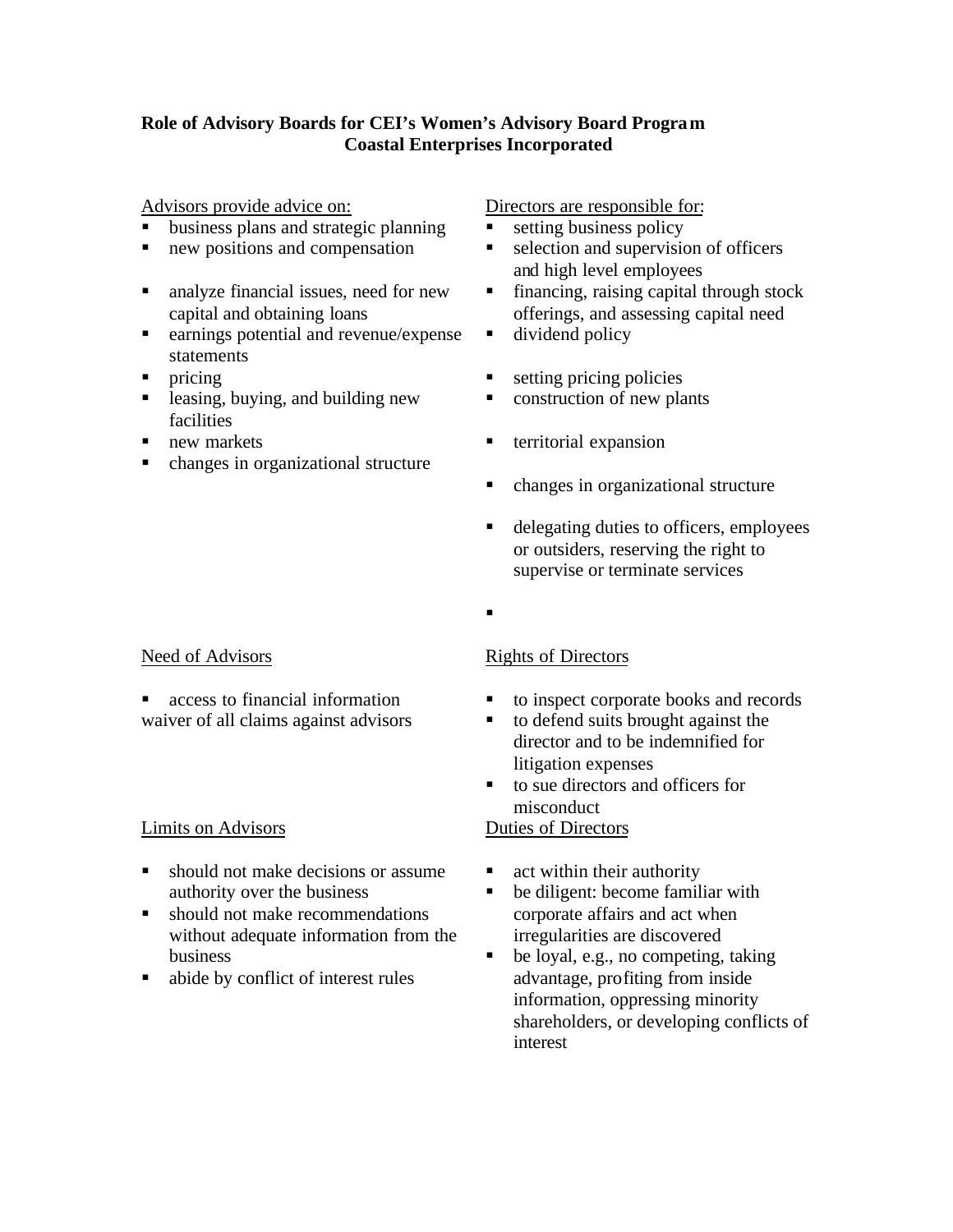**Role of Advisory Boards for CEI's Women's Advisory Board Program**
**Coastal Enterprises Incorporated**

Advisors provide advice on:

- business plans and strategic planning
- new positions and compensation
- analyze financial issues, need for new capital and obtaining loans
- earnings potential and revenue/expense statements
- pricing
- leasing, buying, and building new facilities
- new markets
- changes in organizational structure

Directors are responsible for:

- setting business policy
- selection and supervision of officers and high level employees
- financing, raising capital through stock offerings, and assessing capital need
- dividend policy
- setting pricing policies
- construction of new plants
- territorial expansion
- changes in organizational structure
- delegating duties to officers, employees or outsiders, reserving the right to supervise or terminate services
-

Need of Advisors

- access to financial information

waiver of all claims against advisors

Rights of Directors

- to inspect corporate books and records
- to defend suits brought against the director and to be indemnified for litigation expenses
- to sue directors and officers for misconduct

Limits on Advisors

- should not make decisions or assume authority over the business
- should not make recommendations without adequate information from the business
- abide by conflict of interest rules

Duties of Directors

- act within their authority
- be diligent: become familiar with corporate affairs and act when irregularities are discovered
- be loyal, e.g., no competing, taking advantage, profiting from inside information, oppressing minority shareholders, or developing conflicts of interest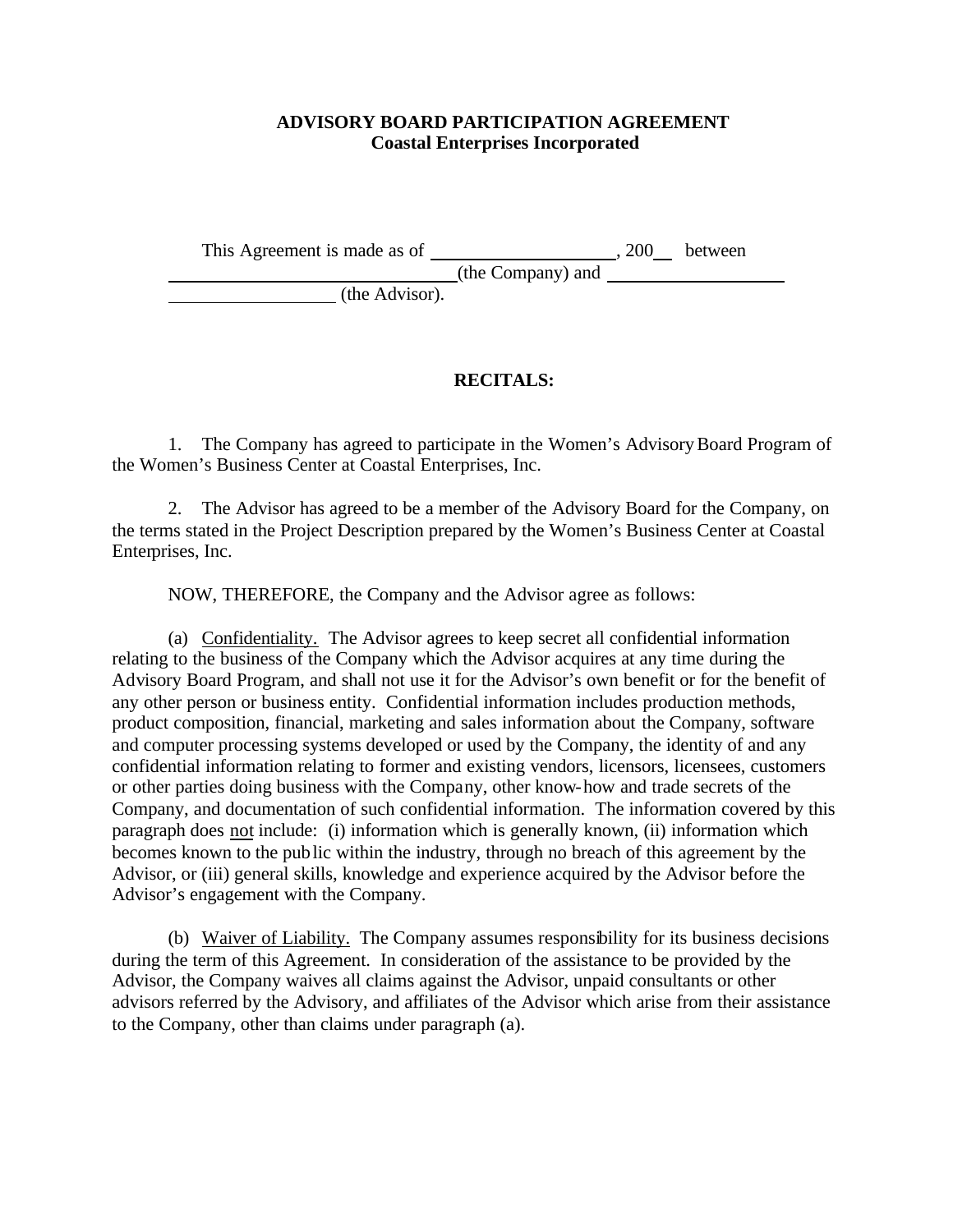**ADVISORY BOARD PARTICIPATION AGREEMENT**
**Coastal Enterprises Incorporated**

This Agreement is made as of \_\_\_\_\_\_\_\_\_\_\_\_\_\_\_\_\_\_\_\_, 200\_\_ between \_\_\_\_\_\_\_\_\_\_\_\_\_\_\_\_\_\_\_\_\_\_\_\_\_\_\_\_\_\_\_\_\_\_ (the Company) and \_\_\_\_\_\_\_\_\_\_\_\_\_\_\_\_\_\_\_\_\_\_\_\_\_\_\_\_\_\_\_\_\_\_\_\_\_\_ (the Advisor).

**RECITALS:**

1. The Company has agreed to participate in the Women's Advisory Board Program of the Women's Business Center at Coastal Enterprises, Inc.

2. The Advisor has agreed to be a member of the Advisory Board for the Company, on the terms stated in the Project Description prepared by the Women's Business Center at Coastal Enterprises, Inc.

NOW, THEREFORE, the Company and the Advisor agree as follows:

(a) <u>Confidentiality.</u> The Advisor agrees to keep secret all confidential information relating to the business of the Company which the Advisor acquires at any time during the Advisory Board Program, and shall not use it for the Advisor's own benefit or for the benefit of any other person or business entity. Confidential information includes production methods, product composition, financial, marketing and sales information about the Company, software and computer processing systems developed or used by the Company, the identity of and any confidential information relating to former and existing vendors, licensors, licensees, customers or other parties doing business with the Company, other know-how and trade secrets of the Company, and documentation of such confidential information. The information covered by this paragraph does <u>not</u> include: (i) information which is generally known, (ii) information which becomes known to the public within the industry, through no breach of this agreement by the Advisor, or (iii) general skills, knowledge and experience acquired by the Advisor before the Advisor's engagement with the Company.

(b) <u>Waiver of Liability.</u> The Company assumes responsibility for its business decisions during the term of this Agreement. In consideration of the assistance to be provided by the Advisor, the Company waives all claims against the Advisor, unpaid consultants or other advisors referred by the Advisory, and affiliates of the Advisor which arise from their assistance to the Company, other than claims under paragraph (a).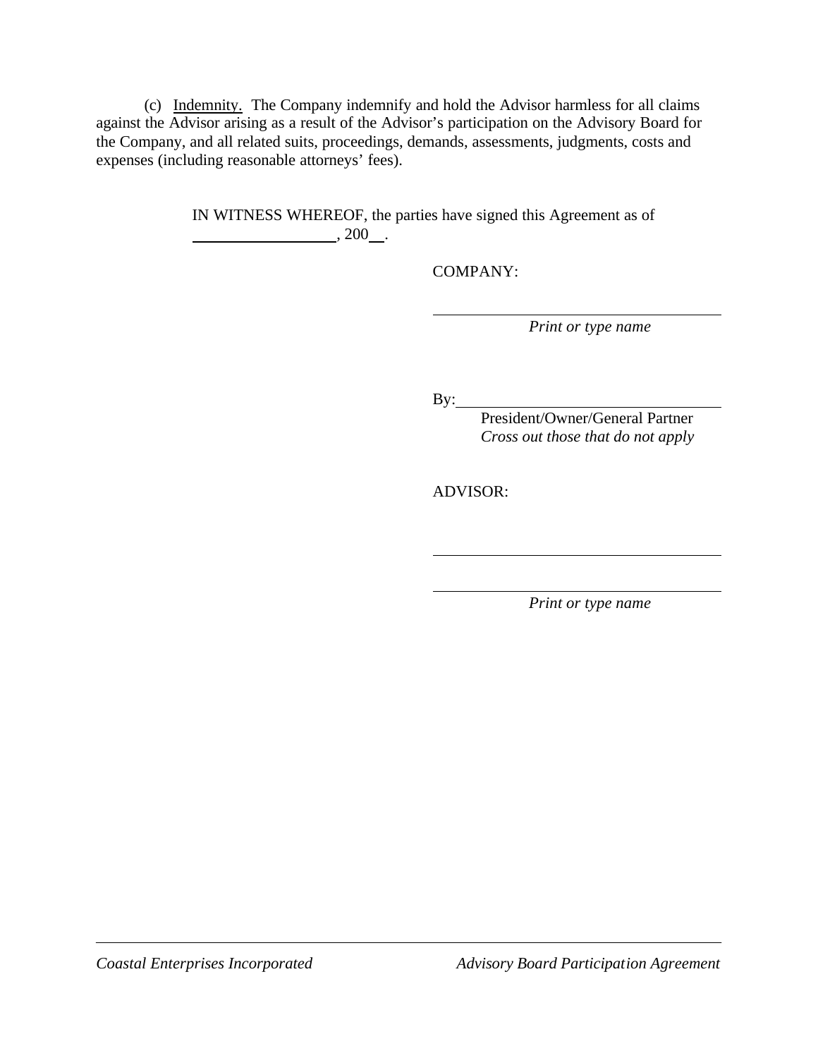(c) Indemnity. The Company indemnify and hold the Advisor harmless for all claims against the Advisor arising as a result of the Advisor's participation on the Advisory Board for the Company, and all related suits, proceedings, demands, assessments, judgments, costs and expenses (including reasonable attorneys' fees).

IN WITNESS WHEREOF, the parties have signed this Agreement as of \_\_\_\_\_\_\_\_\_\_\_\_\_\_\_\_\_\_\_\_, 200\_\_.

COMPANY:

\_\_\_\_\_\_\_\_\_\_\_\_\_\_\_\_\_\_\_\_\_\_\_\_\_\_\_\_\_\_\_\_\_\_\_\_
*Print or type name*

By:\_\_\_\_\_\_\_\_\_\_\_\_\_\_\_\_\_\_\_\_\_\_\_\_\_\_\_\_\_\_\_\_
President/Owner/General Partner
*Cross out those that do not apply*

ADVISOR:

\_\_\_\_\_\_\_\_\_\_\_\_\_\_\_\_\_\_\_\_\_\_\_\_\_\_\_\_\_\_\_\_\_\_\_\_

\_\_\_\_\_\_\_\_\_\_\_\_\_\_\_\_\_\_\_\_\_\_\_\_\_\_\_\_\_\_\_\_\_\_\_\_
*Print or type name*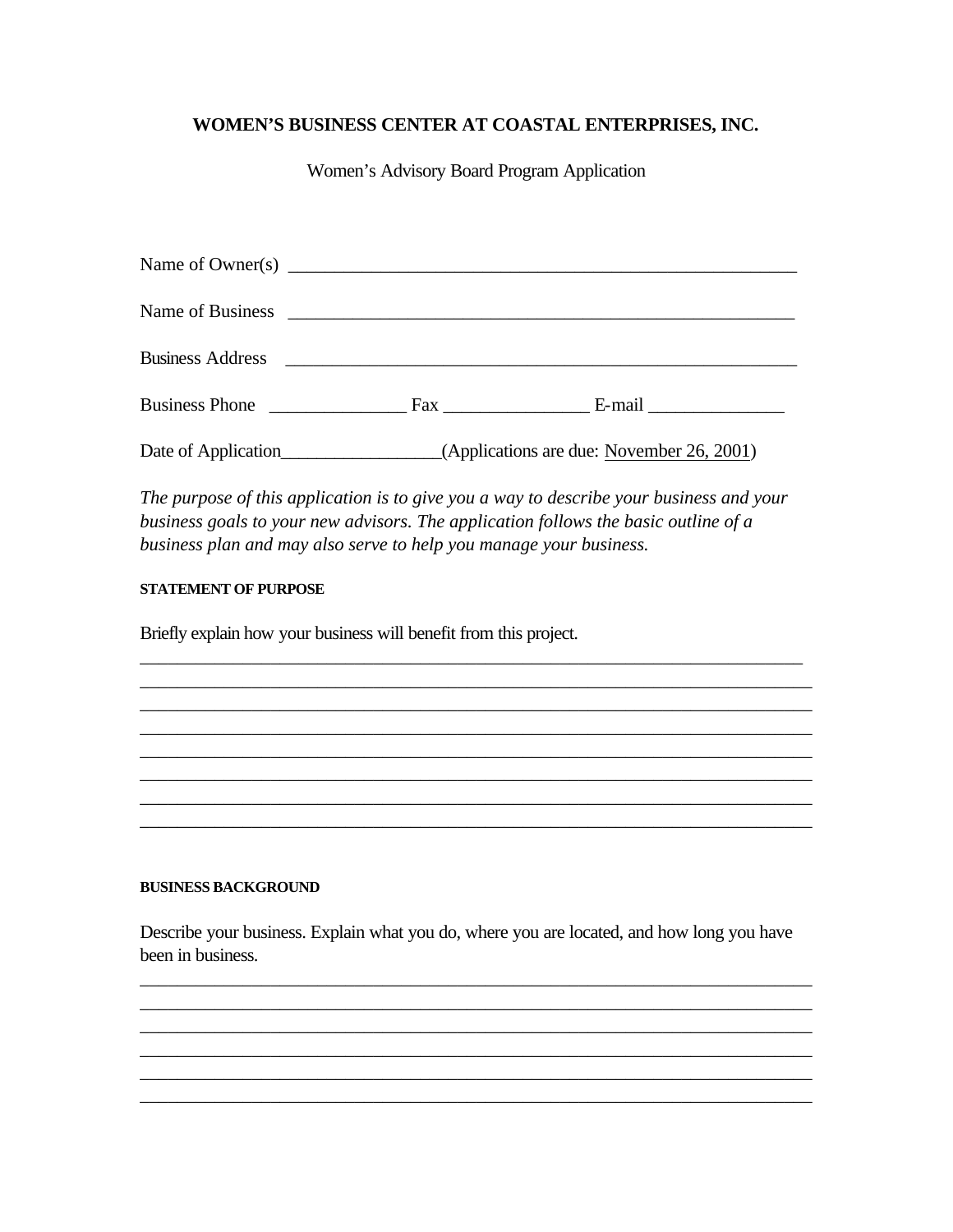**WOMEN'S BUSINESS CENTER AT COASTAL ENTERPRISES, INC.**

Women's Advisory Board Program Application

Name of Owner(s) _______________________________________________________

Name of Business _______________________________________________________

Business Address _______________________________________________________

Business Phone _______________ Fax ________________ E-mail _______________

Date of Application_________________(Applications are due: November 26, 2001)

*The purpose of this application is to give you a way to describe your business and your business goals to your new advisors. The application follows the basic outline of a business plan and may also serve to help you manage your business.*

**STATEMENT OF PURPOSE**

Briefly explain how your business will benefit from this project.

___________________________________________________________________________
___________________________________________________________________________
___________________________________________________________________________
___________________________________________________________________________
___________________________________________________________________________
___________________________________________________________________________
___________________________________________________________________________
___________________________________________________________________________

**BUSINESS BACKGROUND**

Describe your business. Explain what you do, where you are located, and how long you have been in business.

___________________________________________________________________________
___________________________________________________________________________
___________________________________________________________________________
___________________________________________________________________________
___________________________________________________________________________
___________________________________________________________________________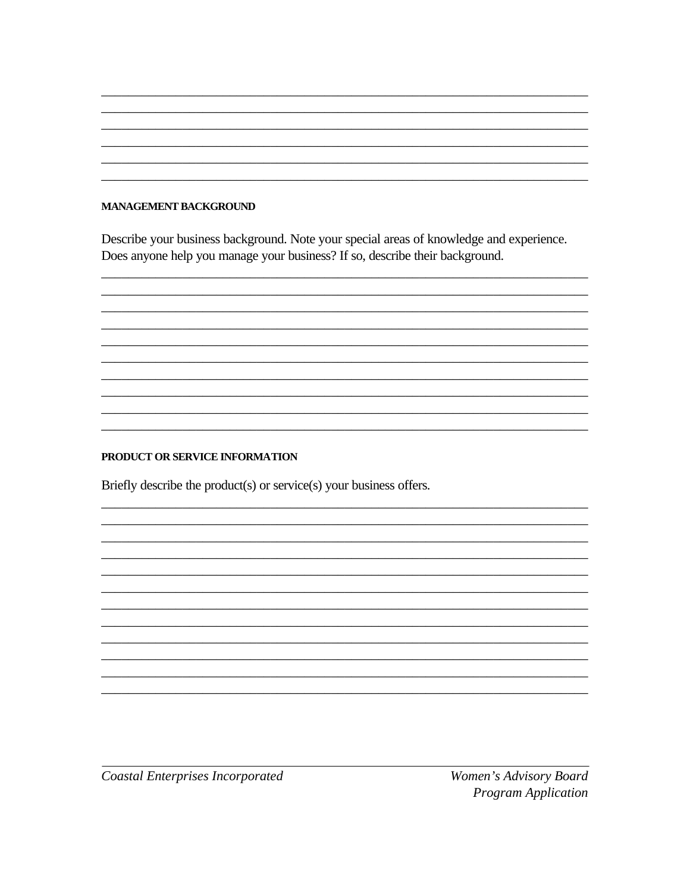______________________________________________________________________________
______________________________________________________________________________
______________________________________________________________________________
______________________________________________________________________________
______________________________________________________________________________
______________________________________________________________________________

**MANAGEMENT BACKGROUND**

Describe your business background. Note your special areas of knowledge and experience. Does anyone help you manage your business? If so, describe their background.

______________________________________________________________________________
______________________________________________________________________________
______________________________________________________________________________
______________________________________________________________________________
______________________________________________________________________________
______________________________________________________________________________
______________________________________________________________________________
______________________________________________________________________________
______________________________________________________________________________
______________________________________________________________________________

**PRODUCT OR SERVICE INFORMATION**

Briefly describe the product(s) or service(s) your business offers.

______________________________________________________________________________
______________________________________________________________________________
______________________________________________________________________________
______________________________________________________________________________
______________________________________________________________________________
______________________________________________________________________________
______________________________________________________________________________
______________________________________________________________________________
______________________________________________________________________________
______________________________________________________________________________
______________________________________________________________________________
______________________________________________________________________________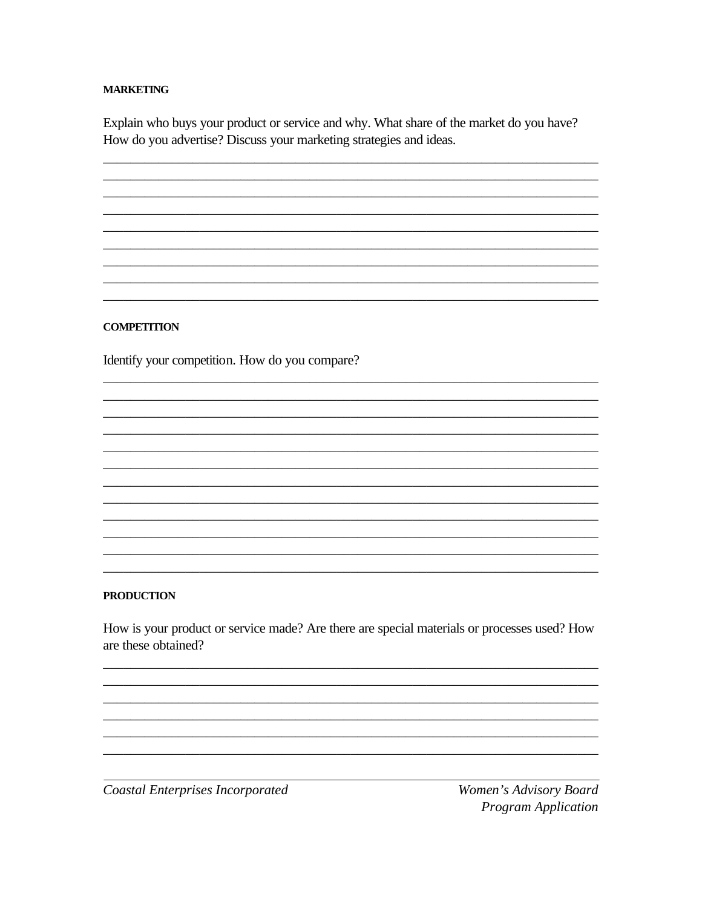**MARKETING**

Explain who buys your product or service and why. What share of the market do you have? How do you advertise? Discuss your marketing strategies and ideas.

_______________________________________________________________________________
_______________________________________________________________________________
_______________________________________________________________________________
_______________________________________________________________________________
_______________________________________________________________________________
_______________________________________________________________________________
_______________________________________________________________________________
_______________________________________________________________________________
_______________________________________________________________________________

**COMPETITION**

Identify your competition. How do you compare?

_______________________________________________________________________________
_______________________________________________________________________________
_______________________________________________________________________________
_______________________________________________________________________________
_______________________________________________________________________________
_______________________________________________________________________________
_______________________________________________________________________________
_______________________________________________________________________________
_______________________________________________________________________________
_______________________________________________________________________________
_______________________________________________________________________________
_______________________________________________________________________________

**PRODUCTION**

How is your product or service made? Are there are special materials or processes used? How are these obtained?

_______________________________________________________________________________
_______________________________________________________________________________
_______________________________________________________________________________
_______________________________________________________________________________
_______________________________________________________________________________
_______________________________________________________________________________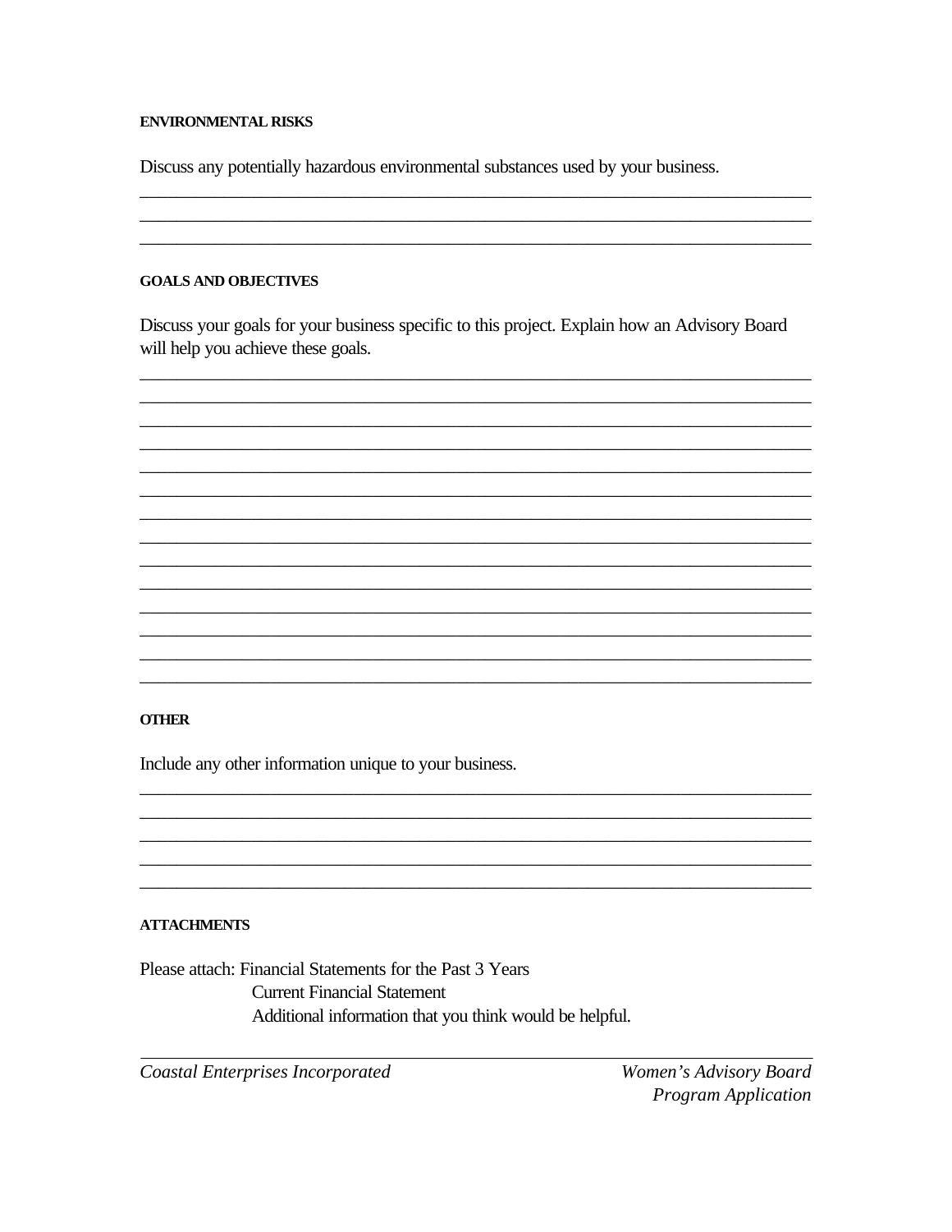#### ENVIRONMENTAL RISKS

Discuss any potentially hazardous environmental substances used by your business.

________________________________________________________________________
________________________________________________________________________
________________________________________________________________________

#### GOALS AND OBJECTIVES

Discuss your goals for your business specific to this project. Explain how an Advisory Board will help you achieve these goals.

________________________________________________________________________
________________________________________________________________________
________________________________________________________________________
________________________________________________________________________
________________________________________________________________________
________________________________________________________________________
________________________________________________________________________
________________________________________________________________________
________________________________________________________________________
________________________________________________________________________
________________________________________________________________________
________________________________________________________________________
________________________________________________________________________
________________________________________________________________________

#### OTHER

Include any other information unique to your business.

________________________________________________________________________
________________________________________________________________________
________________________________________________________________________
________________________________________________________________________
________________________________________________________________________

#### ATTACHMENTS

Please attach: Financial Statements for the Past 3 Years
Current Financial Statement
Additional information that you think would be helpful.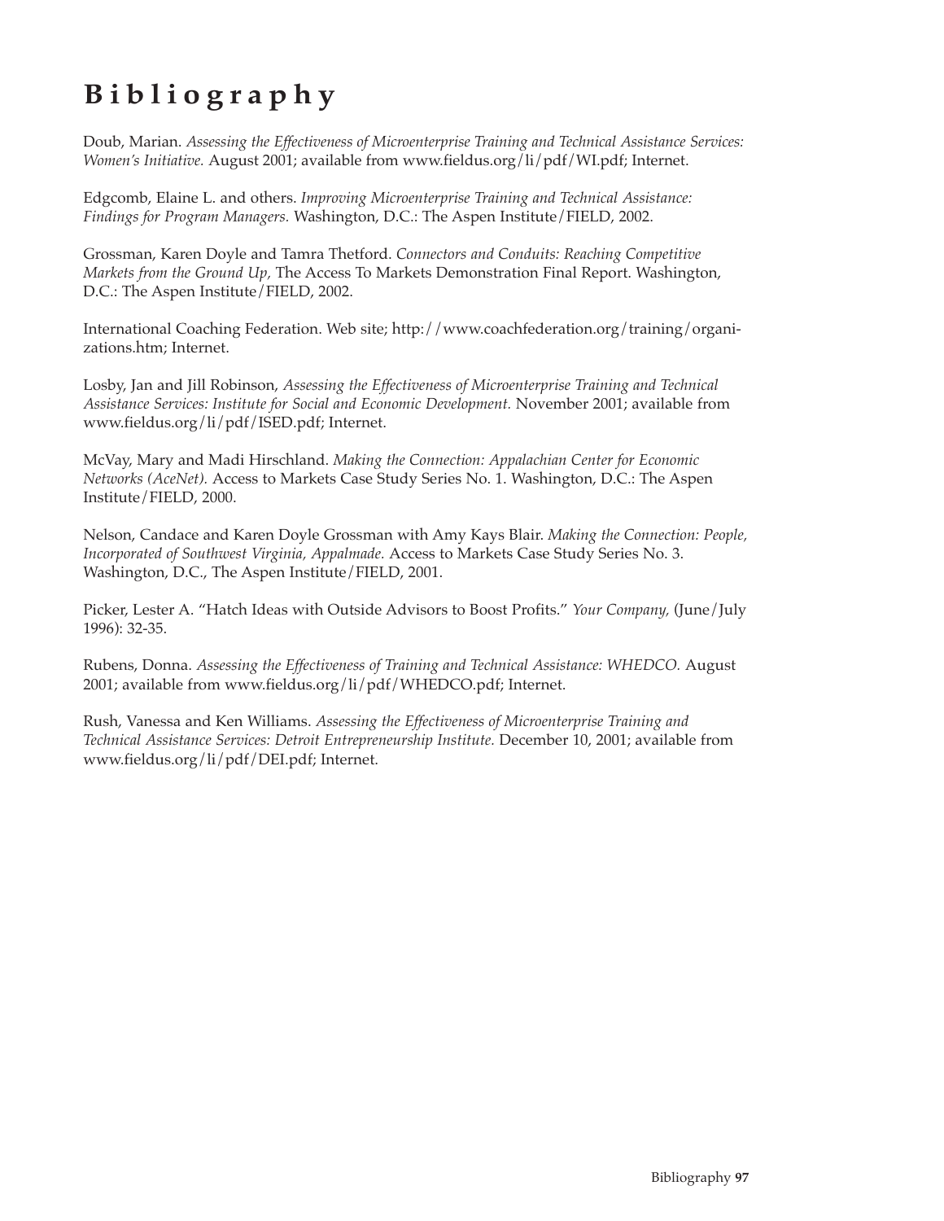# Bibliography

Doub, Marian. *Assessing the Effectiveness of Microenterprise Training and Technical Assistance Services: Women's Initiative.* August 2001; available from www.fieldus.org/li/pdf/WI.pdf; Internet.

Edgcomb, Elaine L. and others. *Improving Microenterprise Training and Technical Assistance: Findings for Program Managers.* Washington, D.C.: The Aspen Institute/FIELD, 2002.

Grossman, Karen Doyle and Tamra Thetford. *Connectors and Conduits: Reaching Competitive Markets from the Ground Up,* The Access To Markets Demonstration Final Report. Washington, D.C.: The Aspen Institute/FIELD, 2002.

International Coaching Federation. Web site; http://www.coachfederation.org/training/organizations.htm; Internet.

Losby, Jan and Jill Robinson, *Assessing the Effectiveness of Microenterprise Training and Technical Assistance Services: Institute for Social and Economic Development.* November 2001; available from www.fieldus.org/li/pdf/ISED.pdf; Internet.

McVay, Mary and Madi Hirschland. *Making the Connection: Appalachian Center for Economic Networks (AceNet).* Access to Markets Case Study Series No. 1. Washington, D.C.: The Aspen Institute/FIELD, 2000.

Nelson, Candace and Karen Doyle Grossman with Amy Kays Blair. *Making the Connection: People, Incorporated of Southwest Virginia, Appalmade.* Access to Markets Case Study Series No. 3. Washington, D.C., The Aspen Institute/FIELD, 2001.

Picker, Lester A. "Hatch Ideas with Outside Advisors to Boost Profits." *Your Company,* (June/July 1996): 32-35.

Rubens, Donna. *Assessing the Effectiveness of Training and Technical Assistance: WHEDCO.* August 2001; available from www.fieldus.org/li/pdf/WHEDCO.pdf; Internet.

Rush, Vanessa and Ken Williams. *Assessing the Effectiveness of Microenterprise Training and Technical Assistance Services: Detroit Entrepreneurship Institute.* December 10, 2001; available from www.fieldus.org/li/pdf/DEI.pdf; Internet.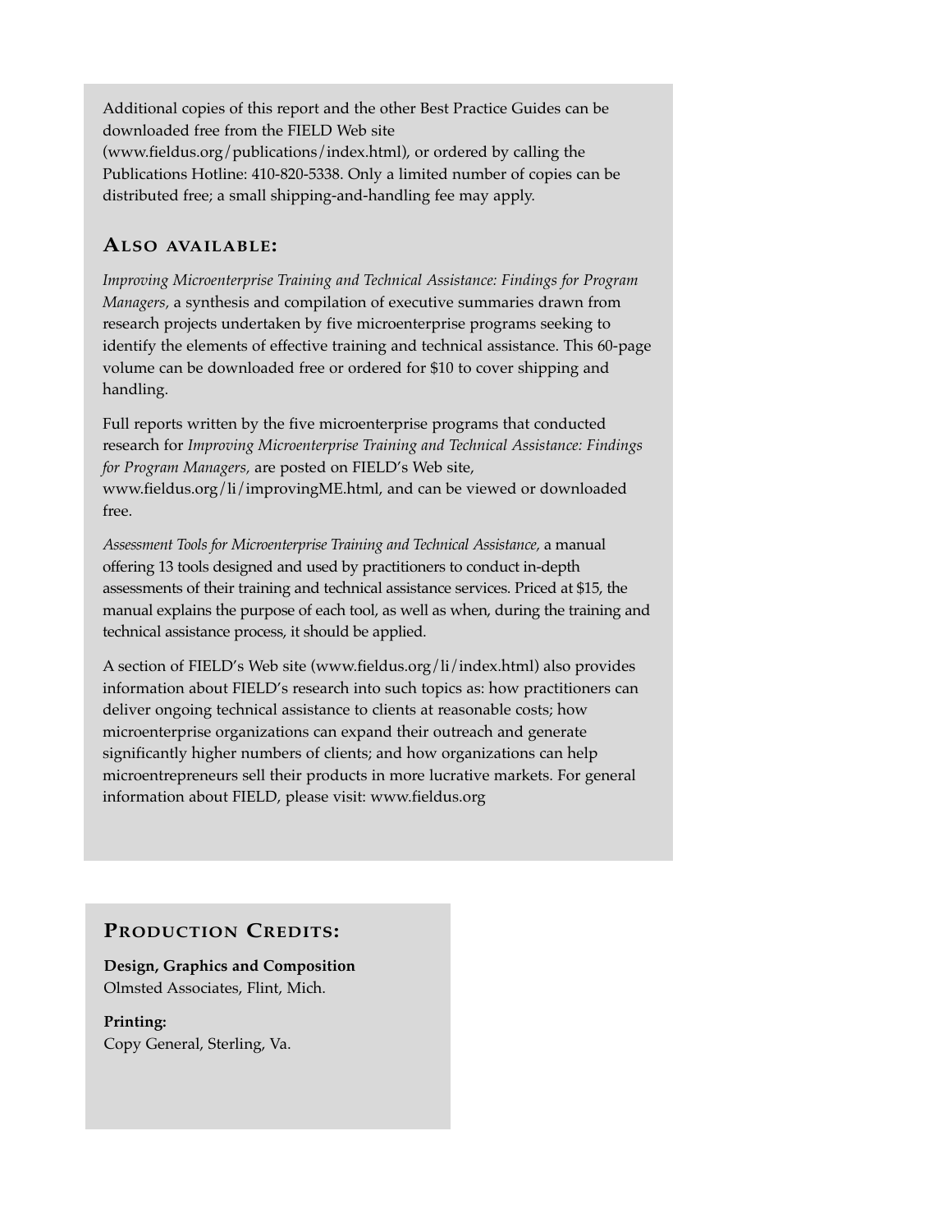Additional copies of this report and the other Best Practice Guides can be downloaded free from the FIELD Web site (www.fieldus.org/publications/index.html), or ordered by calling the Publications Hotline: 410-820-5338. Only a limited number of copies can be distributed free; a small shipping-and-handling fee may apply.

## Also available:

*Improving Microenterprise Training and Technical Assistance: Findings for Program Managers,* a synthesis and compilation of executive summaries drawn from research projects undertaken by five microenterprise programs seeking to identify the elements of effective training and technical assistance. This 60-page volume can be downloaded free or ordered for $10 to cover shipping and handling.

Full reports written by the five microenterprise programs that conducted research for *Improving Microenterprise Training and Technical Assistance: Findings for Program Managers,* are posted on FIELD's Web site, www.fieldus.org/li/improvingME.html, and can be viewed or downloaded free.

*Assessment Tools for Microenterprise Training and Technical Assistance,* a manual offering 13 tools designed and used by practitioners to conduct in-depth assessments of their training and technical assistance services. Priced at $15, the manual explains the purpose of each tool, as well as when, during the training and technical assistance process, it should be applied.

A section of FIELD's Web site (www.fieldus.org/li/index.html) also provides information about FIELD's research into such topics as: how practitioners can deliver ongoing technical assistance to clients at reasonable costs; how microenterprise organizations can expand their outreach and generate significantly higher numbers of clients; and how organizations can help microentrepreneurs sell their products in more lucrative markets. For general information about FIELD, please visit: www.fieldus.org

## Production Credits:

**Design, Graphics and Composition**
Olmsted Associates, Flint, Mich.

**Printing:**
Copy General, Sterling, Va.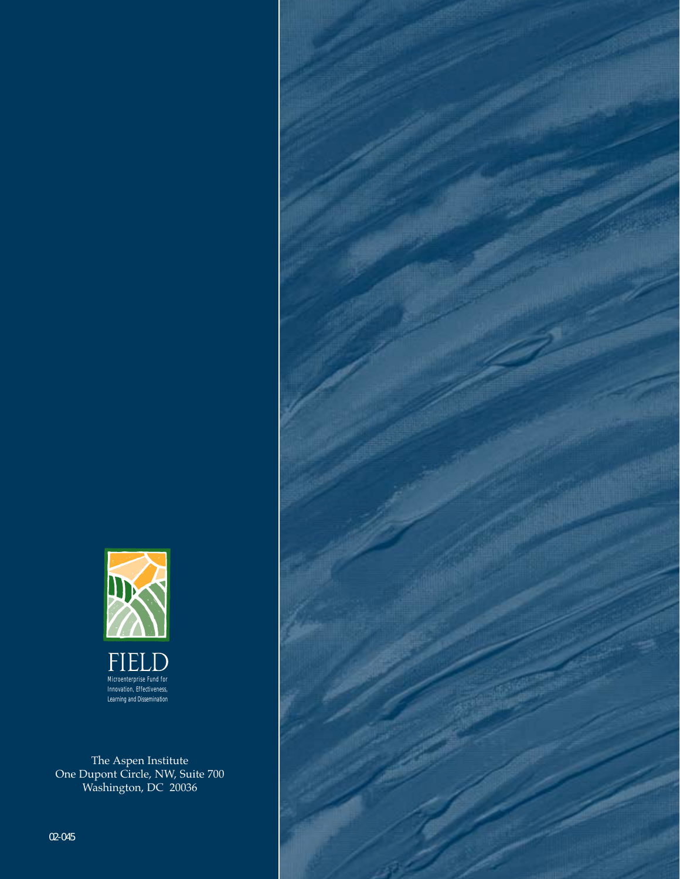FIELD

Microenterprise Fund for Innovation, Effectiveness, Learning and Dissemination

The Aspen Institute
One Dupont Circle, NW, Suite 700
Washington, DC 20036

02-045